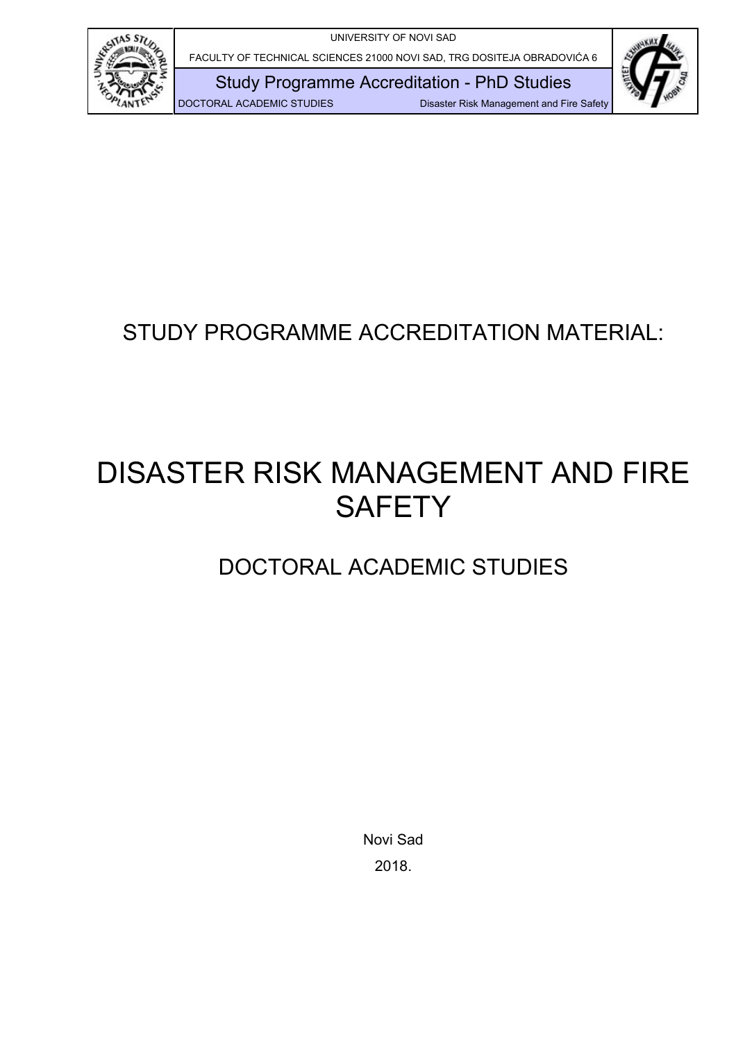STUDY PROGRAMME ACCREDITATION MATERIAL:

# DISASTER RISK MANAGEMENT AND FIRE SAFETY

## DOCTORAL ACADEMIC STUDIES

Novi Sad

2018.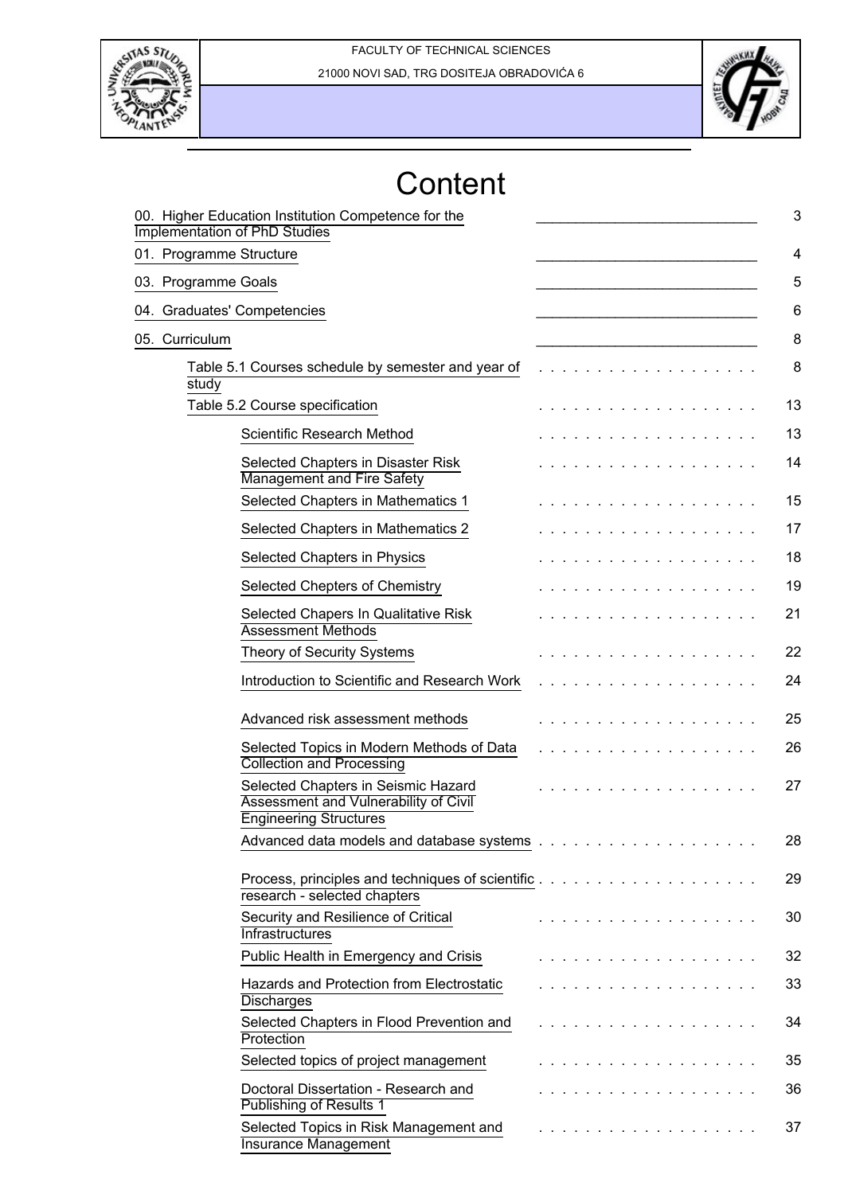# Content

| | |
|---|---|
| 00. Higher Education Institution Competence for the Implementation of PhD Studies | 3 |
| 01. Programme Structure | 4 |
| 03. Programme Goals | 5 |
| 04. Graduates' Competencies | 6 |
| 05. Curriculum | 8 |
| Table 5.1 Courses schedule by semester and year of study | 8 |
| Table 5.2 Course specification | 13 |
| Scientific Research Method | 13 |
| Selected Chapters in Disaster Risk Management and Fire Safety | 14 |
| Selected Chapters in Mathematics 1 | 15 |
| Selected Chapters in Mathematics 2 | 17 |
| Selected Chapters in Physics | 18 |
| Selected Chepters of Chemistry | 19 |
| Selected Chapers In Qualitative Risk Assessment Methods | 21 |
| Theory of Security Systems | 22 |
| Introduction to Scientific and Research Work | 24 |
| Advanced risk assessment methods | 25 |
| Selected Topics in Modern Methods of Data Collection and Processing | 26 |
| Selected Chapters in Seismic Hazard Assessment and Vulnerability of Civil Engineering Structures | 27 |
| Advanced data models and database systems | 28 |
| Process, principles and techniques of scientific research - selected chapters | 29 |
| Security and Resilience of Critical Infrastructures | 30 |
| Public Health in Emergency and Crisis | 32 |
| Hazards and Protection from Electrostatic Discharges | 33 |
| Selected Chapters in Flood Prevention and Protection | 34 |
| Selected topics of project management | 35 |
| Doctoral Dissertation - Research and Publishing of Results 1 | 36 |
| Selected Topics in Risk Management and Insurance Management | 37 |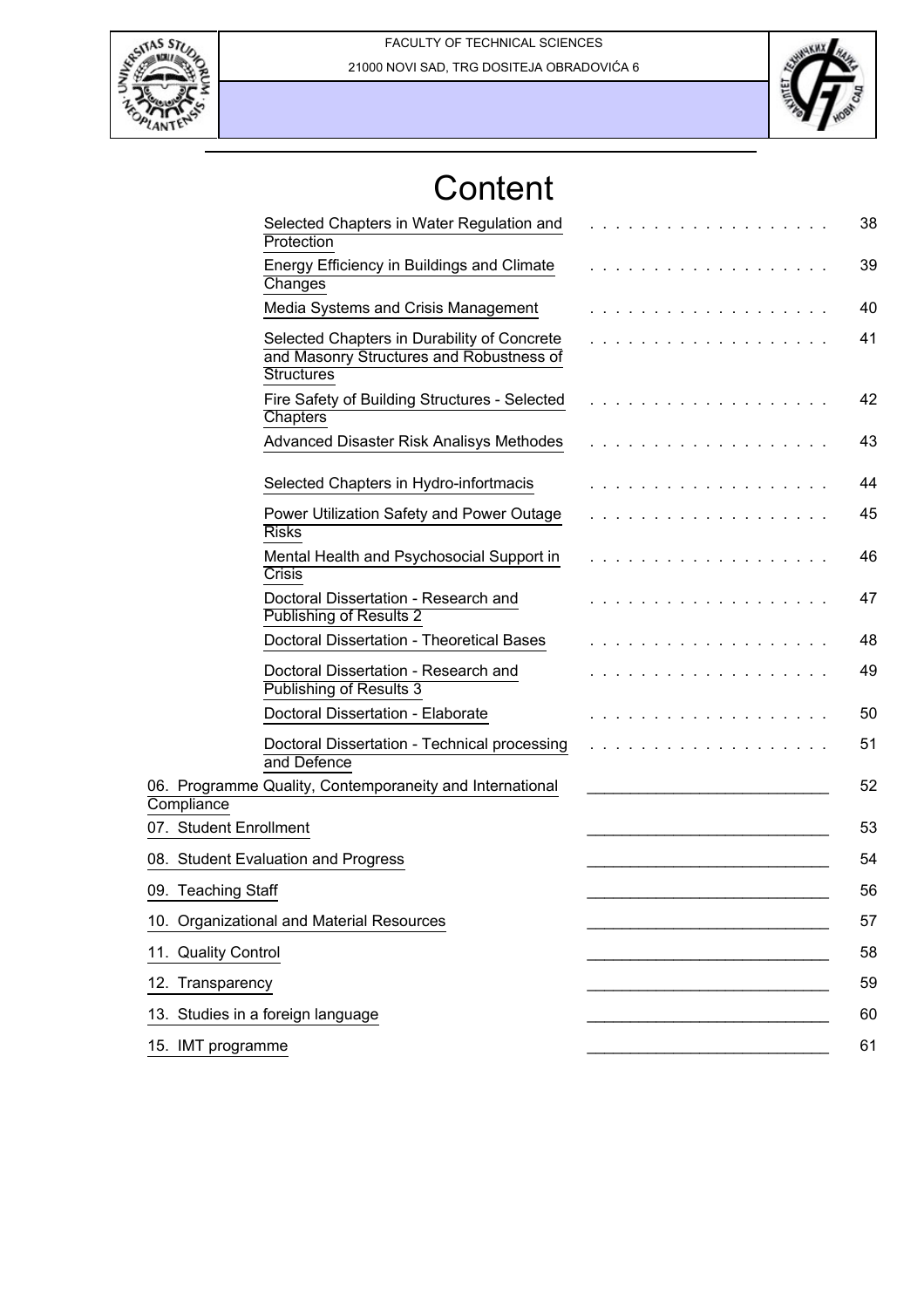# Content

- Selected Chapters in Water Regulation and Protection . . . . . . . . . . . . . . . . . . . 38
- Energy Efficiency in Buildings and Climate Changes . . . . . . . . . . . . . . . . . . . 39
- Media Systems and Crisis Management . . . . . . . . . . . . . . . . . . . 40
- Selected Chapters in Durability of Concrete and Masonry Structures and Robustness of Structures . . . . . . . . . . . . . . . . . . . 41
- Fire Safety of Building Structures - Selected Chapters . . . . . . . . . . . . . . . . . . . 42
- Advanced Disaster Risk Analisys Methodes . . . . . . . . . . . . . . . . . . . 43
- Selected Chapters in Hydro-infortmacis . . . . . . . . . . . . . . . . . . . 44
- Power Utilization Safety and Power Outage Risks . . . . . . . . . . . . . . . . . . . 45
- Mental Health and Psychosocial Support in Crisis . . . . . . . . . . . . . . . . . . . 46
- Doctoral Dissertation - Research and Publishing of Results 2 . . . . . . . . . . . . . . . . . . . 47
- Doctoral Dissertation - Theoretical Bases . . . . . . . . . . . . . . . . . . . 48
- Doctoral Dissertation - Research and Publishing of Results 3 . . . . . . . . . . . . . . . . . . . 49
- Doctoral Dissertation - Elaborate . . . . . . . . . . . . . . . . . . . 50
- Doctoral Dissertation - Technical processing and Defence . . . . . . . . . . . . . . . . . . . 51

06. Programme Quality, Contemporaneity and International Compliance ____________________________ 52

07. Student Enrollment ____________________________ 53

08. Student Evaluation and Progress ____________________________ 54

09. Teaching Staff ____________________________ 56

10. Organizational and Material Resources ____________________________ 57

11. Quality Control ____________________________ 58

12. Transparency ____________________________ 59

13. Studies in a foreign language ____________________________ 60

15. IMT programme ____________________________ 61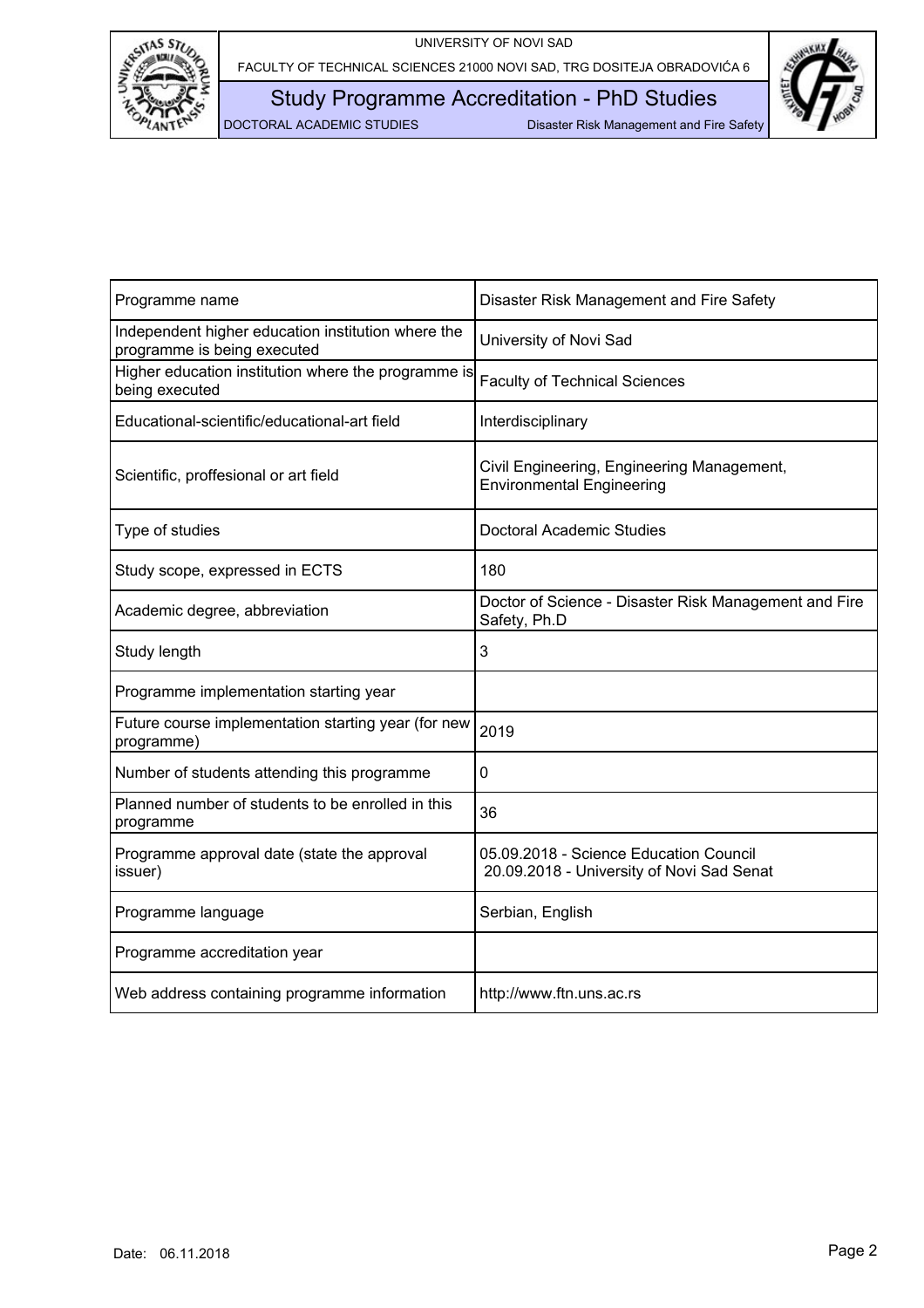| Programme name | Disaster Risk Management and Fire Safety |
| --- | --- |
| Independent higher education institution where the programme is being executed | University of Novi Sad |
| Higher education institution where the programme is being executed | Faculty of Technical Sciences |
| Educational-scientific/educational-art field | Interdisciplinary |
| Scientific, proffesional or art field | Civil Engineering, Engineering Management, Environmental Engineering |
| Type of studies | Doctoral Academic Studies |
| Study scope, expressed in ECTS | 180 |
| Academic degree, abbreviation | Doctor of Science - Disaster Risk Management and Fire Safety, Ph.D |
| Study length | 3 |
| Programme implementation starting year | |
| Future course implementation starting year (for new programme) | 2019 |
| Number of students attending this programme | 0 |
| Planned number of students to be enrolled in this programme | 36 |
| Programme approval date (state the approval issuer) | 05.09.2018 - Science Education Council<br>20.09.2018 - University of Novi Sad Senat |
| Programme language | Serbian, English |
| Programme accreditation year | |
| Web address containing programme information | http://www.ftn.uns.ac.rs |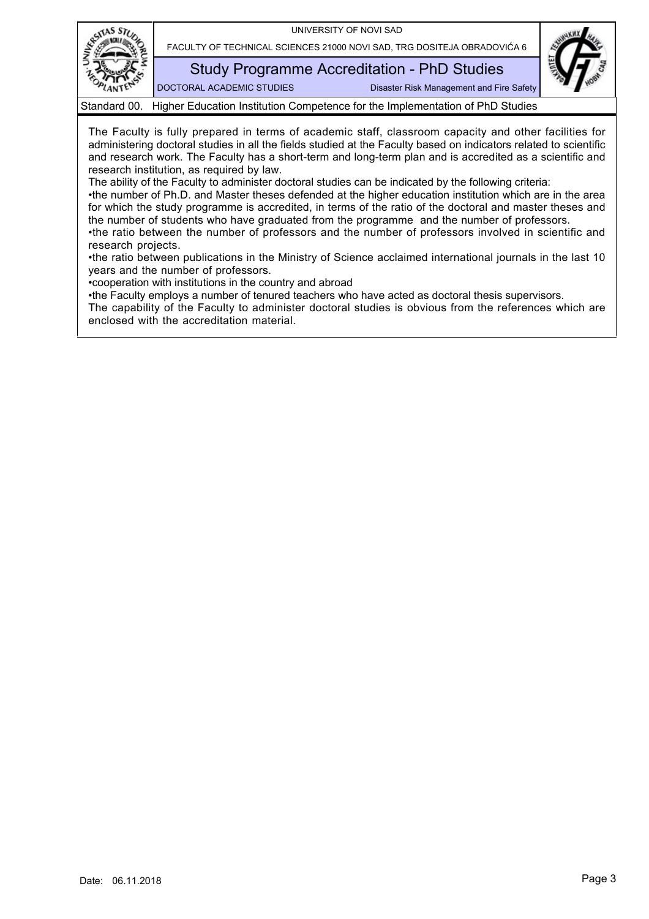## Standard 00. Higher Education Institution Competence for the Implementation of PhD Studies

The Faculty is fully prepared in terms of academic staff, classroom capacity and other facilities for administering doctoral studies in all the fields studied at the Faculty based on indicators related to scientific and research work. The Faculty has a short-term and long-term plan and is accredited as a scientific and research institution, as required by law.

The ability of the Faculty to administer doctoral studies can be indicated by the following criteria:

•the number of Ph.D. and Master theses defended at the higher education institution which are in the area for which the study programme is accredited, in terms of the ratio of the doctoral and master theses and the number of students who have graduated from the programme and the number of professors.

•the ratio between the number of professors and the number of professors involved in scientific and research projects.

•the ratio between publications in the Ministry of Science acclaimed international journals in the last 10 years and the number of professors.

•cooperation with institutions in the country and abroad

•the Faculty employs a number of tenured teachers who have acted as doctoral thesis supervisors.

The capability of the Faculty to administer doctoral studies is obvious from the references which are enclosed with the accreditation material.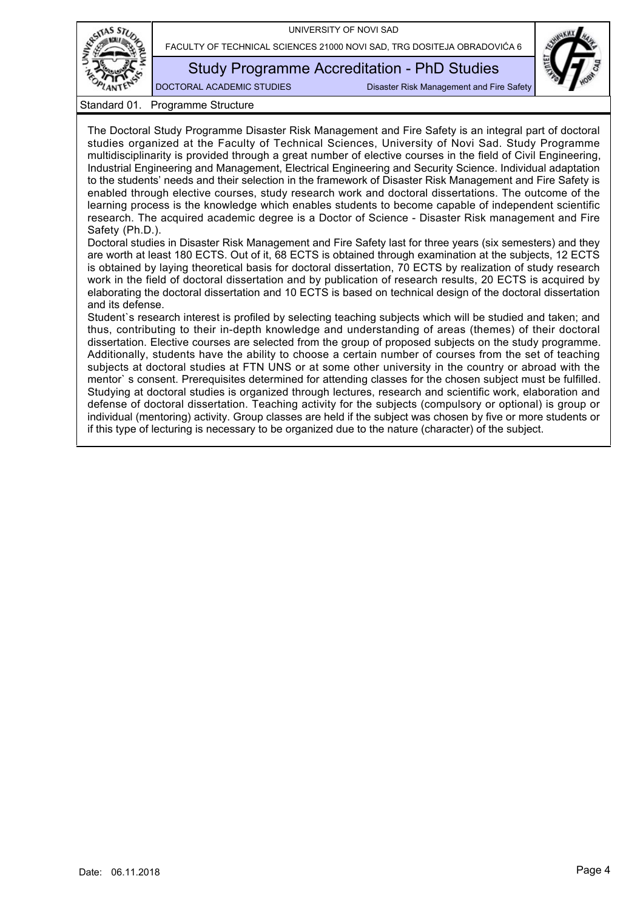## Standard 01. Programme Structure

The Doctoral Study Programme Disaster Risk Management and Fire Safety is an integral part of doctoral studies organized at the Faculty of Technical Sciences, University of Novi Sad. Study Programme multidisciplinarity is provided through a great number of elective courses in the field of Civil Engineering, Industrial Engineering and Management, Electrical Engineering and Security Science. Individual adaptation to the students' needs and their selection in the framework of Disaster Risk Management and Fire Safety is enabled through elective courses, study research work and doctoral dissertations. The outcome of the learning process is the knowledge which enables students to become capable of independent scientific research. The acquired academic degree is a Doctor of Science - Disaster Risk management and Fire Safety (Ph.D.).

Doctoral studies in Disaster Risk Management and Fire Safety last for three years (six semesters) and they are worth at least 180 ECTS. Out of it, 68 ECTS is obtained through examination at the subjects, 12 ECTS is obtained by laying theoretical basis for doctoral dissertation, 70 ECTS by realization of study research work in the field of doctoral dissertation and by publication of research results, 20 ECTS is acquired by elaborating the doctoral dissertation and 10 ECTS is based on technical design of the doctoral dissertation and its defense.

Student`s research interest is profiled by selecting teaching subjects which will be studied and taken; and thus, contributing to their in-depth knowledge and understanding of areas (themes) of their doctoral dissertation. Elective courses are selected from the group of proposed subjects on the study programme. Additionally, students have the ability to choose a certain number of courses from the set of teaching subjects at doctoral studies at FTN UNS or at some other university in the country or abroad with the mentor` s consent. Prerequisites determined for attending classes for the chosen subject must be fulfilled. Studying at doctoral studies is organized through lectures, research and scientific work, elaboration and defense of doctoral dissertation. Teaching activity for the subjects (compulsory or optional) is group or individual (mentoring) activity. Group classes are held if the subject was chosen by five or more students or if this type of lecturing is necessary to be organized due to the nature (character) of the subject.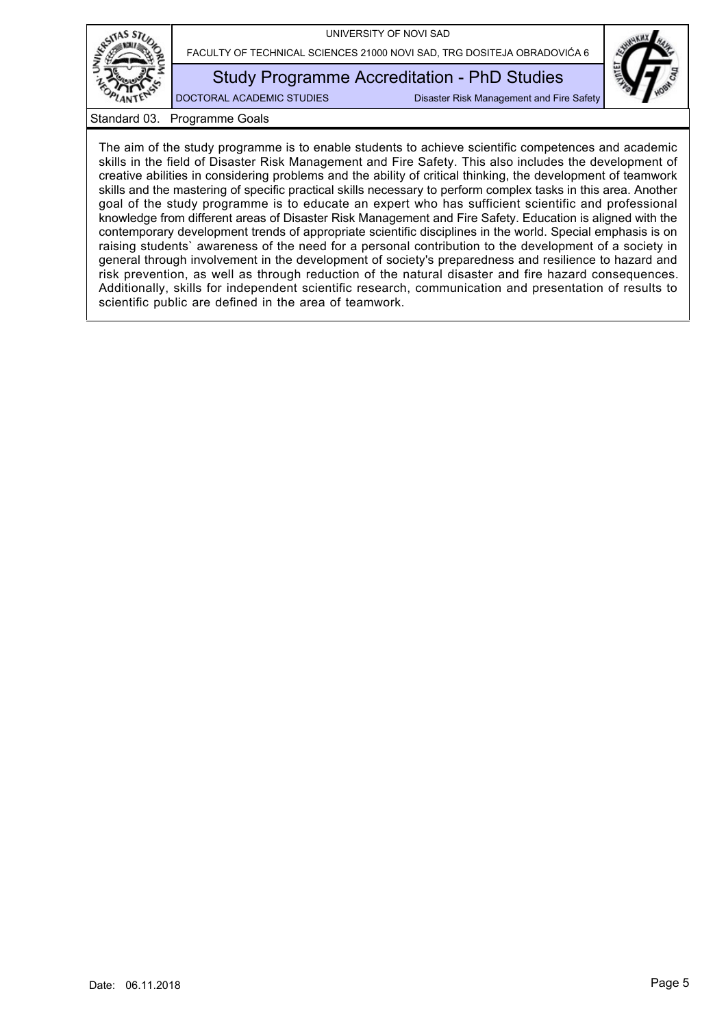## Standard 03. Programme Goals

The aim of the study programme is to enable students to achieve scientific competences and academic skills in the field of Disaster Risk Management and Fire Safety. This also includes the development of creative abilities in considering problems and the ability of critical thinking, the development of teamwork skills and the mastering of specific practical skills necessary to perform complex tasks in this area. Another goal of the study programme is to educate an expert who has sufficient scientific and professional knowledge from different areas of Disaster Risk Management and Fire Safety. Education is aligned with the contemporary development trends of appropriate scientific disciplines in the world. Special emphasis is on raising students` awareness of the need for a personal contribution to the development of a society in general through involvement in the development of society's preparedness and resilience to hazard and risk prevention, as well as through reduction of the natural disaster and fire hazard consequences. Additionally, skills for independent scientific research, communication and presentation of results to scientific public are defined in the area of teamwork.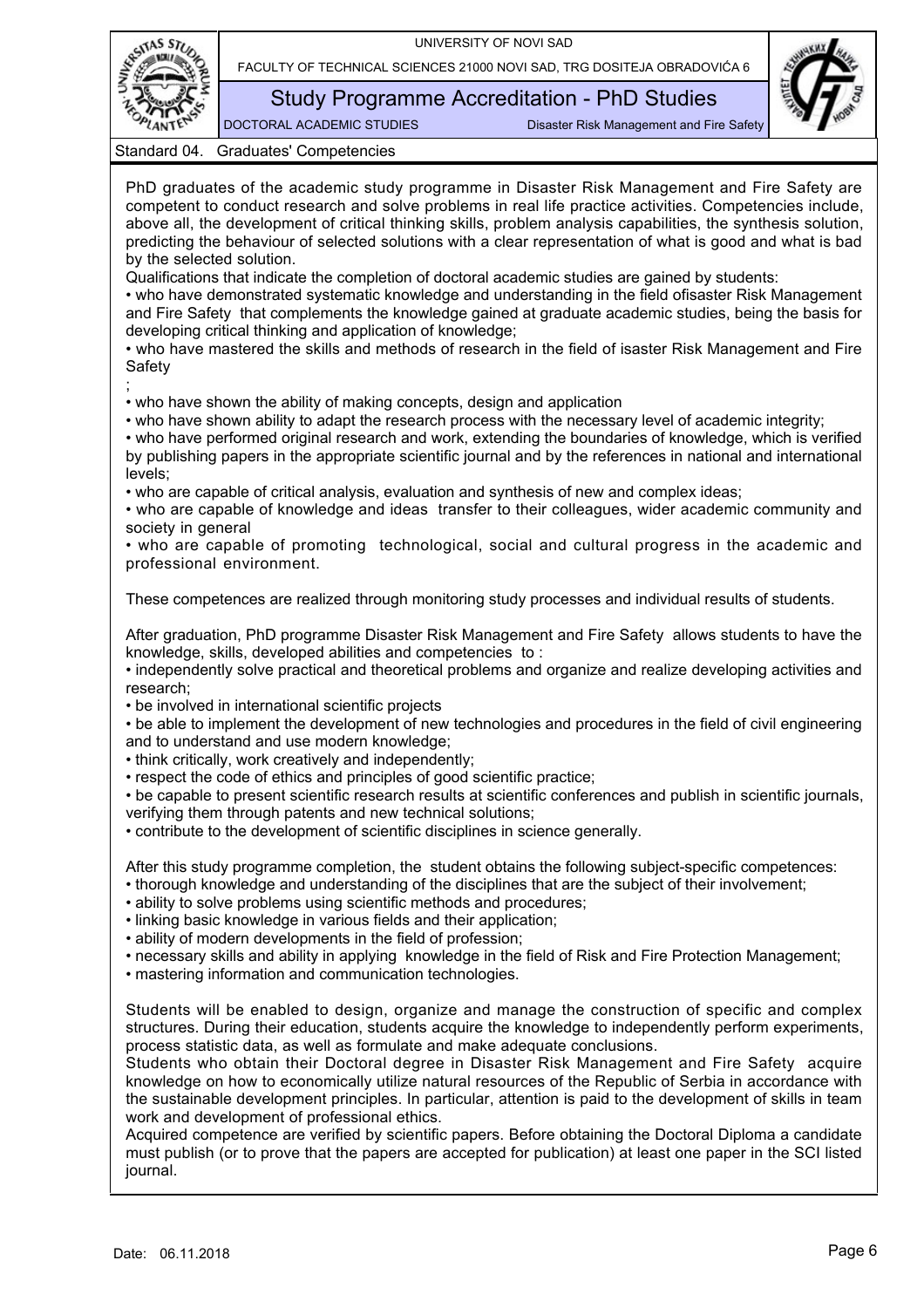Standard 04. Graduates' Competencies

PhD graduates of the academic study programme in Disaster Risk Management and Fire Safety are competent to conduct research and solve problems in real life practice activities. Competencies include, above all, the development of critical thinking skills, problem analysis capabilities, the synthesis solution, predicting the behaviour of selected solutions with a clear representation of what is good and what is bad by the selected solution.

Qualifications that indicate the completion of doctoral academic studies are gained by students:

• who have demonstrated systematic knowledge and understanding in the field ofisaster Risk Management and Fire Safety that complements the knowledge gained at graduate academic studies, being the basis for developing critical thinking and application of knowledge;

• who have mastered the skills and methods of research in the field of isaster Risk Management and Fire Safety

;

• who have shown the ability of making concepts, design and application

• who have shown ability to adapt the research process with the necessary level of academic integrity;

• who have performed original research and work, extending the boundaries of knowledge, which is verified by publishing papers in the appropriate scientific journal and by the references in national and international levels;

• who are capable of critical analysis, evaluation and synthesis of new and complex ideas;

• who are capable of knowledge and ideas transfer to their colleagues, wider academic community and society in general

• who are capable of promoting technological, social and cultural progress in the academic and professional environment.

These competences are realized through monitoring study processes and individual results of students.

After graduation, PhD programme Disaster Risk Management and Fire Safety allows students to have the knowledge, skills, developed abilities and competencies to :

• independently solve practical and theoretical problems and organize and realize developing activities and research;

• be involved in international scientific projects

• be able to implement the development of new technologies and procedures in the field of civil engineering and to understand and use modern knowledge;

• think critically, work creatively and independently;

• respect the code of ethics and principles of good scientific practice;

• be capable to present scientific research results at scientific conferences and publish in scientific journals, verifying them through patents and new technical solutions;

• contribute to the development of scientific disciplines in science generally.

After this study programme completion, the student obtains the following subject-specific competences:

• thorough knowledge and understanding of the disciplines that are the subject of their involvement;

• ability to solve problems using scientific methods and procedures;

• linking basic knowledge in various fields and their application;

• ability of modern developments in the field of profession;

• necessary skills and ability in applying knowledge in the field of Risk and Fire Protection Management;

• mastering information and communication technologies.

Students will be enabled to design, organize and manage the construction of specific and complex structures. During their education, students acquire the knowledge to independently perform experiments, process statistic data, as well as formulate and make adequate conclusions.

Students who obtain their Doctoral degree in Disaster Risk Management and Fire Safety acquire knowledge on how to economically utilize natural resources of the Republic of Serbia in accordance with the sustainable development principles. In particular, attention is paid to the development of skills in team work and development of professional ethics.

Acquired competence are verified by scientific papers. Before obtaining the Doctoral Diploma a candidate must publish (or to prove that the papers are accepted for publication) at least one paper in the SCI listed journal.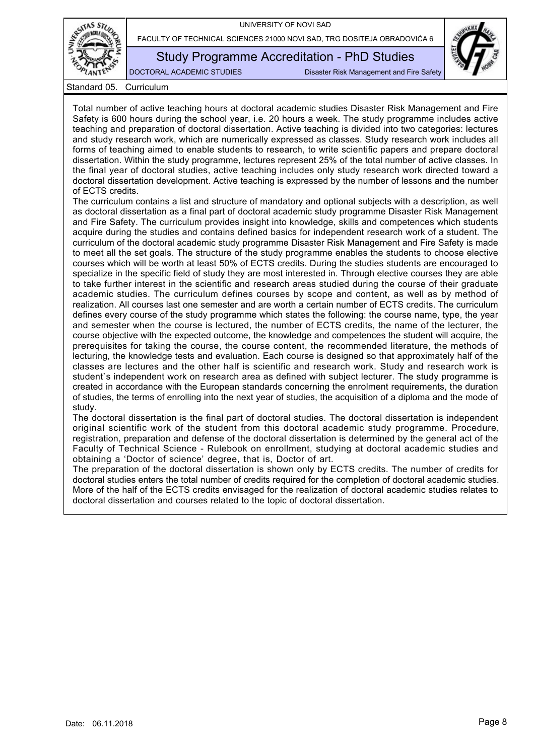Standard 05. Curriculum

Total number of active teaching hours at doctoral academic studies Disaster Risk Management and Fire Safety is 600 hours during the school year, i.e. 20 hours a week. The study programme includes active teaching and preparation of doctoral dissertation. Active teaching is divided into two categories: lectures and study research work, which are numerically expressed as classes. Study research work includes all forms of teaching aimed to enable students to research, to write scientific papers and prepare doctoral dissertation. Within the study programme, lectures represent 25% of the total number of active classes. In the final year of doctoral studies, active teaching includes only study research work directed toward a doctoral dissertation development. Active teaching is expressed by the number of lessons and the number of ECTS credits.

The curriculum contains a list and structure of mandatory and optional subjects with a description, as well as doctoral dissertation as a final part of doctoral academic study programme Disaster Risk Management and Fire Safety. The curriculum provides insight into knowledge, skills and competences which students acquire during the studies and contains defined basics for independent research work of a student. The curriculum of the doctoral academic study programme Disaster Risk Management and Fire Safety is made to meet all the set goals. The structure of the study programme enables the students to choose elective courses which will be worth at least 50% of ECTS credits. During the studies students are encouraged to specialize in the specific field of study they are most interested in. Through elective courses they are able to take further interest in the scientific and research areas studied during the course of their graduate academic studies. The curriculum defines courses by scope and content, as well as by method of realization. All courses last one semester and are worth a certain number of ECTS credits. The curriculum defines every course of the study programme which states the following: the course name, type, the year and semester when the course is lectured, the number of ECTS credits, the name of the lecturer, the course objective with the expected outcome, the knowledge and competences the student will acquire, the prerequisites for taking the course, the course content, the recommended literature, the methods of lecturing, the knowledge tests and evaluation. Each course is designed so that approximately half of the classes are lectures and the other half is scientific and research work. Study and research work is student`s independent work on research area as defined with subject lecturer. The study programme is created in accordance with the European standards concerning the enrolment requirements, the duration of studies, the terms of enrolling into the next year of studies, the acquisition of a diploma and the mode of study.

The doctoral dissertation is the final part of doctoral studies. The doctoral dissertation is independent original scientific work of the student from this doctoral academic study programme. Procedure, registration, preparation and defense of the doctoral dissertation is determined by the general act of the Faculty of Technical Science - Rulebook on enrollment, studying at doctoral academic studies and obtaining a ‘Doctor of science’ degree, that is, Doctor of art.

The preparation of the doctoral dissertation is shown only by ECTS credits. The number of credits for doctoral studies enters the total number of credits required for the completion of doctoral academic studies. More of the half of the ECTS credits envisaged for the realization of doctoral academic studies relates to doctoral dissertation and courses related to the topic of doctoral dissertation.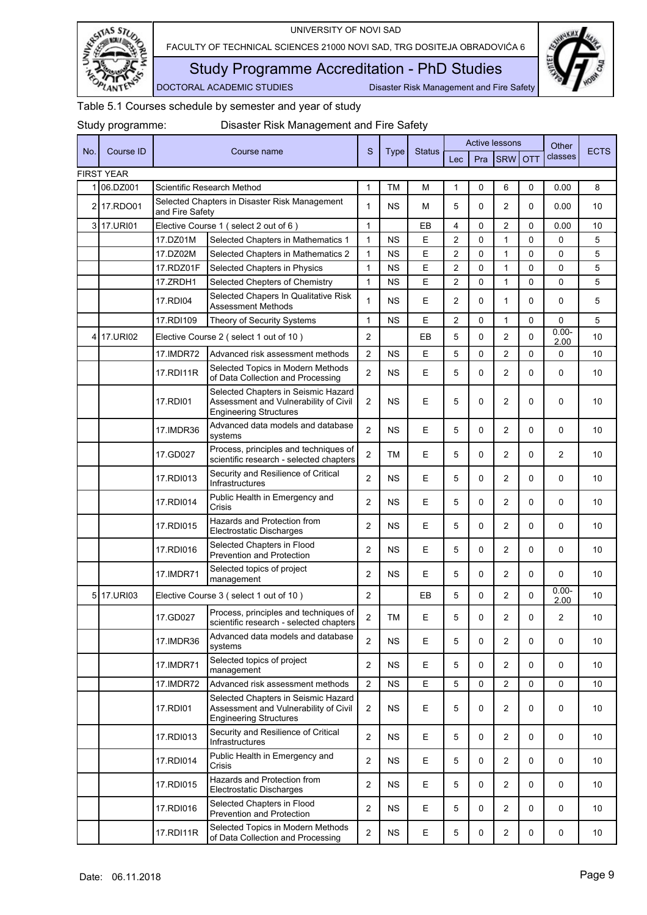Table 5.1 Courses schedule by semester and year of study

Study programme: Disaster Risk Management and Fire Safety

| No. | Course ID | Course name | | S | Type | Status | Active lessons | | | | Other classes | ECTS |
|---|---|---|---|---|---|---|---|---|---|---|---|---|
| | | | | | | | Lec | Pra | SRW | OTT | | |
| FIRST YEAR | | | | | | | | | | | | |
| 1 | 06.DZ001 | Scientific Research Method | | 1 | TM | M | 1 | 0 | 6 | 0 | 0.00 | 8 |
| 2 | 17.RDO01 | Selected Chapters in Disaster Risk Management and Fire Safety | | 1 | NS | M | 5 | 0 | 2 | 0 | 0.00 | 10 |
| 3 | 17.URI01 | Elective Course 1 ( select 2 out of 6 ) | | 1 | | EB | 4 | 0 | 2 | 0 | 0.00 | 10 |
| | | 17.DZ01M | Selected Chapters in Mathematics 1 | 1 | NS | E | 2 | 0 | 1 | 0 | 0 | 5 |
| | | 17.DZ02M | Selected Chapters in Mathematics 2 | 1 | NS | E | 2 | 0 | 1 | 0 | 0 | 5 |
| | | 17.RDZ01F | Selected Chapters in Physics | 1 | NS | E | 2 | 0 | 1 | 0 | 0 | 5 |
| | | 17.ZRDH1 | Selected Chepters of Chemistry | 1 | NS | E | 2 | 0 | 1 | 0 | 0 | 5 |
| | | 17.RDI04 | Selected Chapers In Qualitative Risk Assessment Methods | 1 | NS | E | 2 | 0 | 1 | 0 | 0 | 5 |
| | | 17.RDI109 | Theory of Security Systems | 1 | NS | E | 2 | 0 | 1 | 0 | 0 | 5 |
| 4 | 17.URI02 | Elective Course 2 ( select 1 out of 10 ) | | 2 | | EB | 5 | 0 | 2 | 0 | 0.00-2.00 | 10 |
| | | 17.IMDR72 | Advanced risk assessment methods | 2 | NS | E | 5 | 0 | 2 | 0 | 0 | 10 |
| | | 17.RDI11R | Selected Topics in Modern Methods of Data Collection and Processing | 2 | NS | E | 5 | 0 | 2 | 0 | 0 | 10 |
| | | 17.RDI01 | Selected Chapters in Seismic Hazard Assessment and Vulnerability of Civil Engineering Structures | 2 | NS | E | 5 | 0 | 2 | 0 | 0 | 10 |
| | | 17.IMDR36 | Advanced data models and database systems | 2 | NS | E | 5 | 0 | 2 | 0 | 0 | 10 |
| | | 17.GD027 | Process, principles and techniques of scientific research - selected chapters | 2 | TM | E | 5 | 0 | 2 | 0 | 2 | 10 |
| | | 17.RDI013 | Security and Resilience of Critical Infrastructures | 2 | NS | E | 5 | 0 | 2 | 0 | 0 | 10 |
| | | 17.RDI014 | Public Health in Emergency and Crisis | 2 | NS | E | 5 | 0 | 2 | 0 | 0 | 10 |
| | | 17.RDI015 | Hazards and Protection from Electrostatic Discharges | 2 | NS | E | 5 | 0 | 2 | 0 | 0 | 10 |
| | | 17.RDI016 | Selected Chapters in Flood Prevention and Protection | 2 | NS | E | 5 | 0 | 2 | 0 | 0 | 10 |
| | | 17.IMDR71 | Selected topics of project management | 2 | NS | E | 5 | 0 | 2 | 0 | 0 | 10 |
| 5 | 17.URI03 | Elective Course 3 ( select 1 out of 10 ) | | 2 | | EB | 5 | 0 | 2 | 0 | 0.00-2.00 | 10 |
| | | 17.GD027 | Process, principles and techniques of scientific research - selected chapters | 2 | TM | E | 5 | 0 | 2 | 0 | 2 | 10 |
| | | 17.IMDR36 | Advanced data models and database systems | 2 | NS | E | 5 | 0 | 2 | 0 | 0 | 10 |
| | | 17.IMDR71 | Selected topics of project management | 2 | NS | E | 5 | 0 | 2 | 0 | 0 | 10 |
| | | 17.IMDR72 | Advanced risk assessment methods | 2 | NS | E | 5 | 0 | 2 | 0 | 0 | 10 |
| | | 17.RDI01 | Selected Chapters in Seismic Hazard Assessment and Vulnerability of Civil Engineering Structures | 2 | NS | E | 5 | 0 | 2 | 0 | 0 | 10 |
| | | 17.RDI013 | Security and Resilience of Critical Infrastructures | 2 | NS | E | 5 | 0 | 2 | 0 | 0 | 10 |
| | | 17.RDI014 | Public Health in Emergency and Crisis | 2 | NS | E | 5 | 0 | 2 | 0 | 0 | 10 |
| | | 17.RDI015 | Hazards and Protection from Electrostatic Discharges | 2 | NS | E | 5 | 0 | 2 | 0 | 0 | 10 |
| | | 17.RDI016 | Selected Chapters in Flood Prevention and Protection | 2 | NS | E | 5 | 0 | 2 | 0 | 0 | 10 |
| | | 17.RDI11R | Selected Topics in Modern Methods of Data Collection and Processing | 2 | NS | E | 5 | 0 | 2 | 0 | 0 | 10 |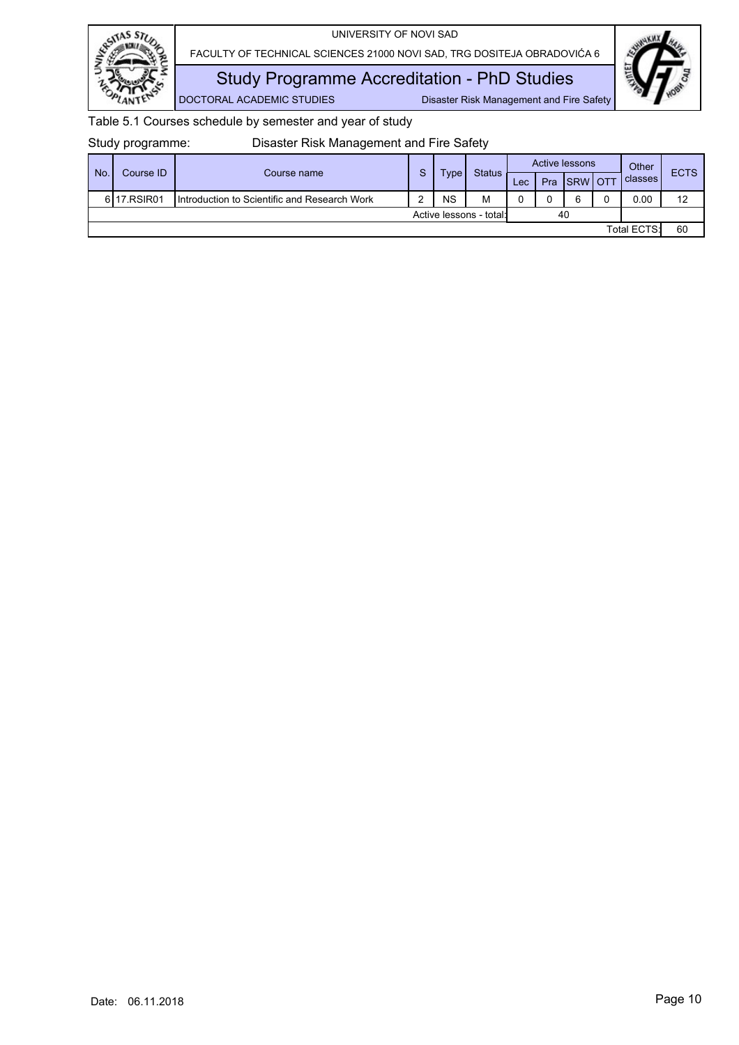Table 5.1 Courses schedule by semester and year of study

Study programme: Disaster Risk Management and Fire Safety

| No. | Course ID | Course name | S | Type | Status | Active lessons | | | | Other classes | ECTS |
|---|---|---|---|---|---|---|---|---|---|---|---|
| | | | | | | Lec | Pra | SRW | OTT | | |
| 6 | 17.RSIR01 | Introduction to Scientific and Research Work | 2 | NS | M | 0 | 0 | 6 | 0 | 0.00 | 12 |
| | | | | | Active lessons - total: | 40 | | | | | |
| | | | | | | | | | | Total ECTS: | 60 |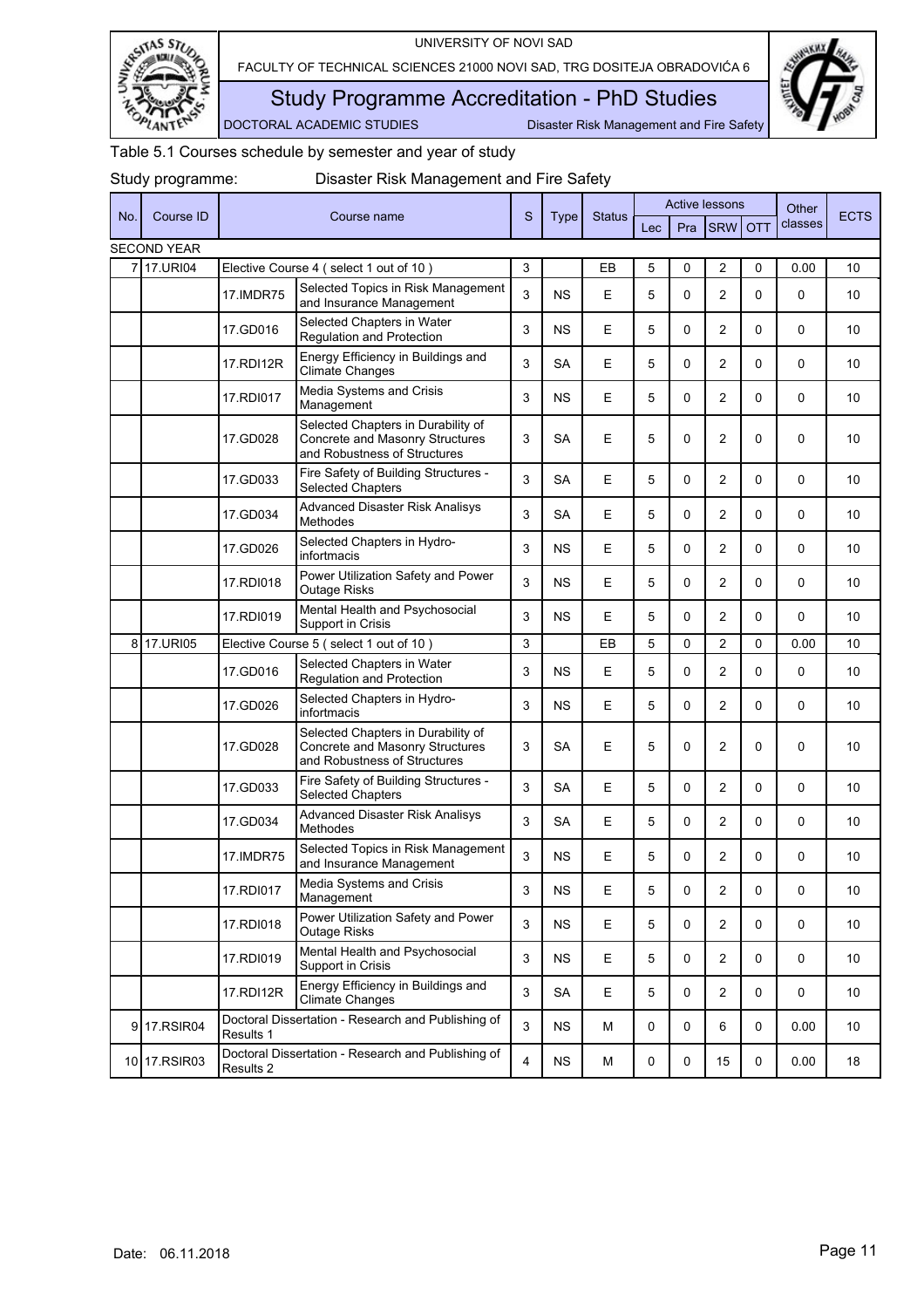Table 5.1 Courses schedule by semester and year of study

Study programme: Disaster Risk Management and Fire Safety

| No. | Course ID | Course name | | S | Type | Status | Active lessons | | | | Other classes | ECTS |
|---|---|---|---|---|---|---|---|---|---|---|---|---|
| | | | | | | | Lec | Pra | SRW | OTT | | |
| SECOND YEAR | | | | | | | | | | | | |
| 7 | 17.URI04 | Elective Course 4 ( select 1 out of 10 ) | | 3 | | EB | 5 | 0 | 2 | 0 | 0.00 | 10 |
| | | 17.IMDR75 | Selected Topics in Risk Management and Insurance Management | 3 | NS | E | 5 | 0 | 2 | 0 | 0 | 10 |
| | | 17.GD016 | Selected Chapters in Water Regulation and Protection | 3 | NS | E | 5 | 0 | 2 | 0 | 0 | 10 |
| | | 17.RDI12R | Energy Efficiency in Buildings and Climate Changes | 3 | SA | E | 5 | 0 | 2 | 0 | 0 | 10 |
| | | 17.RDI017 | Media Systems and Crisis Management | 3 | NS | E | 5 | 0 | 2 | 0 | 0 | 10 |
| | | 17.GD028 | Selected Chapters in Durability of Concrete and Masonry Structures and Robustness of Structures | 3 | SA | E | 5 | 0 | 2 | 0 | 0 | 10 |
| | | 17.GD033 | Fire Safety of Building Structures - Selected Chapters | 3 | SA | E | 5 | 0 | 2 | 0 | 0 | 10 |
| | | 17.GD034 | Advanced Disaster Risk Analisys Methodes | 3 | SA | E | 5 | 0 | 2 | 0 | 0 | 10 |
| | | 17.GD026 | Selected Chapters in Hydro-infortmacis | 3 | NS | E | 5 | 0 | 2 | 0 | 0 | 10 |
| | | 17.RDI018 | Power Utilization Safety and Power Outage Risks | 3 | NS | E | 5 | 0 | 2 | 0 | 0 | 10 |
| | | 17.RDI019 | Mental Health and Psychosocial Support in Crisis | 3 | NS | E | 5 | 0 | 2 | 0 | 0 | 10 |
| 8 | 17.URI05 | Elective Course 5 ( select 1 out of 10 ) | | 3 | | EB | 5 | 0 | 2 | 0 | 0.00 | 10 |
| | | 17.GD016 | Selected Chapters in Water Regulation and Protection | 3 | NS | E | 5 | 0 | 2 | 0 | 0 | 10 |
| | | 17.GD026 | Selected Chapters in Hydro-infortmacis | 3 | NS | E | 5 | 0 | 2 | 0 | 0 | 10 |
| | | 17.GD028 | Selected Chapters in Durability of Concrete and Masonry Structures and Robustness of Structures | 3 | SA | E | 5 | 0 | 2 | 0 | 0 | 10 |
| | | 17.GD033 | Fire Safety of Building Structures - Selected Chapters | 3 | SA | E | 5 | 0 | 2 | 0 | 0 | 10 |
| | | 17.GD034 | Advanced Disaster Risk Analisys Methodes | 3 | SA | E | 5 | 0 | 2 | 0 | 0 | 10 |
| | | 17.IMDR75 | Selected Topics in Risk Management and Insurance Management | 3 | NS | E | 5 | 0 | 2 | 0 | 0 | 10 |
| | | 17.RDI017 | Media Systems and Crisis Management | 3 | NS | E | 5 | 0 | 2 | 0 | 0 | 10 |
| | | 17.RDI018 | Power Utilization Safety and Power Outage Risks | 3 | NS | E | 5 | 0 | 2 | 0 | 0 | 10 |
| | | 17.RDI019 | Mental Health and Psychosocial Support in Crisis | 3 | NS | E | 5 | 0 | 2 | 0 | 0 | 10 |
| | | 17.RDI12R | Energy Efficiency in Buildings and Climate Changes | 3 | SA | E | 5 | 0 | 2 | 0 | 0 | 10 |
| 9 | 17.RSIR04 | Doctoral Dissertation - Research and Publishing of Results 1 | | 3 | NS | M | 0 | 0 | 6 | 0 | 0.00 | 10 |
| 10 | 17.RSIR03 | Doctoral Dissertation - Research and Publishing of Results 2 | | 4 | NS | M | 0 | 0 | 15 | 0 | 0.00 | 18 |

Date: 06.11.2018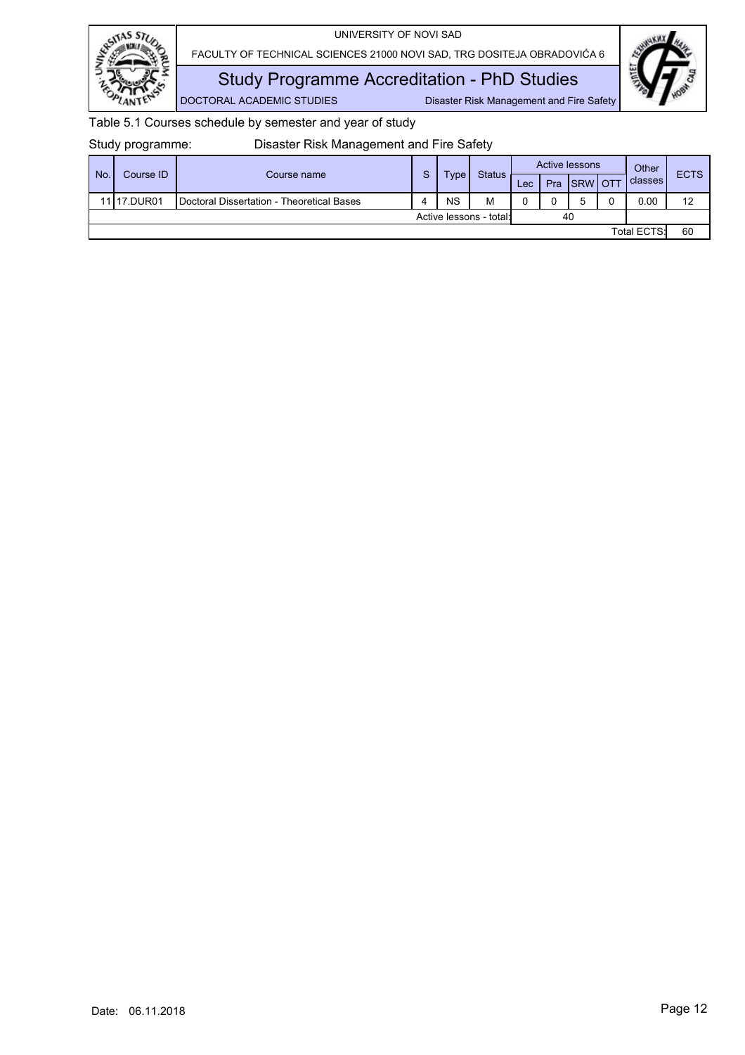Table 5.1 Courses schedule by semester and year of study

Study programme: Disaster Risk Management and Fire Safety

| No. | Course ID | Course name | S | Type | Status | Active lessons | | | | Other classes | ECTS |
|---|---|---|---|---|---|---|---|---|---|---|---|
| | | | | | | Lec | Pra | SRW | OTT | | |
| 11 | 17.DUR01 | Doctoral Dissertation - Theoretical Bases | 4 | NS | M | 0 | 0 | 5 | 0 | 0.00 | 12 |
| | | | | | Active lessons - total: | 40 | | | | | |
| | | | | | | | | | | Total ECTS: | 60 |

Date: 06.11.2018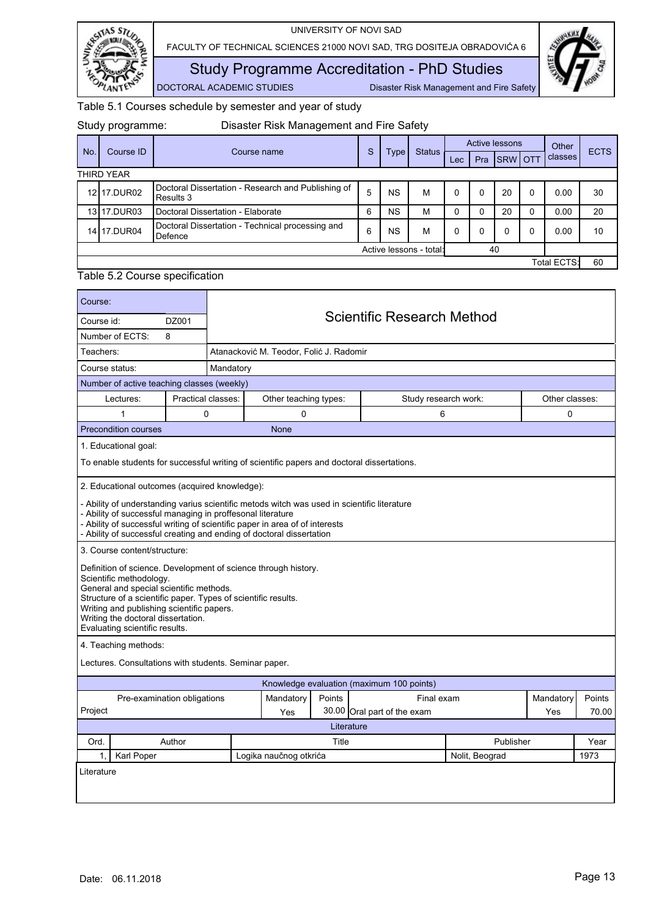Table 5.1 Courses schedule by semester and year of study

Study programme: Disaster Risk Management and Fire Safety

| No. | Course ID | Course name | S | Type | Status | Active lessons | | | | Other classes | ECTS |
|---|---|---|---|---|---|---|---|---|---|---|---|
| | | | | | | Lec | Pra | SRW | OTT | | |
| THIRD YEAR | | | | | | | | | | | |
| 12 | 17.DUR02 | Doctoral Dissertation - Research and Publishing of Results 3 | 5 | NS | M | 0 | 0 | 20 | 0 | 0.00 | 30 |
| 13 | 17.DUR03 | Doctoral Dissertation - Elaborate | 6 | NS | M | 0 | 0 | 20 | 0 | 0.00 | 20 |
| 14 | 17.DUR04 | Doctoral Dissertation - Technical processing and Defence | 6 | NS | M | 0 | 0 | 0 | 0 | 0.00 | 10 |
| | | | | | Active lessons - total: | | | 40 | | | |
| | | | | | | | | | | Total ECTS: | 60 |

Table 5.2 Course specification

| Course: | |
|---|---|
| Course id: DZ001 | **Scientific Research Method** |
| Number of ECTS: 8 | |
| Teachers: | Atanacković M. Teodor, Folić J. Radomir |
| Course status: | Mandatory |

Number of active teaching classes (weekly)

| Lectures: | Practical classes: | Other teaching types: | Study research work: | Other classes: |
|---|---|---|---|---|
| 1 | 0 | 0 | 6 | 0 |

Precondition courses: None

1. Educational goal:

To enable students for successful writing of scientific papers and doctoral dissertations.

2. Educational outcomes (acquired knowledge):

- Ability of understanding varius scientific metods witch was used in scientific literature
- Ability of successful managing in proffesonal literature
- Ability of successful writing of scientific paper in area of of interests
- Ability of successful creating and ending of doctoral dissertation

3. Course content/structure:

Definition of science. Development of science through history.
Scientific methodology.
General and special scientific methods.
Structure of a scientific paper. Types of scientific results.
Writing and publishing scientific papers.
Writing the doctoral dissertation.
Evaluating scientific results.

4. Teaching methods:

Lectures. Consultations with students. Seminar paper.

Knowledge evaluation (maximum 100 points)

| Pre-examination obligations | Mandatory | Points | Final exam | Mandatory | Points |
|---|---|---|---|---|---|
| Project | Yes | 30.00 | Oral part of the exam | Yes | 70.00 |

Literature

| Ord. | Author | Title | Publisher | Year |
|---|---|---|---|---|
| 1, | Karl Poper | Logika naučnog otkrića | Nolit, Beograd | 1973 |

Literature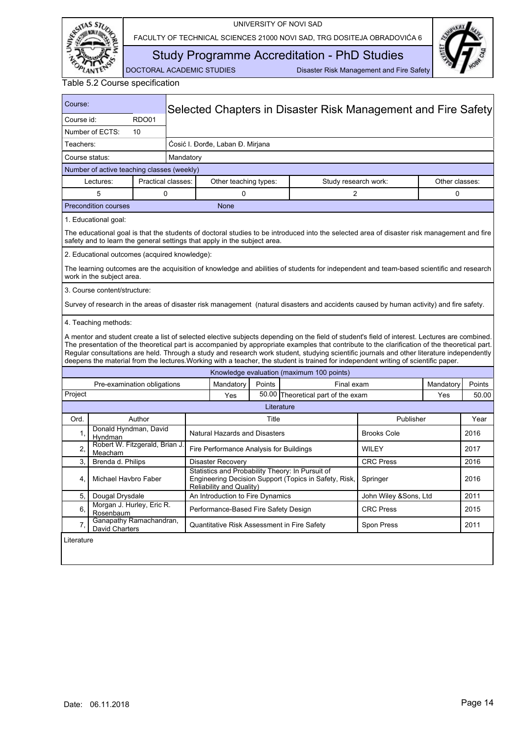Table 5.2 Course specification

| Course: | Selected Chapters in Disaster Risk Management and Fire Safety |
|---|---|
| Course id: | RDO01 |
| Number of ECTS: | 10 |
| Teachers: | Ćosić I. Đorđe, Laban Đ. Mirjana |
| Course status: | Mandatory |

Number of active teaching classes (weekly)

| Lectures: | Practical classes: | Other teaching types: | Study research work: | Other classes: |
|---|---|---|---|---|
| 5 | 0 | 0 | 2 | 0 |

Precondition courses: None

1. Educational goal:

The educational goal is that the students of doctoral studies to be introduced into the selected area of disaster risk management and fire safety and to learn the general settings that apply in the subject area.

2. Educational outcomes (acquired knowledge):

The learning outcomes are the acquisition of knowledge and abilities of students for independent and team-based scientific and research work in the subject area.

3. Course content/structure:

Survey of research in the areas of disaster risk management (natural disasters and accidents caused by human activity) and fire safety.

4. Teaching methods:

A mentor and student create a list of selected elective subjects depending on the field of student's field of interest. Lectures are combined. The presentation of the theoretical part is accompanied by appropriate examples that contribute to the clarification of the theoretical part. Regular consultations are held. Through a study and research work student, studying scientific journals and other literature independently deepens the material from the lectures.Working with a teacher, the student is trained for independent writing of scientific paper.

Knowledge evaluation (maximum 100 points)

| Pre-examination obligations | Mandatory | Points | Final exam | Mandatory | Points |
|---|---|---|---|---|---|
| Project | Yes | 50.00 | Theoretical part of the exam | Yes | 50.00 |

Literature

| Ord. | Author | Title | Publisher | Year |
|---|---|---|---|---|
| 1, | Donald Hyndman, David Hyndman | Natural Hazards and Disasters | Brooks Cole | 2016 |
| 2, | Robert W. Fitzgerald, Brian J. Meacham | Fire Performance Analysis for Buildings | WILEY | 2017 |
| 3, | Brenda d. Philips | Disaster Recovery | CRC Press | 2016 |
| 4, | Michael Havbro Faber | Statistics and Probability Theory: In Pursuit of Engineering Decision Support (Topics in Safety, Risk, Reliability and Quality) | Springer | 2016 |
| 5, | Dougal Drysdale | An Introduction to Fire Dynamics | John Wiley &Sons, Ltd | 2011 |
| 6, | Morgan J. Hurley, Eric R. Rosenbaum | Performance-Based Fire Safety Design | CRC Press | 2015 |
| 7, | Ganapathy Ramachandran, David Charters | Quantitative Risk Assessment in Fire Safety | Spon Press | 2011 |

Literature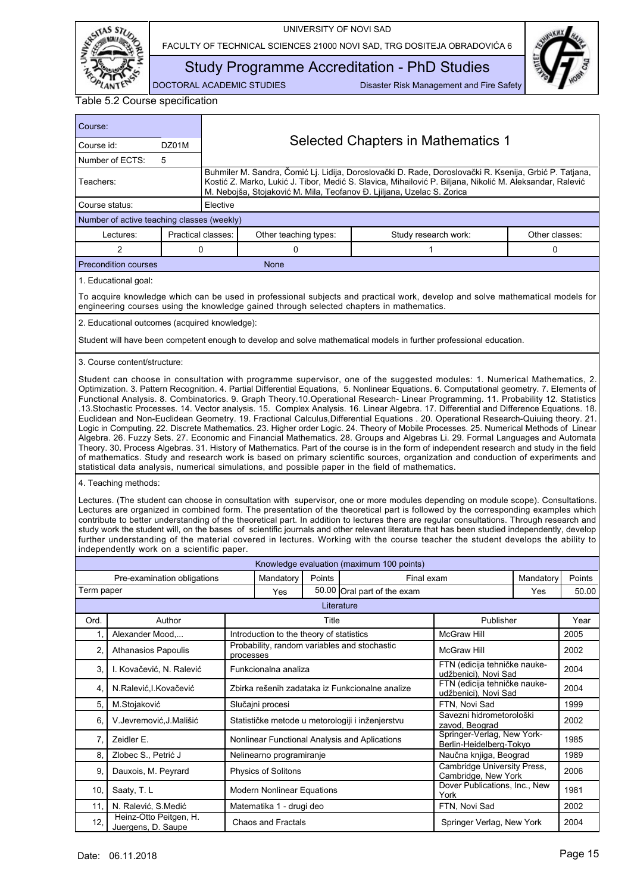Table 5.2 Course specification

| Course: | | Selected Chapters in Mathematics 1 |
|---|---|---|
| Course id: | DZ01M | |
| Number of ECTS: | 5 | |
| Teachers: | | Buhmiler M. Sandra, Čomić Lj. Lidija, Doroslovački D. Rade, Doroslovački R. Ksenija, Grbić P. Tatjana, Kostić Z. Marko, Lukić J. Tibor, Medić S. Slavica, Mihailović P. Biljana, Nikolić M. Aleksandar, Ralević M. Nebojša, Stojaković M. Mila, Teofanov Đ. Ljiljana, Uzelac S. Zorica |
| Course status: | | Elective |

Number of active teaching classes (weekly)

| Lectures: | Practical classes: | Other teaching types: | Study research work: | Other classes: |
|---|---|---|---|---|
| 2 | 0 | 0 | 1 | 0 |

Precondition courses: None

1. Educational goal:

To acquire knowledge which can be used in professional subjects and practical work, develop and solve mathematical models for engineering courses using the knowledge gained through selected chapters in mathematics.

2. Educational outcomes (acquired knowledge):

Student will have been competent enough to develop and solve mathematical models in further professional education.

3. Course content/structure:

Student can choose in consultation with programme supervisor, one of the suggested modules: 1. Numerical Mathematics, 2. Optimization. 3. Pattern Recognition. 4. Partial Differential Equations, 5. Nonlinear Equations. 6. Computational geometry. 7. Elements of Functional Analysis. 8. Combinatorics. 9. Graph Theory.10.Operational Research- Linear Programming. 11. Probability 12. Statistics .13.Stochastic Processes. 14. Vector analysis. 15. Complex Analysis. 16. Linear Algebra. 17. Differential and Difference Equations. 18. Euclidean and Non-Euclidean Geometry. 19. Fractional Calculus,Differential Equations . 20. Operational Research-Quiuing theory. 21. Logic in Computing. 22. Discrete Mathematics. 23. Higher order Logic. 24. Theory of Mobile Processes. 25. Numerical Methods of Linear Algebra. 26. Fuzzy Sets. 27. Economic and Financial Mathematics. 28. Groups and Algebras Li. 29. Formal Languages and Automata Theory. 30. Process Algebras. 31. History of Mathematics. Part of the course is in the form of independent research and study in the field of mathematics. Study and research work is based on primary scientific sources, organization and conduction of experiments and statistical data analysis, numerical simulations, and possible paper in the field of mathematics.

4. Teaching methods:

Lectures. (The student can choose in consultation with supervisor, one or more modules depending on module scope). Consultations. Lectures are organized in combined form. The presentation of the theoretical part is followed by the corresponding examples which contribute to better understanding of the theoretical part. In addition to lectures there are regular consultations. Through research and study work the student will, on the bases of scientific journals and other relevant literature that has been studied independently, develop further understanding of the material covered in lectures. Working with the course teacher the student develops the ability to independently work on a scientific paper.

Knowledge evaluation (maximum 100 points)

| Pre-examination obligations | Mandatory | Points | Final exam | Mandatory | Points |
|---|---|---|---|---|---|
| Term paper | Yes | 50.00 | Oral part of the exam | Yes | 50.00 |

Literature

| Ord. | Author | Title | Publisher | Year |
|---|---|---|---|---|
| 1, | Alexander Mood,... | Introduction to the theory of statistics | McGraw Hill | 2005 |
| 2, | Athanasios Papoulis | Probability, random variables and stochastic processes | McGraw Hill | 2002 |
| 3, | I. Kovačević, N. Ralević | Funkcionalna analiza | FTN (edicija tehničke nauke-udžbenici), Novi Sad | 2004 |
| 4, | N.Ralević,I.Kovačević | Zbirka rešenih zadataka iz Funkcionalne analize | FTN (edicija tehničke nauke-udžbenici), Novi Sad | 2004 |
| 5, | M.Stojaković | Slučajni procesi | FTN, Novi Sad | 1999 |
| 6, | V.Jevremović,J.Mališić | Statističke metode u metorologiji i inženjerstvu | Savezni hidrometorološki zavod, Beograd | 2002 |
| 7, | Zeidler E. | Nonlinear Functional Analysis and Aplications | Springer-Verlag, New York-Berlin-Heidelberg-Tokyo | 1985 |
| 8, | Zlobec S., Petrić J | Nelinearno programiranje | Naučna knjiga, Beograd | 1989 |
| 9, | Dauxois, M. Peyrard | Physics of Solitons | Cambridge University Press, Cambridge, New York | 2006 |
| 10, | Saaty, T. L | Modern Nonlinear Equations | Dover Publications, Inc., New York | 1981 |
| 11, | N. Ralević, S.Medić | Matematika 1 - drugi deo | FTN, Novi Sad | 2002 |
| 12, | Heinz-Otto Peitgen, H. Juergens, D. Saupe | Chaos and Fractals | Springer Verlag, New York | 2004 |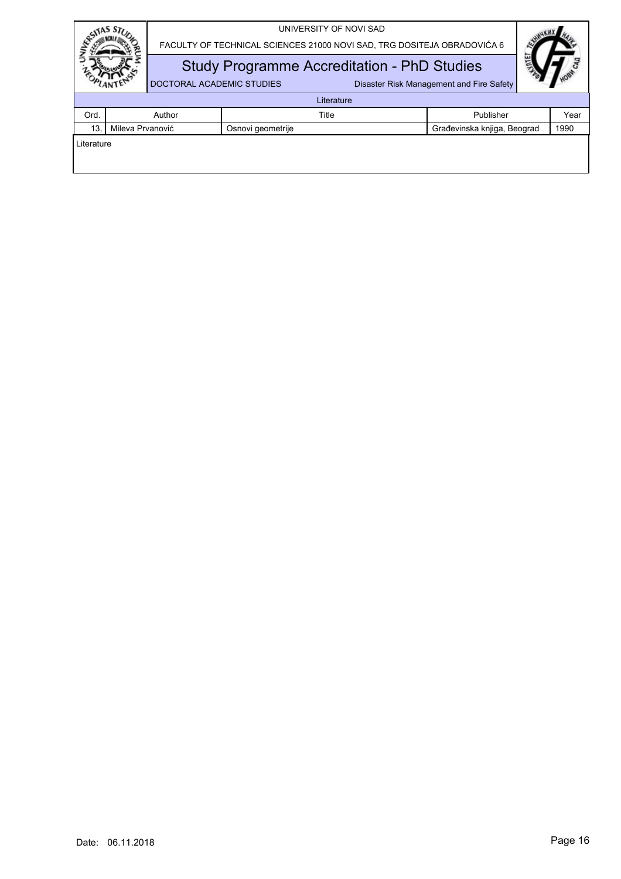| Literature | | | | |
|---|---|---|---|---|
| Ord. | Author | Title | Publisher | Year |
| 13. | Mileva Prvanović | Osnovi geometrije | Građevinska knjiga, Beograd | 1990 |

Literature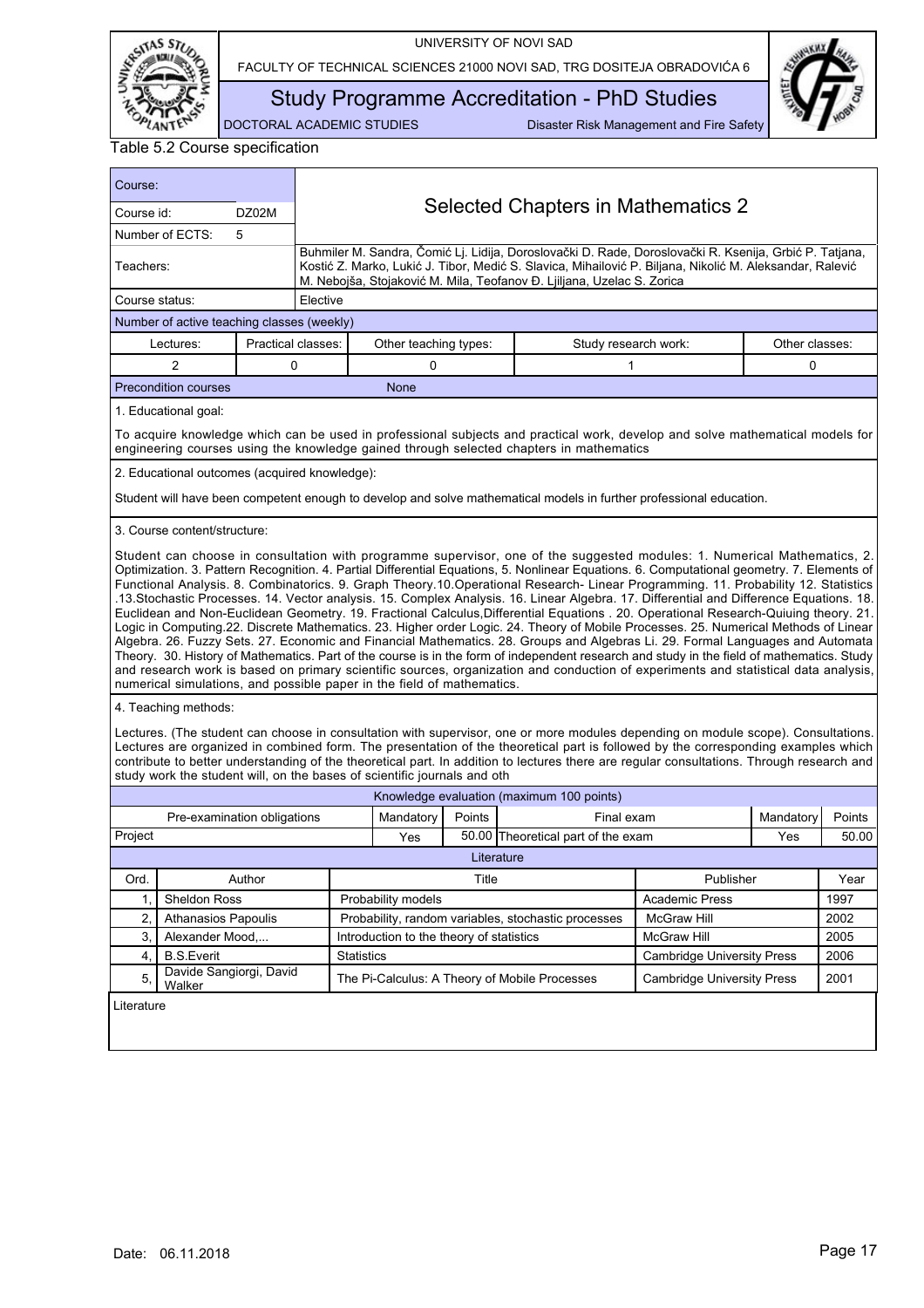Table 5.2 Course specification

| Course: | | |
|---|---|---|
| Course id: | DZ02M | **Selected Chapters in Mathematics 2** |
| Number of ECTS: | 5 | |
| Teachers: | | Buhmiler M. Sandra, Čomić Lj. Lidija, Doroslovački D. Rade, Doroslovački R. Ksenija, Grbić P. Tatjana, Kostić Z. Marko, Lukić J. Tibor, Medić S. Slavica, Mihailović P. Biljana, Nikolić M. Aleksandar, Ralević M. Nebojša, Stojaković M. Mila, Teofanov Đ. Ljiljana, Uzelac S. Zorica |
| Course status: | | Elective |

Number of active teaching classes (weekly)

| Lectures: | Practical classes: | Other teaching types: | Study research work: | Other classes: |
|---|---|---|---|---|
| 2 | 0 | 0 | 1 | 0 |

Precondition courses: None

1. Educational goal:

To acquire knowledge which can be used in professional subjects and practical work, develop and solve mathematical models for engineering courses using the knowledge gained through selected chapters in mathematics

2. Educational outcomes (acquired knowledge):

Student will have been competent enough to develop and solve mathematical models in further professional education.

3. Course content/structure:

Student can choose in consultation with programme supervisor, one of the suggested modules: 1. Numerical Mathematics, 2. Optimization. 3. Pattern Recognition. 4. Partial Differential Equations, 5. Nonlinear Equations. 6. Computational geometry. 7. Elements of Functional Analysis. 8. Combinatorics. 9. Graph Theory.10.Operational Research- Linear Programming. 11. Probability 12. Statistics .13.Stochastic Processes. 14. Vector analysis. 15. Complex Analysis. 16. Linear Algebra. 17. Differential and Difference Equations. 18. Euclidean and Non-Euclidean Geometry. 19. Fractional Calculus,Differential Equations . 20. Operational Research-Quiuing theory. 21. Logic in Computing.22. Discrete Mathematics. 23. Higher order Logic. 24. Theory of Mobile Processes. 25. Numerical Methods of Linear Algebra. 26. Fuzzy Sets. 27. Economic and Financial Mathematics. 28. Groups and Algebras Li. 29. Formal Languages and Automata Theory. 30. History of Mathematics. Part of the course is in the form of independent research and study in the field of mathematics. Study and research work is based on primary scientific sources, organization and conduction of experiments and statistical data analysis, numerical simulations, and possible paper in the field of mathematics.

4. Teaching methods:

Lectures. (The student can choose in consultation with supervisor, one or more modules depending on module scope). Consultations. Lectures are organized in combined form. The presentation of the theoretical part is followed by the corresponding examples which contribute to better understanding of the theoretical part. In addition to lectures there are regular consultations. Through research and study work the student will, on the bases of scientific journals and oth

Knowledge evaluation (maximum 100 points)

| Pre-examination obligations | Mandatory | Points | Final exam | Mandatory | Points |
|---|---|---|---|---|---|
| Project | Yes | 50.00 | Theoretical part of the exam | Yes | 50.00 |

Literature

| Ord. | Author | Title | Publisher | Year |
|---|---|---|---|---|
| 1, | Sheldon Ross | Probability models | Academic Press | 1997 |
| 2, | Athanasios Papoulis | Probability, random variables, stochastic processes | McGraw Hill | 2002 |
| 3, | Alexander Mood,... | Introduction to the theory of statistics | McGraw Hill | 2005 |
| 4, | B.S.Everit | Statistics | Cambridge University Press | 2006 |
| 5, | Davide Sangiorgi, David Walker | The Pi-Calculus: A Theory of Mobile Processes | Cambridge University Press | 2001 |

Literature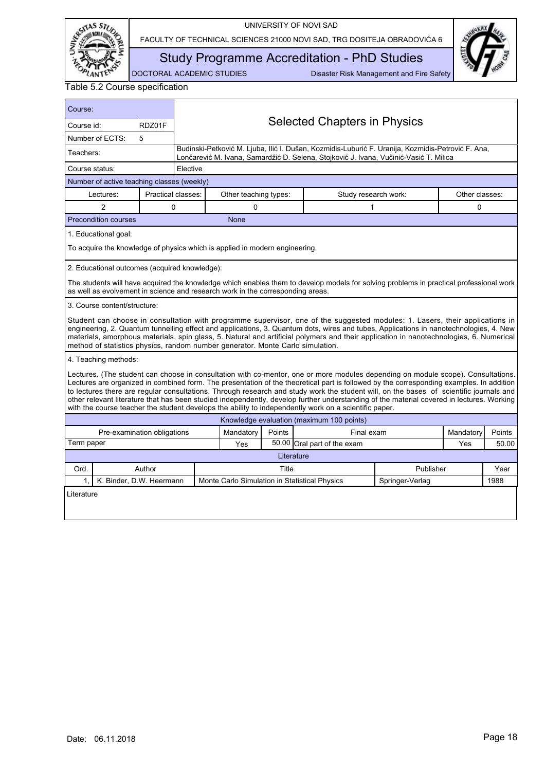Table 5.2 Course specification

| Course: | | |
|---|---|---|
| Course id: | RDZ01F | **Selected Chapters in Physics** |
| Number of ECTS: | 5 | |
| Teachers: | | Budinski-Petković M. Ljuba, Ilić I. Dušan, Kozmidis-Luburić F. Uranija, Kozmidis-Petrović F. Ana, Lončarević M. Ivana, Samardžić D. Selena, Stojković J. Ivana, Vučinić-Vasić T. Milica |
| Course status: | | Elective |

Number of active teaching classes (weekly)

| Lectures: | Practical classes: | Other teaching types: | Study research work: | Other classes: |
|---|---|---|---|---|
| 2 | 0 | 0 | 1 | 0 |

Precondition courses: None

1. Educational goal:

To acquire the knowledge of physics which is applied in modern engineering.

2. Educational outcomes (acquired knowledge):

The students will have acquired the knowledge which enables them to develop models for solving problems in practical professional work as well as evolvement in science and research work in the corresponding areas.

3. Course content/structure:

Student can choose in consultation with programme supervisor, one of the suggested modules: 1. Lasers, their applications in engineering, 2. Quantum tunnelling effect and applications, 3. Quantum dots, wires and tubes, Applications in nanotechnologies, 4. New materials, amorphous materials, spin glass, 5. Natural and artificial polymers and their application in nanotechnologies, 6. Numerical method of statistics physics, random number generator. Monte Carlo simulation.

4. Teaching methods:

Lectures. (The student can choose in consultation with co-mentor, one or more modules depending on module scope). Consultations. Lectures are organized in combined form. The presentation of the theoretical part is followed by the corresponding examples. In addition to lectures there are regular consultations. Through research and study work the student will, on the bases of scientific journals and other relevant literature that has been studied independently, develop further understanding of the material covered in lectures. Working with the course teacher the student develops the ability to independently work on a scientific paper.

Knowledge evaluation (maximum 100 points)

| Pre-examination obligations | Mandatory | Points | Final exam | Mandatory | Points |
|---|---|---|---|---|---|
| Term paper | Yes | 50.00 | Oral part of the exam | Yes | 50.00 |

Literature

| Ord. | Author | Title | Publisher | Year |
|---|---|---|---|---|
| 1, | K. Binder, D.W. Heermann | Monte Carlo Simulation in Statistical Physics | Springer-Verlag | 1988 |

Literature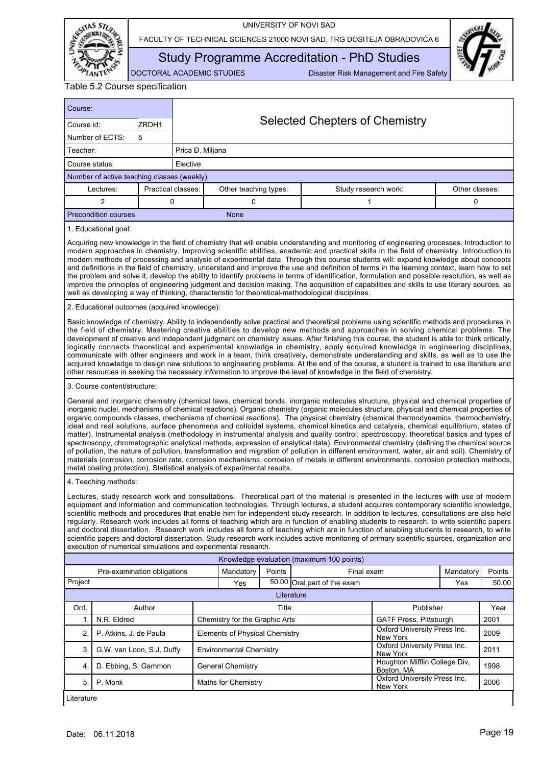Table 5.2 Course specification

| Course: | | |
|---|---|---|
| Course id: | ZRDH1 | **Selected Chepters of Chemistry** |
| Number of ECTS: | 5 | |
| Teacher: | | Prica Đ. Miljana |
| Course status: | | Elective |

Number of active teaching classes (weekly)

| Lectures: | Practical classes: | Other teaching types: | Study research work: | Other classes: |
|---|---|---|---|---|
| 2 | 0 | 0 | 1 | 0 |

Precondition courses: None

1. Educational goal:

Acquiring new knowledge in the field of chemistry that will enable understanding and monitoring of engineering processes. Introduction to modern approaches in chemistry. Improving scientific abilities, academic and practical skills in the field of chemistry. Introduction to modern methods of processing and analysis of experimental data. Through this course students will: expand knowledge about concepts and definitions in the field of chemistry, understand and improve the use and definition of terms in the learning context, learn how to set the problem and solve it, develop the ability to identify problems in terms of identification, formulation and possible resolution, as well as improve the principles of engineering judgment and decision making. The acquisition of capabilities and skills to use literary sources, as well as developing a way of thinking, characteristic for theoretical-methodological disciplines.

2. Educational outcomes (acquired knowledge):

Basic knowledge of chemistry. Ability to independently solve practical and theoretical problems using scientific methods and procedures in the field of chemistry. Mastering creative abilities to develop new methods and approaches in solving chemical problems. The development of creative and independent judgment on chemistry issues. After finishing this course, the student is able to: think critically, logically connects theoretical and experimental knowledge in chemistry, apply acquired knowledge in engineering disciplines, communicate with other engineers and work in a team, think creatively, demonstrate understanding and skills, as well as to use the acquired knowledge to design new solutions to engineering problems. At the end of the course, a student is trained to use literature and other resources in seeking the necessary information to improve the level of knowledge in the field of chemistry.

3. Course content/structure:

General and inorganic chemistry (chemical laws, chemical bonds, inorganic molecules structure, physical and chemical properties of inorganic nuclei, mechanisms of chemical reactions). Organic chemistry (organic molecules structure, physical and chemical properties of organic compounds classes, mechanisms of chemical reactions). The physical chemistry (chemical thermodynamics, thermochemistry, ideal and real solutions, surface phenomena and colloidal systems, chemical kinetics and catalysis, chemical equilibrium, states of matter). Instrumental analysis (methodology in instrumental analysis and quality control; spectroscopy, theoretical basics and types of spectroscopy, chromatographic analytical methods, expression of analytical data). Environmental chemistry (defining the chemical source of pollution, the nature of pollution, transformation and migration of pollution in different environment, water, air and soil). Chemistry of materials (corrosion, corrosion rate, corrosion mechanisms, corrosion of metals in different environments, corrosion protection methods, metal coating protection). Statistical analysis of experimental results.

4. Teaching methods:

Lectures, study research work and consultations. Theoretical part of the material is presented in the lectures with use of modern equipment and information and communication technologies. Through lectures, a student acquires contemporary scientific knowledge, scientific methods and procedures that enable him for independent study research. In addition to lectures, consultations are also held regularly. Research work includes all forms of teaching which are in function of enabling students to research, to write scientific papers and doctoral dissertation. Research work includes all forms of teaching which are in function of enabling students to research, to write scientific papers and doctoral dissertation. Study research work includes active monitoring of primary scientific sources, organization and execution of numerical simulations and experimental research.

Knowledge evaluation (maximum 100 points)

| Pre-examination obligations | Mandatory | Points | Final exam | Mandatory | Points |
|---|---|---|---|---|---|
| Project | Yes | 50.00 | Oral part of the exam | Yes | 50.00 |

Literature

| Ord. | Author | Title | Publisher | Year |
|---|---|---|---|---|
| 1, | N.R. Eldred | Chemistry for the Graphic Arts | GATF Press, Pittsburgh | 2001 |
| 2, | P. Atkins, J. de Paula | Elements of Physical Chemistry | Oxford University Press Inc. New York | 2009 |
| 3, | G.W. van Loon, S.J. Duffy | Environmental Chemistry | Oxford University Press Inc. New York | 2011 |
| 4, | D. Ebbing, S. Gammon | General Chemistry | Houghton Mifflin College Div, Boston, MA | 1998 |
| 5, | P. Monk | Maths for Chemistry | Oxford University Press Inc. New York | 2006 |

Literature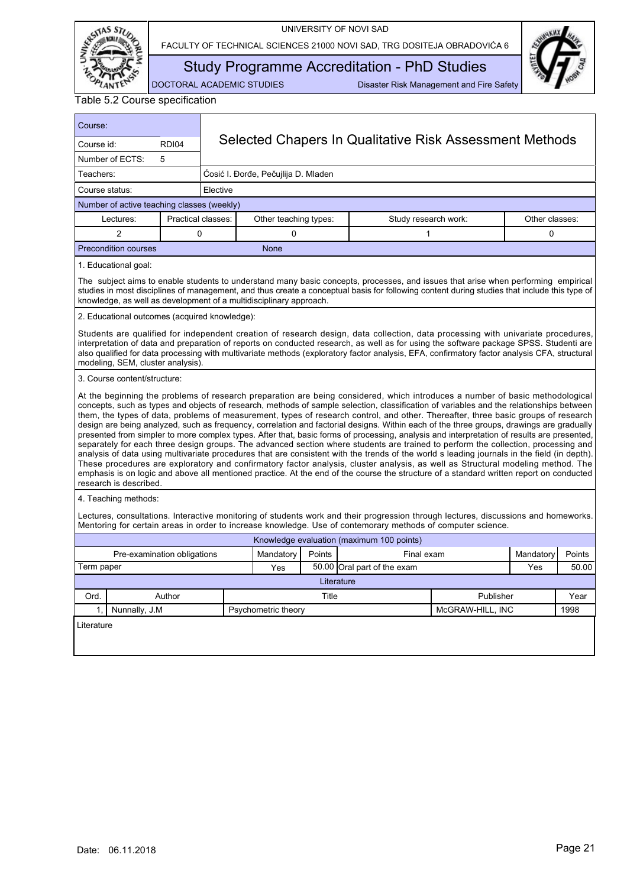Table 5.2 Course specification

| Course: | | |
|---|---|---|
| Course id: | RDI04 | Selected Chapers In Qualitative Risk Assessment Methods |
| Number of ECTS: | 5 | |
| Teachers: | | Ćosić I. Đorđe, Pečujlija D. Mladen |
| Course status: | | Elective |

Number of active teaching classes (weekly)

| Lectures: | Practical classes: | Other teaching types: | Study research work: | Other classes: |
|---|---|---|---|---|
| 2 | 0 | 0 | 1 | 0 |

Precondition courses: None

1. Educational goal:

The subject aims to enable students to understand many basic concepts, processes, and issues that arise when performing empirical studies in most disciplines of management, and thus create a conceptual basis for following content during studies that include this type of knowledge, as well as development of a multidisciplinary approach.

2. Educational outcomes (acquired knowledge):

Students are qualified for independent creation of research design, data collection, data processing with univariate procedures, interpretation of data and preparation of reports on conducted research, as well as for using the software package SPSS. Studenti are also qualified for data processing with multivariate methods (exploratory factor analysis, EFA, confirmatory factor analysis CFA, structural modeling, SEM, cluster analysis).

3. Course content/structure:

At the beginning the problems of research preparation are being considered, which introduces a number of basic methodological concepts, such as types and objects of research, methods of sample selection, classification of variables and the relationships between them, the types of data, problems of measurement, types of research control, and other. Thereafter, three basic groups of research design are being analyzed, such as frequency, correlation and factorial designs. Within each of the three groups, drawings are gradually presented from simpler to more complex types. After that, basic forms of processing, analysis and interpretation of results are presented, separately for each three design groups. The advanced section where students are trained to perform the collection, processing and analysis of data using multivariate procedures that are consistent with the trends of the world s leading journals in the field (in depth). These procedures are exploratory and confirmatory factor analysis, cluster analysis, as well as Structural modeling method. The emphasis is on logic and above all mentioned practice. At the end of the course the structure of a standard written report on conducted research is described.

4. Teaching methods:

Lectures, consultations. Interactive monitoring of students work and their progression through lectures, discussions and homeworks. Mentoring for certain areas in order to increase knowledge. Use of contemorary methods of computer science.

Knowledge evaluation (maximum 100 points)

| Pre-examination obligations | Mandatory | Points | Final exam | Mandatory | Points |
|---|---|---|---|---|---|
| Term paper | Yes | 50.00 | Oral part of the exam | Yes | 50.00 |

Literature

| Ord. | Author | Title | Publisher | Year |
|---|---|---|---|---|
| 1, | Nunnally, J.M | Psychometric theory | McGRAW-HILL, INC | 1998 |

Literature

Date: 06.11.2018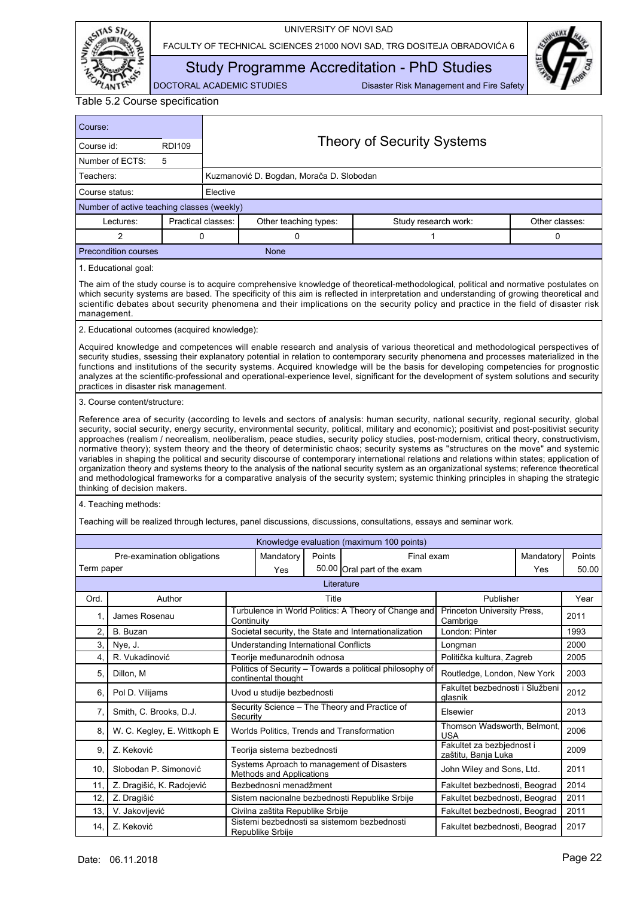Table 5.2 Course specification

| Course: | | Theory of Security Systems | | | |
|---|---|---|---|---|---|
| Course id: | RDI109 | | | | |
| Number of ECTS: | 5 | | | | |
| Teachers: | | Kuzmanović D. Bogdan, Morača D. Slobodan | | | |
| Course status: | | Elective | | | |

**Number of active teaching classes (weekly)**

| Lectures: | Practical classes: | Other teaching types: | Study research work: | Other classes: |
|---|---|---|---|---|
| 2 | 0 | 0 | 1 | 0 |

**Precondition courses:** None

1. Educational goal:

The aim of the study course is to acquire comprehensive knowledge of theoretical-methodological, political and normative postulates on which security systems are based. The specificity of this aim is reflected in interpretation and understanding of growing theoretical and scientific debates about security phenomena and their implications on the security policy and practice in the field of disaster risk management.

2. Educational outcomes (acquired knowledge):

Acquired knowledge and competences will enable research and analysis of various theoretical and methodological perspectives of security studies, ssessing their explanatory potential in relation to contemporary security phenomena and processes materialized in the functions and institutions of the security systems. Acquired knowledge will be the basis for developing competencies for prognostic analyzes at the scientific-professional and operational-experience level, significant for the development of system solutions and security practices in disaster risk management.

3. Course content/structure:

Reference area of security (according to levels and sectors of analysis: human security, national security, regional security, global security, social security, energy security, environmental security, political, military and economic); positivist and post-positivist security approaches (realism / neorealism, neoliberalism, peace studies, security policy studies, post-modernism, critical theory, constructivism, normative theory); system theory and the theory of deterministic chaos; security systems as "structures on the move" and systemic variables in shaping the political and security discourse of contemporary international relations and relations within states; application of organization theory and systems theory to the analysis of the national security system as an organizational systems; reference theoretical and methodological frameworks for a comparative analysis of the security system; systemic thinking principles in shaping the strategic thinking of decision makers.

4. Teaching methods:

Teaching will be realized through lectures, panel discussions, discussions, consultations, essays and seminar work.

**Knowledge evaluation (maximum 100 points)**

| Pre-examination obligations | Mandatory | Points | Final exam | Mandatory | Points |
|---|---|---|---|---|---|
| Term paper | Yes | 50.00 | Oral part of the exam | Yes | 50.00 |

**Literature**

| Ord. | Author | Title | Publisher | Year |
|---|---|---|---|---|
| 1, | James Rosenau | Turbulence in World Politics: A Theory of Change and Continuity | Princeton University Press, Cambrige | 2011 |
| 2, | B. Buzan | Societal security, the State and Internationalization | London: Pinter | 1993 |
| 3, | Nye, J. | Understanding International Conflicts | Longman | 2000 |
| 4, | R. Vukadinović | Teorije međunarodnih odnosa | Politička kultura, Zagreb | 2005 |
| 5, | Dillon, M | Politics of Security – Towards a political philosophy of continental thought | Routledge, London, New York | 2003 |
| 6, | Pol D. Vilijams | Uvod u studije bezbednosti | Fakultet bezbednosti i Službeni glasnik | 2012 |
| 7, | Smith, C. Brooks, D.J. | Security Science – The Theory and Practice of Security | Elsewier | 2013 |
| 8, | W. C. Kegley, E. Wittkoph E | Worlds Politics, Trends and Transformation | Thomson Wadsworth, Belmont, USA | 2006 |
| 9, | Z. Keković | Teorija sistema bezbednosti | Fakultet za bezbjednost i zaštitu, Banja Luka | 2009 |
| 10, | Slobodan P. Simonović | Systems Aproach to management of Disasters Methods and Applications | John Wiley and Sons, Ltd. | 2011 |
| 11, | Z. Dragišić, K. Radojević | Bezbednosni menadžment | Fakultet bezbednosti, Beograd | 2014 |
| 12, | Z. Dragišić | Sistem nacionalne bezbednosti Republike Srbije | Fakultet bezbednosti, Beograd | 2011 |
| 13, | V. Jakovljević | Civilna zaštita Republike Srbije | Fakultet bezbednosti, Beograd | 2011 |
| 14, | Z. Keković | Sistemi bezbednosti sa sistemom bezbednosti Republike Srbije | Fakultet bezbednosti, Beograd | 2017 |

Date: 06.11.2018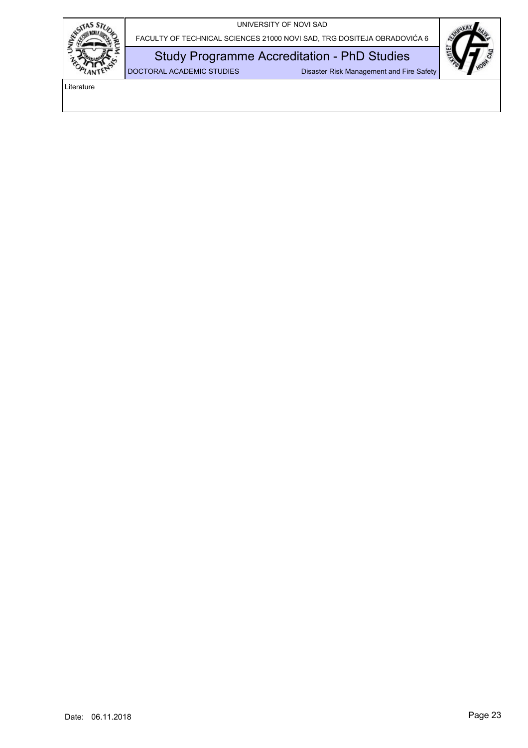| Literature |
| --- |
| |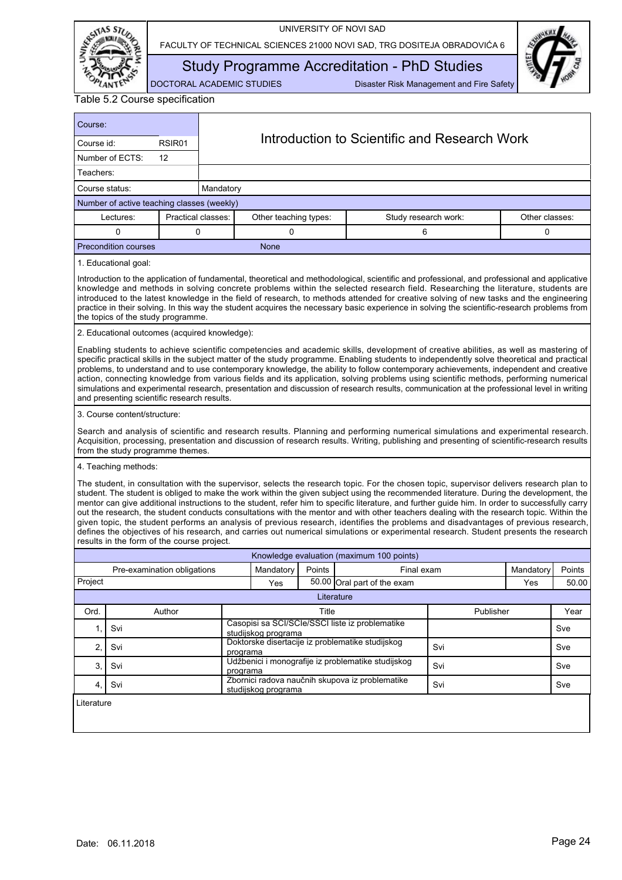Table 5.2 Course specification

| Course: | | Introduction to Scientific and Research Work |
|---|---|---|
| Course id: | RSIR01 | |
| Number of ECTS: | 12 | |
| Teachers: | | |
| Course status: | | Mandatory |

**Number of active teaching classes (weekly)**

| Lectures: | Practical classes: | Other teaching types: | Study research work: | Other classes: |
|---|---|---|---|---|
| 0 | 0 | 0 | 6 | 0 |

**Precondition courses:** None

1. Educational goal:

Introduction to the application of fundamental, theoretical and methodological, scientific and professional, and professional and applicative knowledge and methods in solving concrete problems within the selected research field. Researching the literature, students are introduced to the latest knowledge in the field of research, to methods attended for creative solving of new tasks and the engineering practice in their solving. In this way the student acquires the necessary basic experience in solving the scientific-research problems from the topics of the study programme.

2. Educational outcomes (acquired knowledge):

Enabling students to achieve scientific competencies and academic skills, development of creative abilities, as well as mastering of specific practical skills in the subject matter of the study programme. Enabling students to independently solve theoretical and practical problems, to understand and to use contemporary knowledge, the ability to follow contemporary achievements, independent and creative action, connecting knowledge from various fields and its application, solving problems using scientific methods, performing numerical simulations and experimental research, presentation and discussion of research results, communication at the professional level in writing and presenting scientific research results.

3. Course content/structure:

Search and analysis of scientific and research results. Planning and performing numerical simulations and experimental research. Acquisition, processing, presentation and discussion of research results. Writing, publishing and presenting of scientific-research results from the study programme themes.

4. Teaching methods:

The student, in consultation with the supervisor, selects the research topic. For the chosen topic, supervisor delivers research plan to student. The student is obliged to make the work within the given subject using the recommended literature. During the development, the mentor can give additional instructions to the student, refer him to specific literature, and further guide him. In order to successfully carry out the research, the student conducts consultations with the mentor and with other teachers dealing with the research topic. Within the given topic, the student performs an analysis of previous research, identifies the problems and disadvantages of previous research, defines the objectives of his research, and carries out numerical simulations or experimental research. Student presents the research results in the form of the course project.

**Knowledge evaluation (maximum 100 points)**

| Pre-examination obligations | Mandatory | Points | Final exam | Mandatory | Points |
|---|---|---|---|---|---|
| Project | Yes | 50.00 | Oral part of the exam | Yes | 50.00 |

**Literature**

| Ord. | Author | Title | Publisher | Year |
|---|---|---|---|---|
| 1, | Svi | Casopisi sa SCI/SCIe/SSCI liste iz problematike studijskog programa | | Sve |
| 2, | Svi | Doktorske disertacije iz problematike studijskog programa | Svi | Sve |
| 3, | Svi | Udžbenici i monografije iz problematike studijskog programa | Svi | Sve |
| 4, | Svi | Zbornici radova naučnih skupova iz problematike studijskog programa | Svi | Sve |

Literature

Date: 06.11.2018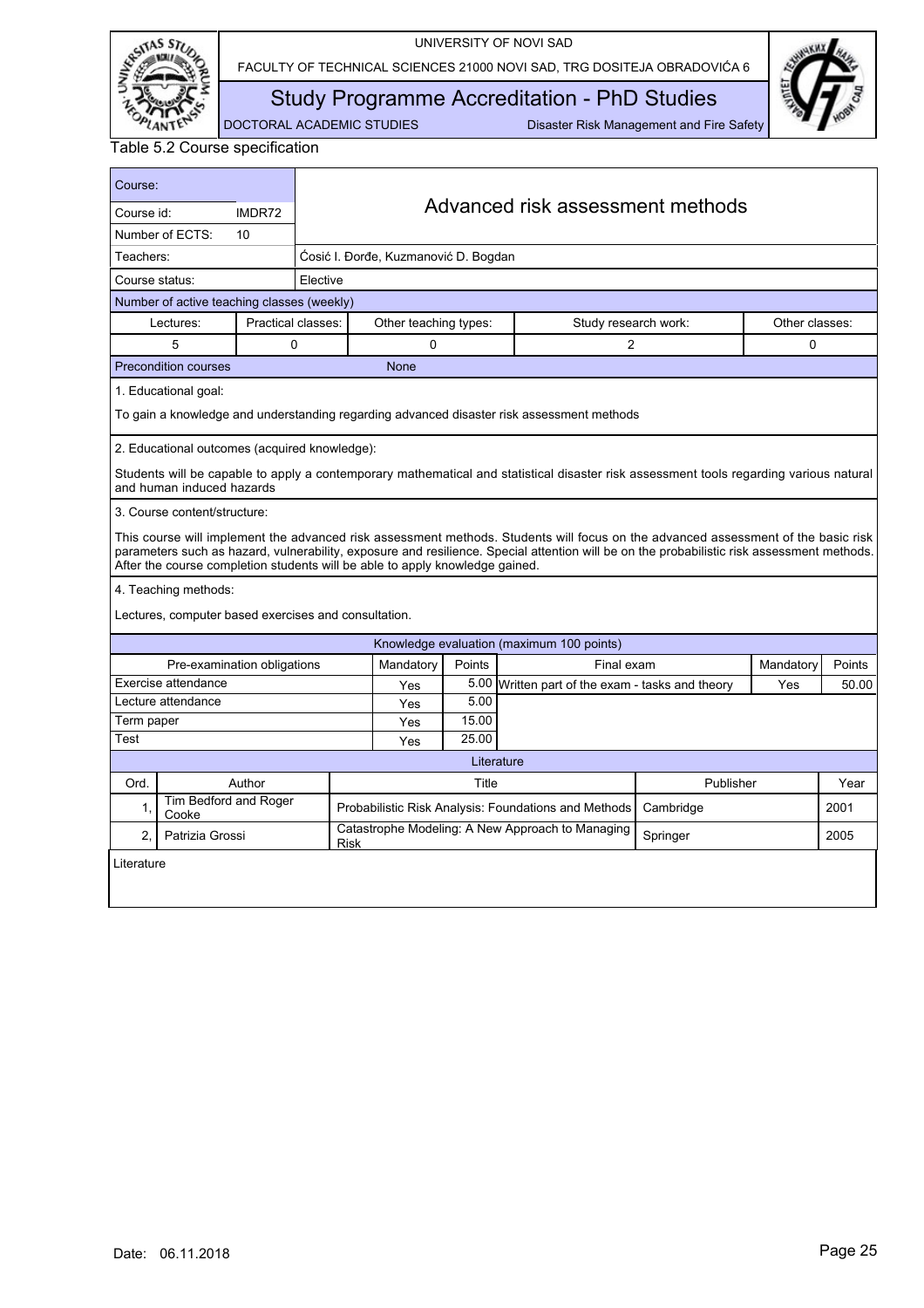Table 5.2 Course specification

| Course: | | Advanced risk assessment methods |
|---|---|---|
| Course id: | IMDR72 | |
| Number of ECTS: | 10 | |
| Teachers: | | Ćosić I. Đorđe, Kuzmanović D. Bogdan |
| Course status: | | Elective |

Number of active teaching classes (weekly)

| Lectures: | Practical classes: | Other teaching types: | Study research work: | Other classes: |
|---|---|---|---|---|
| 5 | 0 | 0 | 2 | 0 |

| Precondition courses | None |
|---|---|

1. Educational goal:

To gain a knowledge and understanding regarding advanced disaster risk assessment methods

2. Educational outcomes (acquired knowledge):

Students will be capable to apply a contemporary mathematical and statistical disaster risk assessment tools regarding various natural and human induced hazards

3. Course content/structure:

This course will implement the advanced risk assessment methods. Students will focus on the advanced assessment of the basic risk parameters such as hazard, vulnerability, exposure and resilience. Special attention will be on the probabilistic risk assessment methods. After the course completion students will be able to apply knowledge gained.

4. Teaching methods:

Lectures, computer based exercises and consultation.

Knowledge evaluation (maximum 100 points)

| Pre-examination obligations | Mandatory | Points | Final exam | Mandatory | Points |
|---|---|---|---|---|---|
| Exercise attendance | Yes | 5.00 | Written part of the exam - tasks and theory | Yes | 50.00 |
| Lecture attendance | Yes | 5.00 | | | |
| Term paper | Yes | 15.00 | | | |
| Test | Yes | 25.00 | | | |

Literature

| Ord. | Author | Title | Publisher | Year |
|---|---|---|---|---|
| 1, | Tim Bedford and Roger Cooke | Probabilistic Risk Analysis: Foundations and Methods | Cambridge | 2001 |
| 2, | Patrizia Grossi | Catastrophe Modeling: A New Approach to Managing Risk | Springer | 2005 |

Literature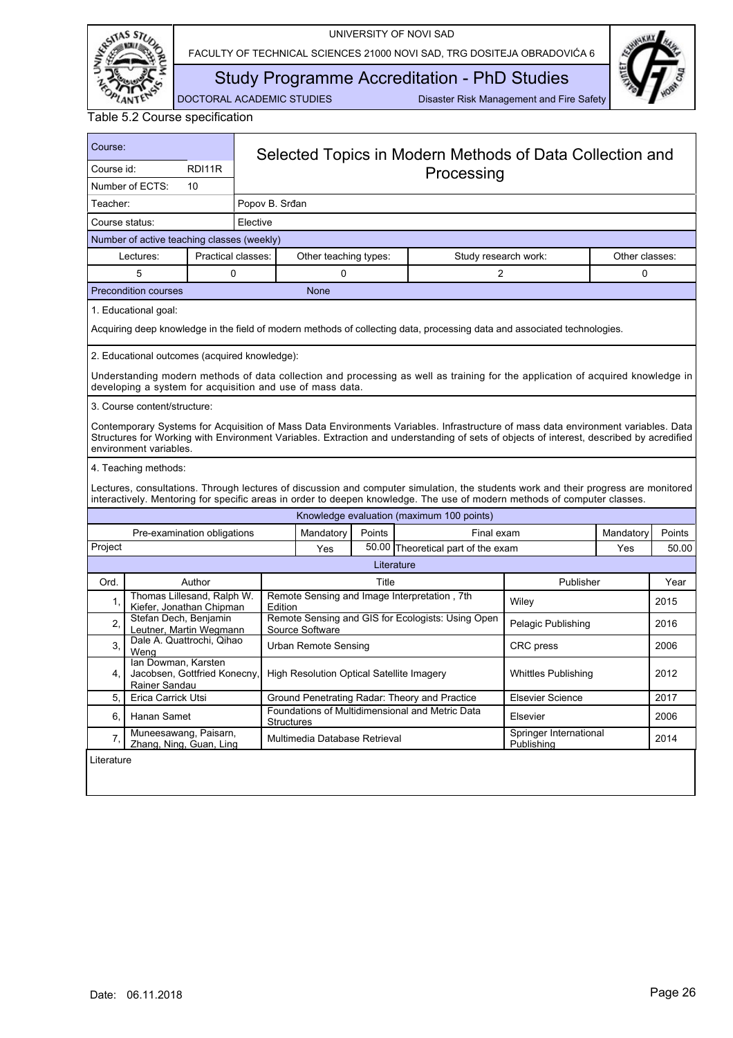Table 5.2 Course specification

| Course: | | Selected Topics in Modern Methods of Data Collection and Processing |
|---|---|---|
| Course id: | RDI11R | |
| Number of ECTS: | 10 | |
| Teacher: | | Popov B. Srđan |
| Course status: | | Elective |

Number of active teaching classes (weekly)

| Lectures: | Practical classes: | Other teaching types: | Study research work: | Other classes: |
|---|---|---|---|---|
| 5 | 0 | 0 | 2 | 0 |

Precondition courses: None

1. Educational goal:

Acquiring deep knowledge in the field of modern methods of collecting data, processing data and associated technologies.

2. Educational outcomes (acquired knowledge):

Understanding modern methods of data collection and processing as well as training for the application of acquired knowledge in developing a system for acquisition and use of mass data.

3. Course content/structure:

Contemporary Systems for Acquisition of Mass Data Environments Variables. Infrastructure of mass data environment variables. Data Structures for Working with Environment Variables. Extraction and understanding of sets of objects of interest, described by acredified environment variables.

4. Teaching methods:

Lectures, consultations. Through lectures of discussion and computer simulation, the students work and their progress are monitored interactively. Mentoring for specific areas in order to deepen knowledge. The use of modern methods of computer classes.

Knowledge evaluation (maximum 100 points)

| Pre-examination obligations | Mandatory | Points | Final exam | Mandatory | Points |
|---|---|---|---|---|---|
| Project | Yes | 50.00 | Theoretical part of the exam | Yes | 50.00 |

Literature

| Ord. | Author | Title | Publisher | Year |
|---|---|---|---|---|
| 1, | Thomas Lillesand, Ralph W. Kiefer, Jonathan Chipman | Remote Sensing and Image Interpretation , 7th Edition | Wiley | 2015 |
| 2, | Stefan Dech, Benjamin Leutner, Martin Wegmann | Remote Sensing and GIS for Ecologists: Using Open Source Software | Pelagic Publishing | 2016 |
| 3, | Dale A. Quattrochi, Qihao Weng | Urban Remote Sensing | CRC press | 2006 |
| 4, | Ian Dowman, Karsten Jacobsen, Gottfried Konecny, Rainer Sandau | High Resolution Optical Satellite Imagery | Whittles Publishing | 2012 |
| 5, | Erica Carrick Utsi | Ground Penetrating Radar: Theory and Practice | Elsevier Science | 2017 |
| 6, | Hanan Samet | Foundations of Multidimensional and Metric Data Structures | Elsevier | 2006 |
| 7, | Muneesawang, Paisarn, Zhang, Ning, Guan, Ling | Multimedia Database Retrieval | Springer International Publishing | 2014 |

Literature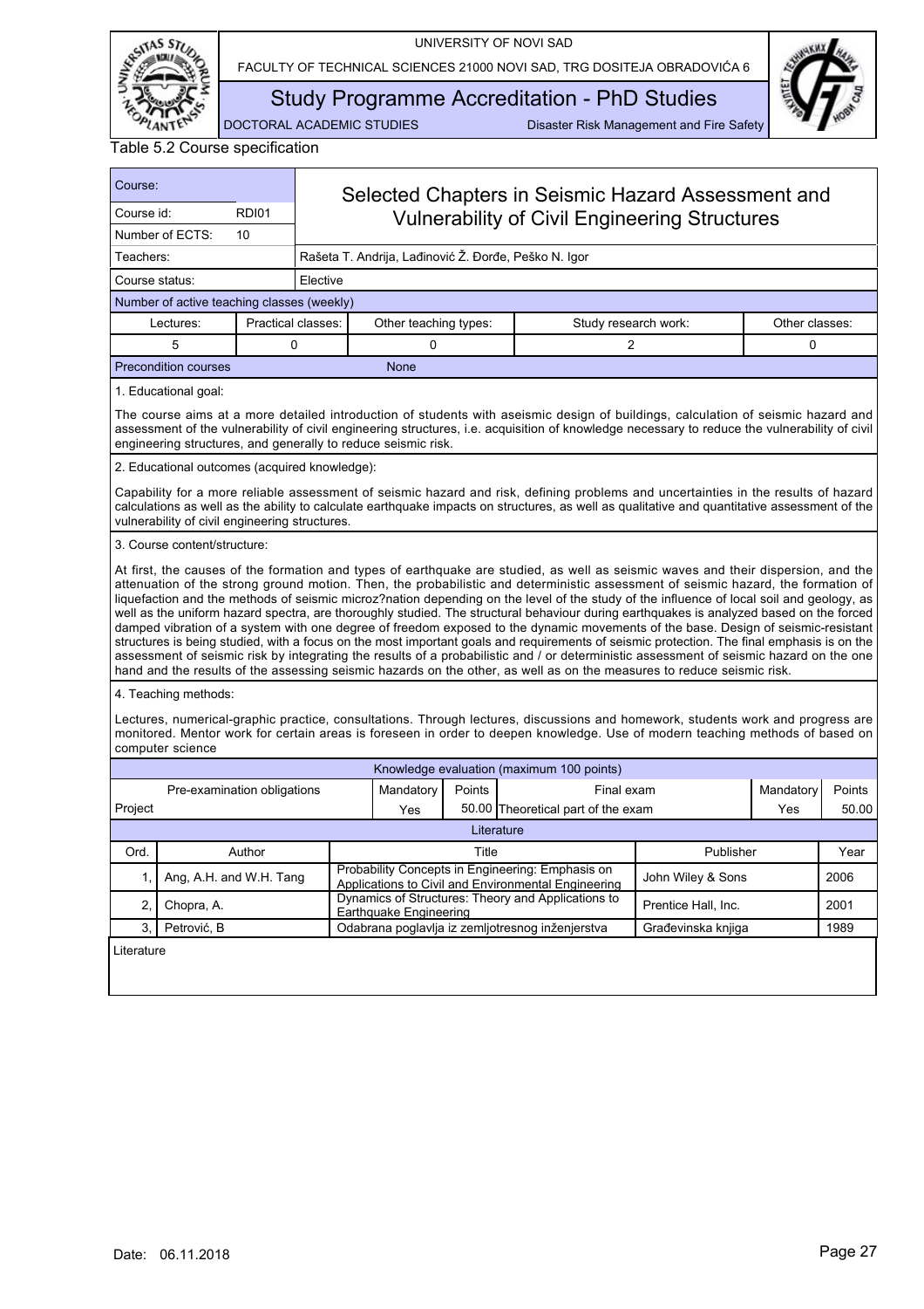Table 5.2 Course specification

| Course: | | Selected Chapters in Seismic Hazard Assessment and Vulnerability of Civil Engineering Structures |
|---|---|---|
| Course id: | RDI01 | |
| Number of ECTS: | 10 | |
| Teachers: | | Rašeta T. Andrija, Lađinović Ž. Đorđe, Peško N. Igor |
| Course status: | | Elective |

Number of active teaching classes (weekly)

| Lectures: | Practical classes: | Other teaching types: | Study research work: | Other classes: |
|---|---|---|---|---|
| 5 | 0 | 0 | 2 | 0 |

Precondition courses: None

1. Educational goal:

The course aims at a more detailed introduction of students with aseismic design of buildings, calculation of seismic hazard and assessment of the vulnerability of civil engineering structures, i.e. acquisition of knowledge necessary to reduce the vulnerability of civil engineering structures, and generally to reduce seismic risk.

2. Educational outcomes (acquired knowledge):

Capability for a more reliable assessment of seismic hazard and risk, defining problems and uncertainties in the results of hazard calculations as well as the ability to calculate earthquake impacts on structures, as well as qualitative and quantitative assessment of the vulnerability of civil engineering structures.

3. Course content/structure:

At first, the causes of the formation and types of earthquake are studied, as well as seismic waves and their dispersion, and the attenuation of the strong ground motion. Then, the probabilistic and deterministic assessment of seismic hazard, the formation of liquefaction and the methods of seismic microz?nation depending on the level of the study of the influence of local soil and geology, as well as the uniform hazard spectra, are thoroughly studied. The structural behaviour during earthquakes is analyzed based on the forced damped vibration of a system with one degree of freedom exposed to the dynamic movements of the base. Design of seismic-resistant structures is being studied, with a focus on the most important goals and requirements of seismic protection. The final emphasis is on the assessment of seismic risk by integrating the results of a probabilistic and / or deterministic assessment of seismic hazard on the one hand and the results of the assessing seismic hazards on the other, as well as on the measures to reduce seismic risk.

4. Teaching methods:

Lectures, numerical-graphic practice, consultations. Through lectures, discussions and homework, students work and progress are monitored. Mentor work for certain areas is foreseen in order to deepen knowledge. Use of modern teaching methods of based on computer science

Knowledge evaluation (maximum 100 points)

| Pre-examination obligations | Mandatory | Points | Final exam | Mandatory | Points |
|---|---|---|---|---|---|
| Project | Yes | 50.00 | Theoretical part of the exam | Yes | 50.00 |

Literature

| Ord. | Author | Title | Publisher | Year |
|---|---|---|---|---|
| 1, | Ang, A.H. and W.H. Tang | Probability Concepts in Engineering: Emphasis on Applications to Civil and Environmental Engineering | John Wiley & Sons | 2006 |
| 2, | Chopra, A. | Dynamics of Structures: Theory and Applications to Earthquake Engineering | Prentice Hall, Inc. | 2001 |
| 3, | Petrović, B | Odabrana poglavlja iz zemljotresnog inženjerstva | Građevinska knjiga | 1989 |

Literature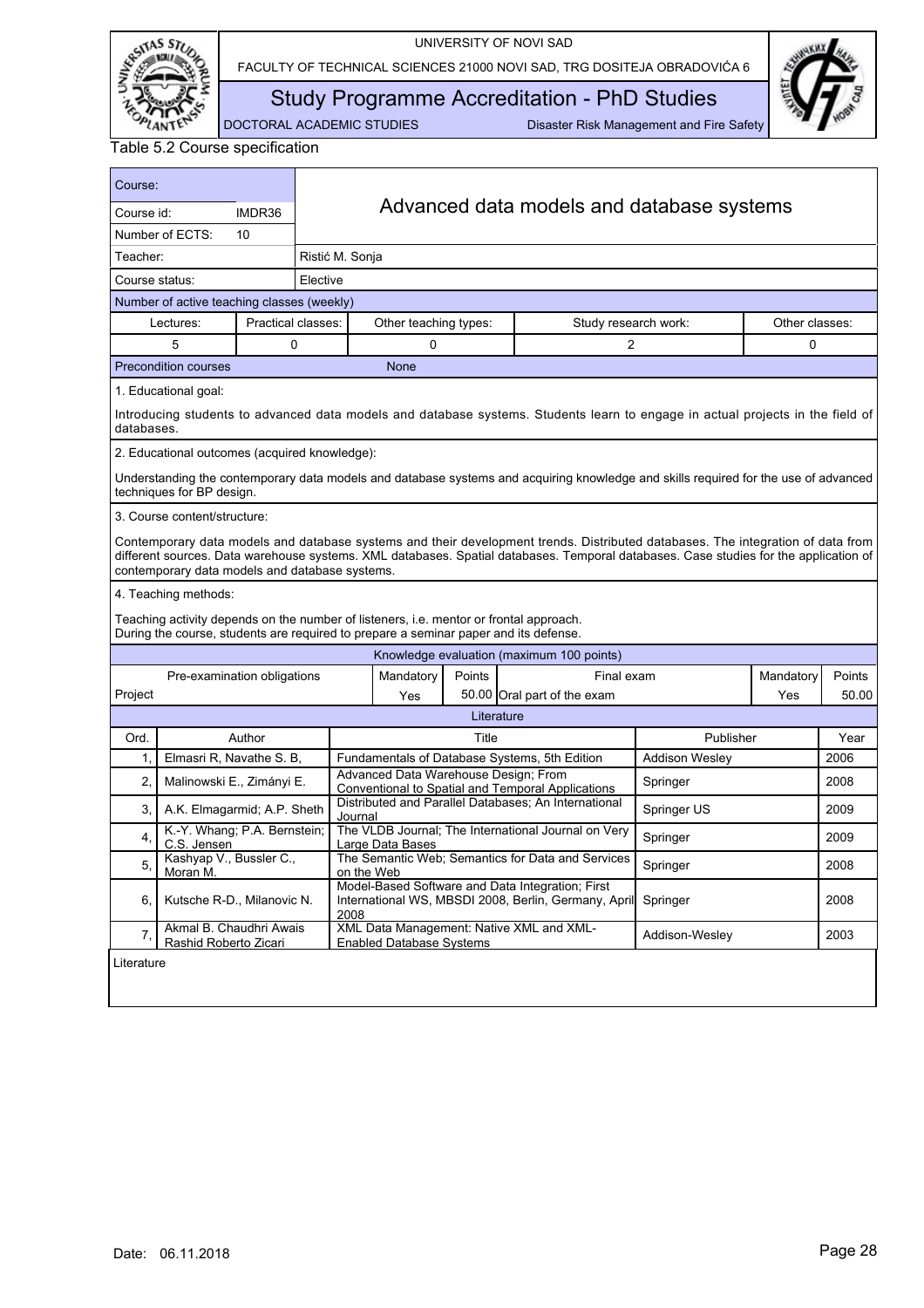Table 5.2 Course specification

| Course: | | Advanced data models and database systems |
|---|---|---|
| Course id: | IMDR36 | |
| Number of ECTS: | 10 | |
| Teacher: | | Ristić M. Sonja |
| Course status: | | Elective |

Number of active teaching classes (weekly)

| Lectures: | Practical classes: | Other teaching types: | Study research work: | Other classes: |
|---|---|---|---|---|
| 5 | 0 | 0 | 2 | 0 |

Precondition courses: None

1. Educational goal:

Introducing students to advanced data models and database systems. Students learn to engage in actual projects in the field of databases.

2. Educational outcomes (acquired knowledge):

Understanding the contemporary data models and database systems and acquiring knowledge and skills required for the use of advanced techniques for BP design.

3. Course content/structure:

Contemporary data models and database systems and their development trends. Distributed databases. The integration of data from different sources. Data warehouse systems. XML databases. Spatial databases. Temporal databases. Case studies for the application of contemporary data models and database systems.

4. Teaching methods:

Teaching activity depends on the number of listeners, i.e. mentor or frontal approach.
During the course, students are required to prepare a seminar paper and its defense.

Knowledge evaluation (maximum 100 points)

| Pre-examination obligations | Mandatory | Points | Final exam | Mandatory | Points |
|---|---|---|---|---|---|
| Project | Yes | 50.00 | Oral part of the exam | Yes | 50.00 |

Literature

| Ord. | Author | Title | Publisher | Year |
|---|---|---|---|---|
| 1, | Elmasri R, Navathe S. B, | Fundamentals of Database Systems, 5th Edition | Addison Wesley | 2006 |
| 2, | Malinowski E., Zimányi E. | Advanced Data Warehouse Design; From Conventional to Spatial and Temporal Applications | Springer | 2008 |
| 3, | A.K. Elmagarmid; A.P. Sheth | Distributed and Parallel Databases; An International Journal | Springer US | 2009 |
| 4, | K.-Y. Whang; P.A. Bernstein; C.S. Jensen | The VLDB Journal; The International Journal on Very Large Data Bases | Springer | 2009 |
| 5, | Kashyap V., Bussler C., Moran M. | The Semantic Web; Semantics for Data and Services on the Web | Springer | 2008 |
| 6, | Kutsche R-D., Milanovic N. | Model-Based Software and Data Integration; First International WS, MBSDI 2008, Berlin, Germany, April 2008 | Springer | 2008 |
| 7, | Akmal B. Chaudhri Awais Rashid Roberto Zicari | XML Data Management: Native XML and XML-Enabled Database Systems | Addison-Wesley | 2003 |

Literature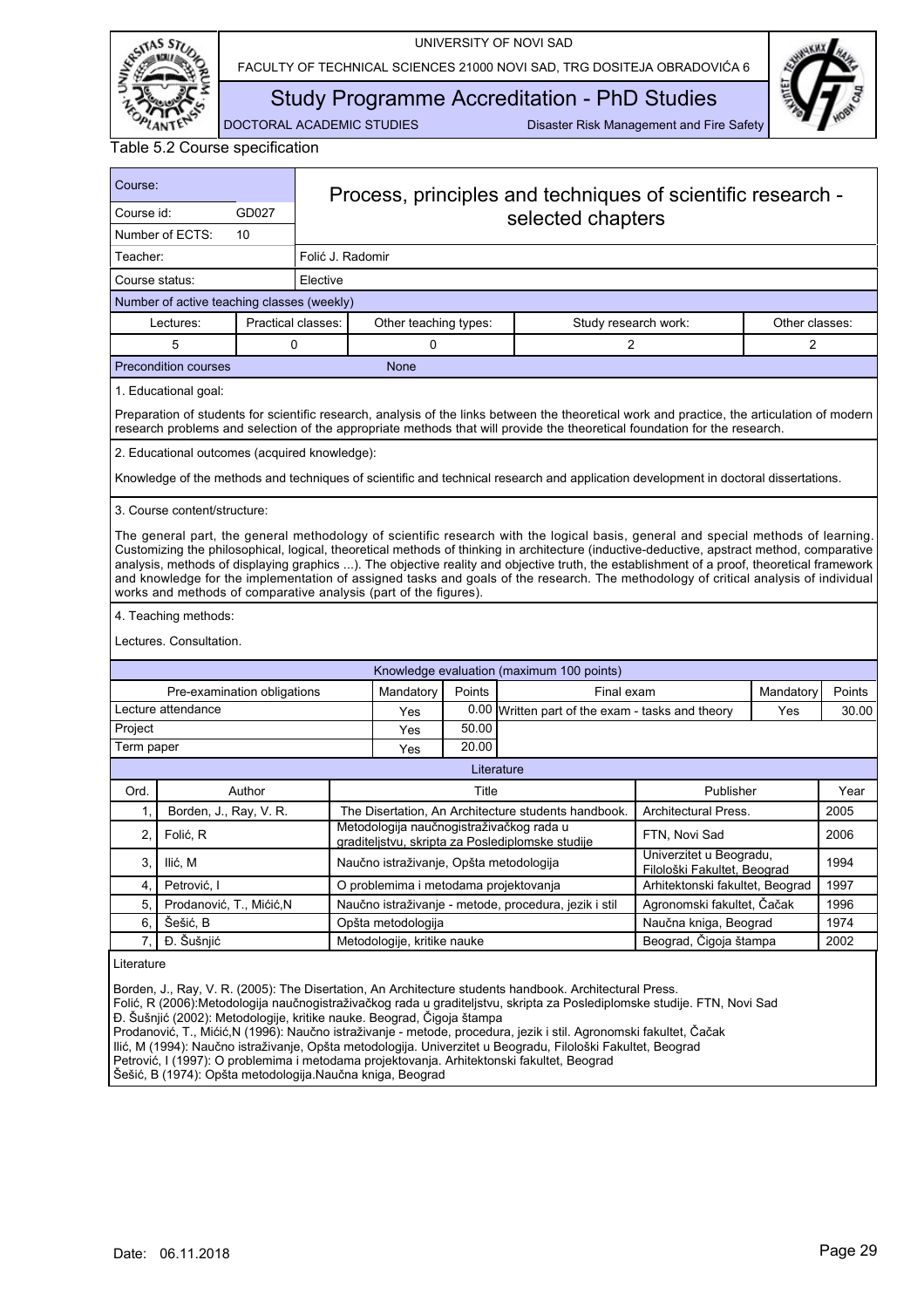Table 5.2 Course specification

| Course: | | Process, principles and techniques of scientific research - selected chapters | | | | | |
|---|---|---|---|---|---|---|---|
| Course id: | GD027 | | | | | | |
| Number of ECTS: | 10 | | | | | | |
| Teacher: | | Folić J. Radomir | | | | | |
| Course status: | | Elective | | | | | |

Number of active teaching classes (weekly)

| Lectures: | Practical classes: | Other teaching types: | Study research work: | Other classes: |
|---|---|---|---|---|
| 5 | 0 | 0 | 2 | 2 |

Precondition courses: None

1. Educational goal:

Preparation of students for scientific research, analysis of the links between the theoretical work and practice, the articulation of modern research problems and selection of the appropriate methods that will provide the theoretical foundation for the research.

2. Educational outcomes (acquired knowledge):

Knowledge of the methods and techniques of scientific and technical research and application development in doctoral dissertations.

3. Course content/structure:

The general part, the general methodology of scientific research with the logical basis, general and special methods of learning. Customizing the philosophical, logical, theoretical methods of thinking in architecture (inductive-deductive, apstract method, comparative analysis, methods of displaying graphics ...). The objective reality and objective truth, the establishment of a proof, theoretical framework and knowledge for the implementation of assigned tasks and goals of the research. The methodology of critical analysis of individual works and methods of comparative analysis (part of the figures).

4. Teaching methods:

Lectures. Consultation.

Knowledge evaluation (maximum 100 points)

| Pre-examination obligations | Mandatory | Points | Final exam | Mandatory | Points |
|---|---|---|---|---|---|
| Lecture attendance | Yes | 0.00 | Written part of the exam - tasks and theory | Yes | 30.00 |
| Project | Yes | 50.00 | | | |
| Term paper | Yes | 20.00 | | | |

Literature

| Ord. | Author | Title | Publisher | Year |
|---|---|---|---|---|
| 1, | Borden, J., Ray, V. R. | The Dissertation, An Architecture students handbook. | Architectural Press. | 2005 |
| 2, | Folić, R | Metodologija naučnogistraživačkog rada u graditeljstvu, skripta za Poslediplomske studije | FTN, Novi Sad | 2006 |
| 3, | Ilić, M | Naučno istraživanje, Opšta metodologija | Univerzitet u Beogradu, Filološki Fakultet, Beograd | 1994 |
| 4, | Petrović, I | O problemima i metodama projektovanja | Arhitektonski fakultet, Beograd | 1997 |
| 5, | Prodanović, T., Mićić,N | Naučno istraživanje - metode, procedura, jezik i stil | Agronomski fakultet, Čačak | 1996 |
| 6, | Šešić, B | Opšta metodologija | Naučna kniga, Beograd | 1974 |
| 7, | Đ. Šušnjić | Metodologije, kritike nauke | Beograd, Čigoja štampa | 2002 |

Literature

Borden, J., Ray, V. R. (2005): The Disertation, An Architecture students handbook. Architectural Press.
Folić, R (2006):Metodologija naučnogistraživačkog rada u graditeljstvu, skripta za Poslediplomske studije. FTN, Novi Sad
Đ. Šušnjić (2002): Metodologije, kritike nauke. Beograd, Čigoja štampa
Prodanović, T., Mićić,N (1996): Naučno istraživanje - metode, procedura, jezik i stil. Agronomski fakultet, Čačak
Ilić, M (1994): Naučno istraživanje, Opšta metodologija. Univerzitet u Beogradu, Filološki Fakultet, Beograd
Petrović, I (1997): O problemima i metodama projektovanja. Arhitektonski fakultet, Beograd
Šešić, B (1974): Opšta metodologija.Naučna kniga, Beograd

Date: 06.11.2018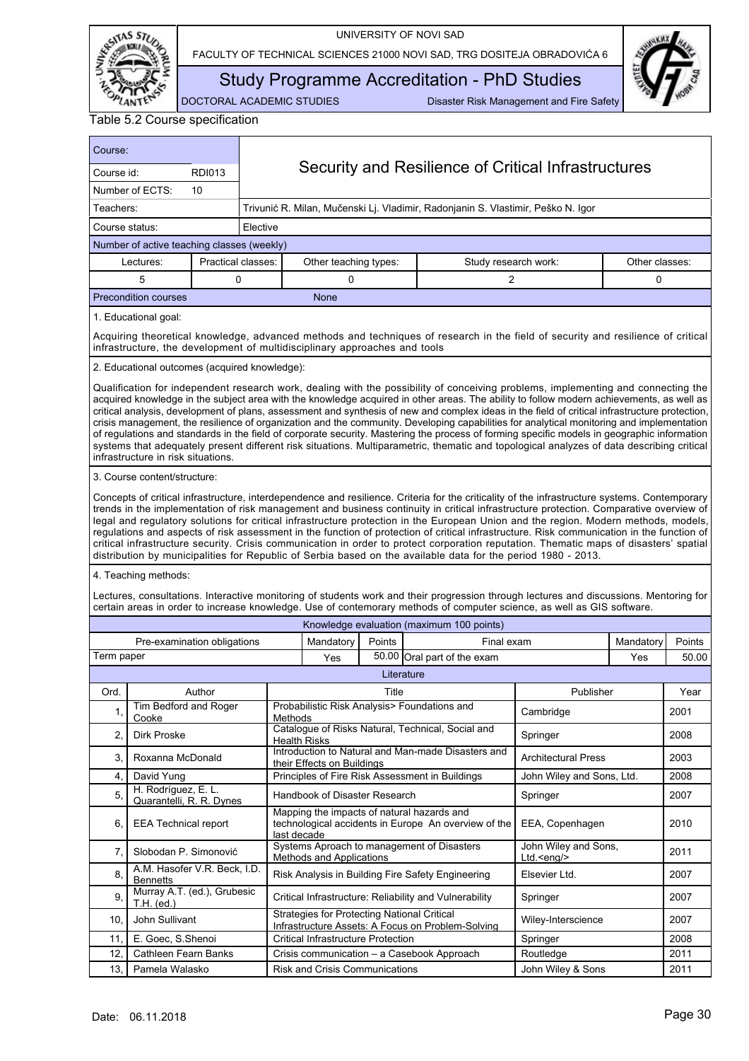Table 5.2 Course specification

| Course: | | |
|---|---|---|
| Course id: | RDI013 | **Security and Resilience of Critical Infrastructures** |
| Number of ECTS: | 10 | |
| Teachers: | | Trivunić R. Milan, Mučenski Lj. Vladimir, Radonjanin S. Vlastimir, Peško N. Igor |
| Course status: | | Elective |

Number of active teaching classes (weekly)

| Lectures: | Practical classes: | Other teaching types: | Study research work: | Other classes: |
|---|---|---|---|---|
| 5 | 0 | 0 | 2 | 0 |

| Precondition courses | None |
|---|---|

1. Educational goal:

Acquiring theoretical knowledge, advanced methods and techniques of research in the field of security and resilience of critical infrastructure, the development of multidisciplinary approaches and tools

2. Educational outcomes (acquired knowledge):

Qualification for independent research work, dealing with the possibility of conceiving problems, implementing and connecting the acquired knowledge in the subject area with the knowledge acquired in other areas. The ability to follow modern achievements, as well as critical analysis, development of plans, assessment and synthesis of new and complex ideas in the field of critical infrastructure protection, crisis management, the resilience of organization and the community. Developing capabilities for analytical monitoring and implementation of regulations and standards in the field of corporate security. Mastering the process of forming specific models in geographic information systems that adequately present different risk situations. Multiparametric, thematic and topological analyzes of data describing critical infrastructure in risk situations.

3. Course content/structure:

Concepts of critical infrastructure, interdependence and resilience. Criteria for the criticality of the infrastructure systems. Contemporary trends in the implementation of risk management and business continuity in critical infrastructure protection. Comparative overview of legal and regulatory solutions for critical infrastructure protection in the European Union and the region. Modern methods, models, regulations and aspects of risk assessment in the function of protection of critical infrastructure. Risk communication in the function of critical infrastructure security. Crisis communication in order to protect corporation reputation. Thematic maps of disasters' spatial distribution by municipalities for Republic of Serbia based on the available data for the period 1980 - 2013.

4. Teaching methods:

Lectures, consultations. Interactive monitoring of students work and their progression through lectures and discussions. Mentoring for certain areas in order to increase knowledge. Use of contemorary methods of computer science, as well as GIS software.

Knowledge evaluation (maximum 100 points)

| Pre-examination obligations | Mandatory | Points | Final exam | Mandatory | Points |
|---|---|---|---|---|---|
| Term paper | Yes | 50.00 | Oral part of the exam | Yes | 50.00 |

Literature

| Ord. | Author | Title | Publisher | Year |
|---|---|---|---|---|
| 1, | Tim Bedford and Roger Cooke | Probabilistic Risk Analysis> Foundations and Methods | Cambridge | 2001 |
| 2, | Dirk Proske | Catalogue of Risks Natural, Technical, Social and Health Risks | Springer | 2008 |
| 3, | Roxanna McDonald | Introduction to Natural and Man-made Disasters and their Effects on Buildings | Architectural Press | 2003 |
| 4, | David Yung | Principles of Fire Risk Assessment in Buildings | John Wiley and Sons, Ltd. | 2008 |
| 5, | H. Rodríguez, E. L. Quarantelli, R. R. Dynes | Handbook of Disaster Research | Springer | 2007 |
| 6, | EEA Technical report | Mapping the impacts of natural hazards and technological accidents in Europe An overview of the last decade | EEA, Copenhagen | 2010 |
| 7, | Slobodan P. Simonović | Systems Aproach to management of Disasters Methods and Applications | John Wiley and Sons, Ltd.<eng/> | 2011 |
| 8, | A.M. Hasofer V.R. Beck, I.D. Bennetts | Risk Analysis in Building Fire Safety Engineering | Elsevier Ltd. | 2007 |
| 9, | Murray A.T. (ed.), Grubesic T.H. (ed.) | Critical Infrastructure: Reliability and Vulnerability | Springer | 2007 |
| 10, | John Sullivant | Strategies for Protecting National Critical Infrastructure Assets: A Focus on Problem-Solving | Wiley-Interscience | 2007 |
| 11, | E. Goec, S.Shenoi | Critical Infrastructure Protection | Springer | 2008 |
| 12, | Cathleen Fearn Banks | Crisis communication – a Casebook Approach | Routledge | 2011 |
| 13, | Pamela Walasko | Risk and Crisis Communications | John Wiley & Sons | 2011 |

Date: 06.11.2018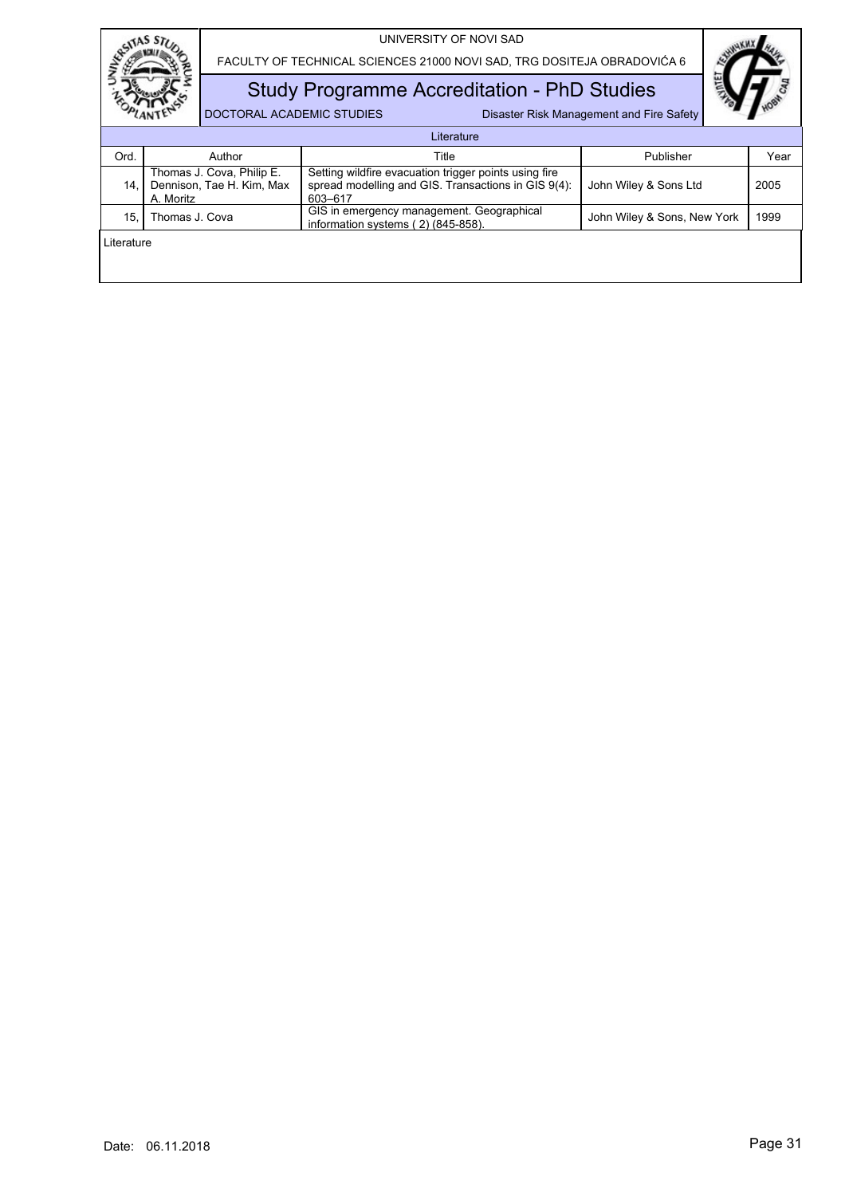Literature

| Ord. | Author | Title | Publisher | Year |
|---|---|---|---|---|
| 14. | Thomas J. Cova, Philip E. Dennison, Tae H. Kim, Max A. Moritz | Setting wildfire evacuation trigger points using fire spread modelling and GIS. Transactions in GIS 9(4): 603–617 | John Wiley & Sons Ltd | 2005 |
| 15. | Thomas J. Cova | GIS in emergency management. Geographical information systems ( 2) (845-858). | John Wiley & Sons, New York | 1999 |

Literature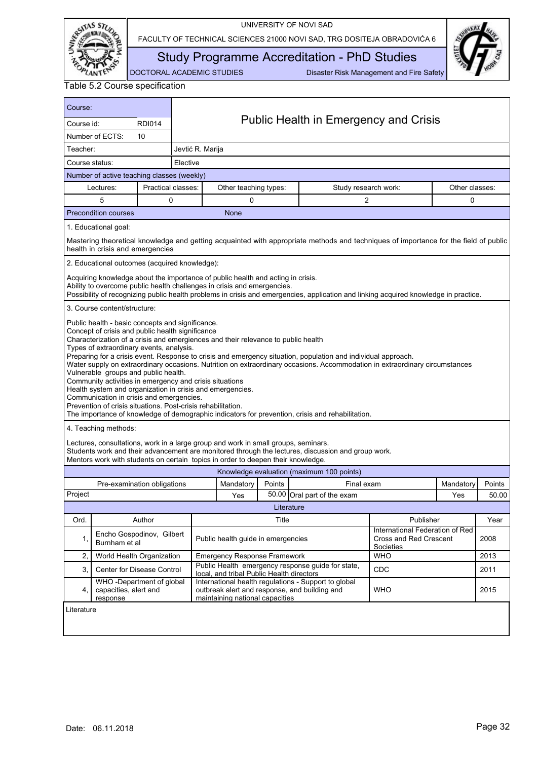Table 5.2 Course specification

| Course: | | Public Health in Emergency and Crisis |
|---|---|---|
| Course id: | RDI014 | |
| Number of ECTS: | 10 | |
| Teacher: | | Jevtić R. Marija |
| Course status: | | Elective |

Number of active teaching classes (weekly)

| Lectures: | Practical classes: | Other teaching types: | Study research work: | Other classes: |
|---|---|---|---|---|
| 5 | 0 | 0 | 2 | 0 |

Precondition courses: None

1. Educational goal:

Mastering theoretical knowledge and getting acquainted with appropriate methods and techniques of importance for the field of public health in crisis and emergencies

2. Educational outcomes (acquired knowledge):

Acquiring knowledge about the importance of public health and acting in crisis.
Ability to overcome public health challenges in crisis and emergencies.
Possibility of recognizing public health problems in crisis and emergencies, application and linking acquired knowledge in practice.

3. Course content/structure:

Public health - basic concepts and significance.
Concept of crisis and public health significance
Characterization of a crisis and emergiences and their relevance to public health
Types of extraordinary events, analysis.
Preparing for a crisis event. Response to crisis and emergency situation, population and individual approach.
Water supply on extraordinary occasions. Nutrition on extraordinary occasions. Accommodation in extraordinary circumstances
Vulnerable groups and public health.
Community activities in emergency and crisis situations
Health system and organization in crisis and emergencies.
Communication in crisis and emergencies.
Prevention of crisis situations. Post-crisis rehabilitation.
The importance of knowledge of demographic indicators for prevention, crisis and rehabilitation.

4. Teaching methods:

Lectures, consultations, work in a large group and work in small groups, seminars.
Students work and their advancement are monitored through the lectures, discussion and group work.
Mentors work with students on certain topics in order to deepen their knowledge.

Knowledge evaluation (maximum 100 points)

| Pre-examination obligations | Mandatory | Points | Final exam | Mandatory | Points |
|---|---|---|---|---|---|
| Project | Yes | 50.00 | Oral part of the exam | Yes | 50.00 |

Literature

| Ord. | Author | Title | Publisher | Year |
|---|---|---|---|---|
| 1, | Encho Gospodinov, Gilbert Burnham et al | Public health guide in emergencies | International Federation of Red Cross and Red Crescent Societies | 2008 |
| 2, | World Health Organization | Emergency Response Framework | WHO | 2013 |
| 3, | Center for Disease Control | Public Health emergency response guide for state, local, and tribal Public Health directors | CDC | 2011 |
| 4, | WHO -Department of global capacities, alert and response | International health regulations - Support to global outbreak alert and response, and building and maintaining national capacities | WHO | 2015 |

Literature

Date: 06.11.2018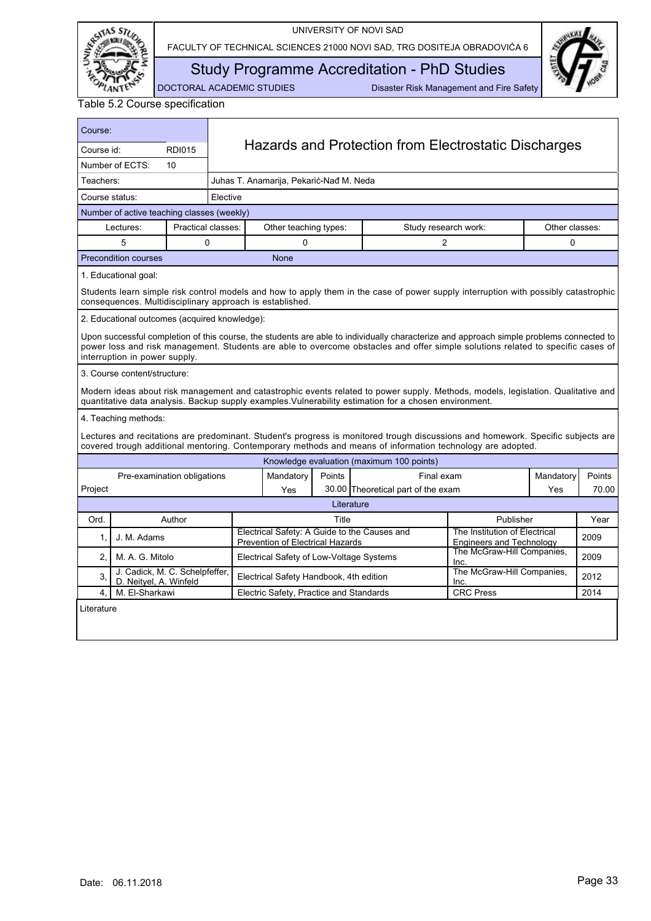Table 5.2 Course specification

| Course: | | Hazards and Protection from Electrostatic Discharges |
|---|---|---|
| Course id: | RDI015 | |
| Number of ECTS: | 10 | |
| Teachers: | | Juhas T. Anamarija, Pekarić-Nađ M. Neda |
| Course status: | | Elective |

Number of active teaching classes (weekly)

| Lectures: | Practical classes: | Other teaching types: | Study research work: | Other classes: |
|---|---|---|---|---|
| 5 | 0 | 0 | 2 | 0 |

Precondition courses: None

1. Educational goal:

Students learn simple risk control models and how to apply them in the case of power supply interruption with possibly catastrophic consequences. Multidisciplinary approach is established.

2. Educational outcomes (acquired knowledge):

Upon successful completion of this course, the students are able to individually characterize and approach simple problems connected to power loss and risk management. Students are able to overcome obstacles and offer simple solutions related to specific cases of interruption in power supply.

3. Course content/structure:

Modern ideas about risk management and catastrophic events related to power supply. Methods, models, legislation. Qualitative and quantitative data analysis. Backup supply examples.Vulnerability estimation for a chosen environment.

4. Teaching methods:

Lectures and recitations are predominant. Student's progress is monitored trough discussions and homework. Specific subjects are covered trough additional mentoring. Contemporary methods and means of information technology are adopted.

Knowledge evaluation (maximum 100 points)

| Pre-examination obligations | Mandatory | Points | Final exam | Mandatory | Points |
|---|---|---|---|---|---|
| Project | Yes | 30.00 | Theoretical part of the exam | Yes | 70.00 |

Literature

| Ord. | Author | Title | Publisher | Year |
|---|---|---|---|---|
| 1, | J. M. Adams | Electrical Safety: A Guide to the Causes and Prevention of Electrical Hazards | The Institution of Electrical Engineers and Technology | 2009 |
| 2, | M. A. G. Mitolo | Electrical Safety of Low-Voltage Systems | The McGraw-Hill Companies, Inc. | 2009 |
| 3, | J. Cadick, M. C. Schelpfeffer, D. Neityel, A. Winfeld | Electrical Safety Handbook, 4th edition | The McGraw-Hill Companies, Inc. | 2012 |
| 4, | M. El-Sharkawi | Electric Safety, Practice and Standards | CRC Press | 2014 |

Literature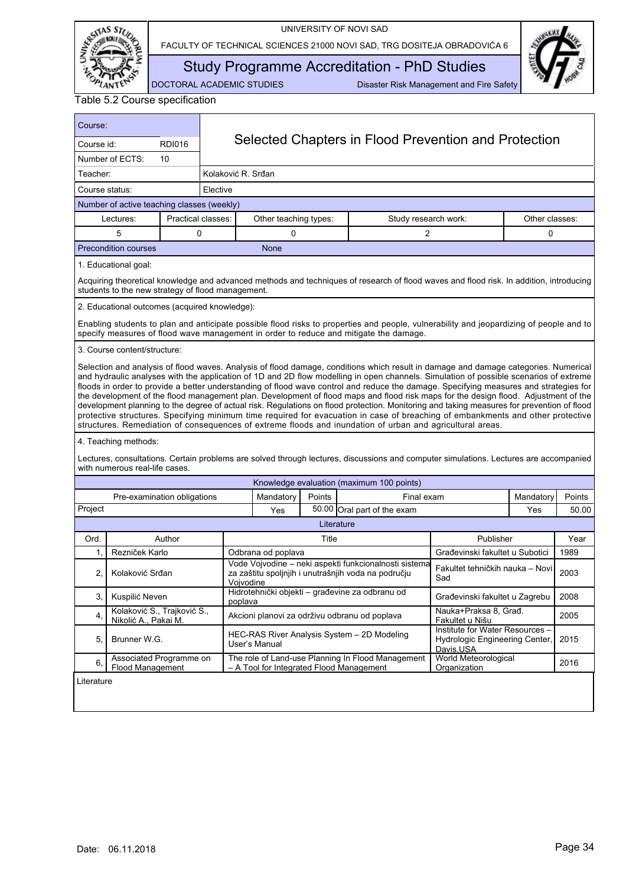Table 5.2 Course specification

| Course: | | Selected Chapters in Flood Prevention and Protection |
|---|---|---|
| Course id: | RDI016 | |
| Number of ECTS: | 10 | |
| Teacher: | | Kolaković R. Srđan |
| Course status: | | Elective |

Number of active teaching classes (weekly)

| Lectures: | Practical classes: | Other teaching types: | Study research work: | Other classes: |
|---|---|---|---|---|
| 5 | 0 | 0 | 2 | 0 |

Precondition courses: None

1. Educational goal:

Acquiring theoretical knowledge and advanced methods and techniques of research of flood waves and flood risk. In addition, introducing students to the new strategy of flood management.

2. Educational outcomes (acquired knowledge):

Enabling students to plan and anticipate possible flood risks to properties and people, vulnerability and jeopardizing of people and to specify measures of flood wave management in order to reduce and mitigate the damage.

3. Course content/structure:

Selection and analysis of flood waves. Analysis of flood damage, conditions which result in damage and damage categories. Numerical and hydraulic analyses with the application of 1D and 2D flow modelling in open channels. Simulation of possible scenarios of extreme floods in order to provide a better understanding of flood wave control and reduce the damage. Specifying measures and strategies for the development of the flood management plan. Development of flood maps and flood risk maps for the design flood. Adjustment of the development planning to the degree of actual risk. Regulations on flood protection. Monitoring and taking measures for prevention of flood protective structures. Specifying minimum time required for evacuation in case of breaching of embankments and other protective structures. Remediation of consequences of extreme floods and inundation of urban and agricultural areas.

4. Teaching methods:

Lectures, consultations. Certain problems are solved through lectures, discussions and computer simulations. Lectures are accompanied with numerous real-life cases.

Knowledge evaluation (maximum 100 points)

| Pre-examination obligations | Mandatory | Points | Final exam | Mandatory | Points |
|---|---|---|---|---|---|
| Project | Yes | 50.00 | Oral part of the exam | Yes | 50.00 |

Literature

| Ord. | Author | Title | Publisher | Year |
|---|---|---|---|---|
| 1, | Rezniček Karlo | Odbrana od poplava | Građevinski fakultet u Subotici | 1989 |
| 2, | Kolaković Srđan | Vode Vojvodine – neki aspekti funkcionalnosti sistema za zaštitu spoljnjih i unutrašnjih voda na području Vojvodine | Fakultet tehničkih nauka – Novi Sad | 2003 |
| 3, | Kuspilić Neven | Hidrotehnički objekti – građevine za odbranu od poplava | Građevinski fakultet u Zagrebu | 2008 |
| 4, | Kolaković S., Trajković S., Nikolić A., Pakai M. | Akcioni planovi za održivu odbranu od poplava | Nauka+Praksa 8, Građ. Fakultet u Nišu | 2005 |
| 5, | Brunner W.G. | HEC-RAS River Analysis System – 2D Modeling User's Manual | Institute for Water Resources – Hydrologic Engineering Center, Davis,USA | 2015 |
| 6, | Associated Programme on Flood Management | The role of Land-use Planning In Flood Management – A Tool for Integrated Flood Management | World Meteorological Organization | 2016 |

Literature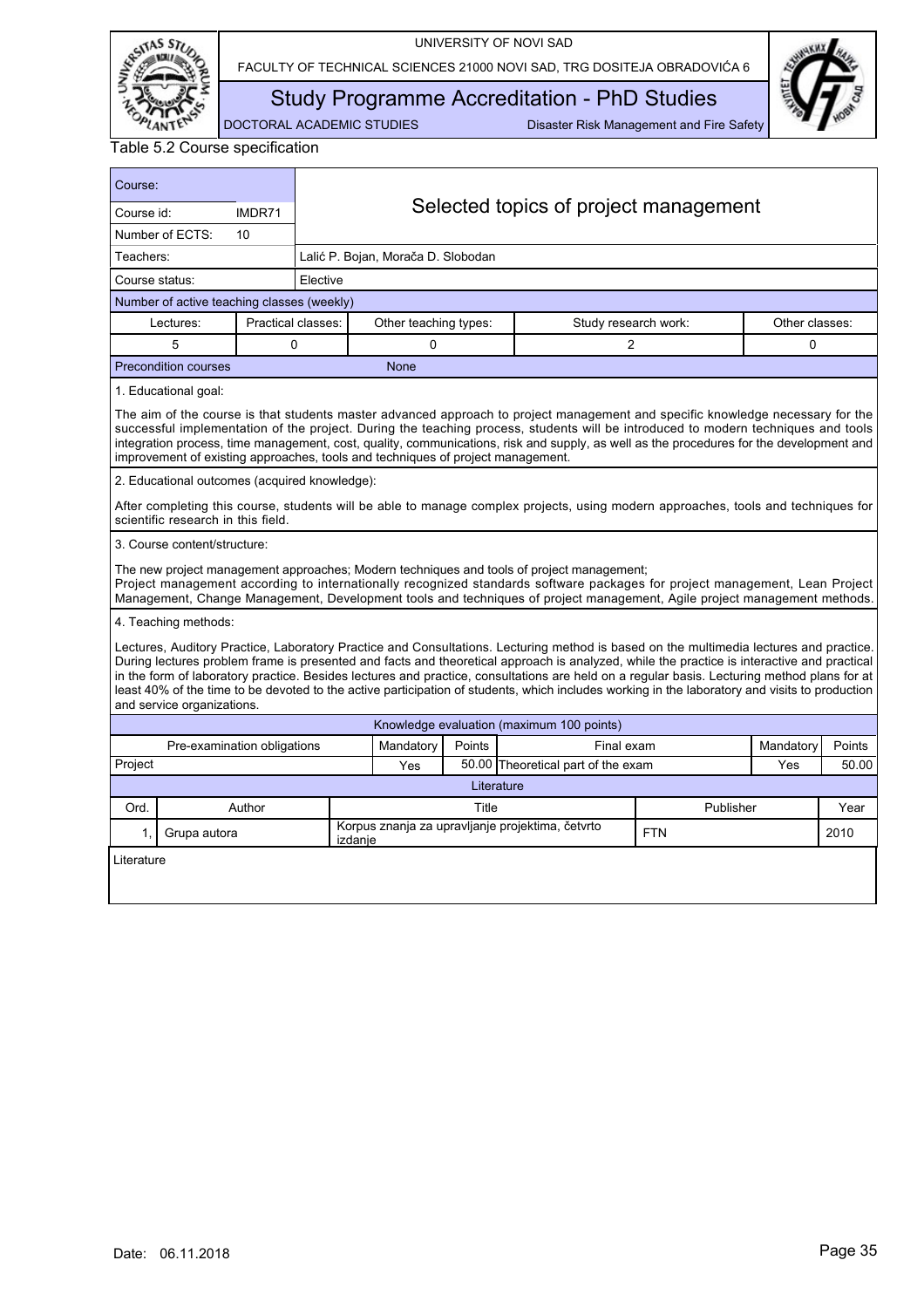Table 5.2 Course specification

| Course: | | |
|---|---|---|
| Course id: | IMDR71 | Selected topics of project management |
| Number of ECTS: | 10 | |
| Teachers: | Lalić P. Bojan, Morača D. Slobodan | |
| Course status: | Elective | |

**Number of active teaching classes (weekly)**

| Lectures: | Practical classes: | Other teaching types: | Study research work: | Other classes: |
|---|---|---|---|---|
| 5 | 0 | 0 | 2 | 0 |

**Precondition courses:** None

1. Educational goal:

The aim of the course is that students master advanced approach to project management and specific knowledge necessary for the successful implementation of the project. During the teaching process, students will be introduced to modern techniques and tools integration process, time management, cost, quality, communications, risk and supply, as well as the procedures for the development and improvement of existing approaches, tools and techniques of project management.

2. Educational outcomes (acquired knowledge):

After completing this course, students will be able to manage complex projects, using modern approaches, tools and techniques for scientific research in this field.

3. Course content/structure:

The new project management approaches; Modern techniques and tools of project management;
Project management according to internationally recognized standards software packages for project management, Lean Project Management, Change Management, Development tools and techniques of project management, Agile project management methods.

4. Teaching methods:

Lectures, Auditory Practice, Laboratory Practice and Consultations. Lecturing method is based on the multimedia lectures and practice. During lectures problem frame is presented and facts and theoretical approach is analyzed, while the practice is interactive and practical in the form of laboratory practice. Besides lectures and practice, consultations are held on a regular basis. Lecturing method plans for at least 40% of the time to be devoted to the active participation of students, which includes working in the laboratory and visits to production and service organizations.

**Knowledge evaluation (maximum 100 points)**

| Pre-examination obligations | Mandatory | Points | Final exam | Mandatory | Points |
|---|---|---|---|---|---|
| Project | Yes | 50.00 | Theoretical part of the exam | Yes | 50.00 |

**Literature**

| Ord. | Author | Title | Publisher | Year |
|---|---|---|---|---|
| 1, | Grupa autora | Korpus znanja za upravljanje projektima, četvrto izdanje | FTN | 2010 |

Literature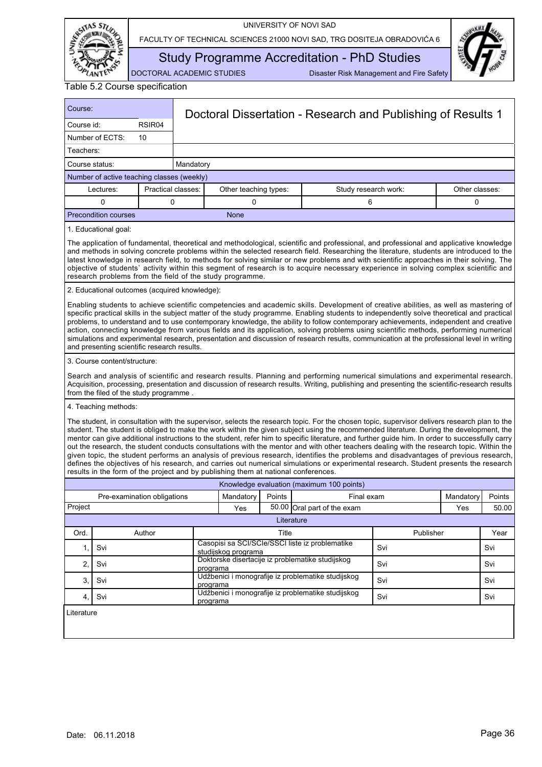Table 5.2 Course specification

| Course: | | Doctoral Dissertation - Research and Publishing of Results 1 |
|---|---|---|
| Course id: | RSIR04 | |
| Number of ECTS: | 10 | |
| Teachers: | | |
| Course status: | | Mandatory |

Number of active teaching classes (weekly)

| Lectures: | Practical classes: | Other teaching types: | Study research work: | Other classes: |
|---|---|---|---|---|
| 0 | 0 | 0 | 6 | 0 |

| Precondition courses | None |
|---|---|

1. Educational goal:

The application of fundamental, theoretical and methodological, scientific and professional, and professional and applicative knowledge and methods in solving concrete problems within the selected research field. Researching the literature, students are introduced to the latest knowledge in research field, to methods for solving similar or new problems and with scientific approaches in their solving. The objective of students` activity within this segment of research is to acquire necessary experience in solving complex scientific and research problems from the field of the study programme.

2. Educational outcomes (acquired knowledge):

Enabling students to achieve scientific competencies and academic skills. Development of creative abilities, as well as mastering of specific practical skills in the subject matter of the study programme. Enabling students to independently solve theoretical and practical problems, to understand and to use contemporary knowledge, the ability to follow contemporary achievements, independent and creative action, connecting knowledge from various fields and its application, solving problems using scientific methods, performing numerical simulations and experimental research, presentation and discussion of research results, communication at the professional level in writing and presenting scientific research results.

3. Course content/structure:

Search and analysis of scientific and research results. Planning and performing numerical simulations and experimental research. Acquisition, processing, presentation and discussion of research results. Writing, publishing and presenting the scientific-research results from the filed of the study programme .

4. Teaching methods:

The student, in consultation with the supervisor, selects the research topic. For the chosen topic, supervisor delivers research plan to the student. The student is obliged to make the work within the given subject using the recommended literature. During the development, the mentor can give additional instructions to the student, refer him to specific literature, and further guide him. In order to successfully carry out the research, the student conducts consultations with the mentor and with other teachers dealing with the research topic. Within the given topic, the student performs an analysis of previous research, identifies the problems and disadvantages of previous research, defines the objectives of his research, and carries out numerical simulations or experimental research. Student presents the research results in the form of the project and by publishing them at national conferences.

Knowledge evaluation (maximum 100 points)

| Pre-examination obligations | Mandatory | Points | Final exam | Mandatory | Points |
|---|---|---|---|---|---|
| Project | Yes | 50.00 | Oral part of the exam | Yes | 50.00 |

Literature

| Ord. | Author | Title | Publisher | Year |
|---|---|---|---|---|
| 1, | Svi | Casopisi sa SCI/SCIe/SSCI liste iz problematike studijskog programa | Svi | Svi |
| 2, | Svi | Doktorske disertacije iz problematike studijskog programa | Svi | Svi |
| 3, | Svi | Udžbenici i monografije iz problematike studijskog programa | Svi | Svi |
| 4, | Svi | Udžbenici i monografije iz problematike studijskog programa | Svi | Svi |

Literature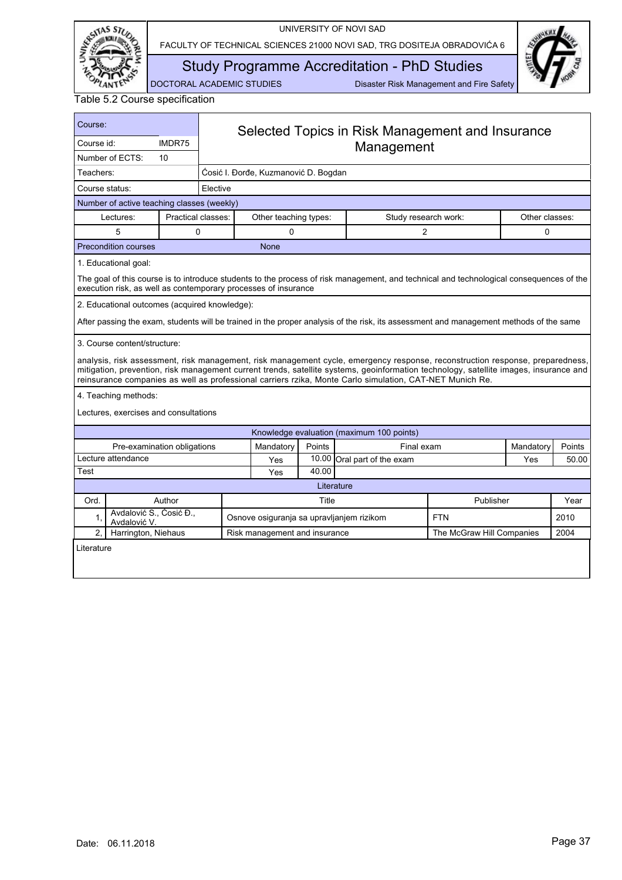Table 5.2 Course specification

| Course: | | Selected Topics in Risk Management and Insurance Management |
|---|---|---|
| Course id: | IMDR75 | |
| Number of ECTS: | 10 | |
| Teachers: | | Ćosić I. Đorđe, Kuzmanović D. Bogdan |
| Course status: | | Elective |

**Number of active teaching classes (weekly)**

| Lectures: | Practical classes: | Other teaching types: | Study research work: | Other classes: |
|---|---|---|---|---|
| 5 | 0 | 0 | 2 | 0 |

**Precondition courses:** None

1. Educational goal:

The goal of this course is to introduce students to the process of risk management, and technical and technological consequences of the execution risk, as well as contemporary processes of insurance

2. Educational outcomes (acquired knowledge):

After passing the exam, students will be trained in the proper analysis of the risk, its assessment and management methods of the same

3. Course content/structure:

analysis, risk assessment, risk management, risk management cycle, emergency response, reconstruction response, preparedness, mitigation, prevention, risk management current trends, satellite systems, geoinformation technology, satellite images, insurance and reinsurance companies as well as professional carriers rzika, Monte Carlo simulation, CAT-NET Munich Re.

4. Teaching methods:

Lectures, exercises and consultations

**Knowledge evaluation (maximum 100 points)**

| Pre-examination obligations | Mandatory | Points | Final exam | Mandatory | Points |
|---|---|---|---|---|---|
| Lecture attendance | Yes | 10.00 | Oral part of the exam | Yes | 50.00 |
| Test | Yes | 40.00 | | | |

**Literature**

| Ord. | Author | Title | Publisher | Year |
|---|---|---|---|---|
| 1, | Avdalović S., Ćosić Đ., Avdalović V. | Osnove osiguranja sa upravljanjem rizikom | FTN | 2010 |
| 2, | Harrington, Niehaus | Risk management and insurance | The McGraw Hill Companies | 2004 |

Literature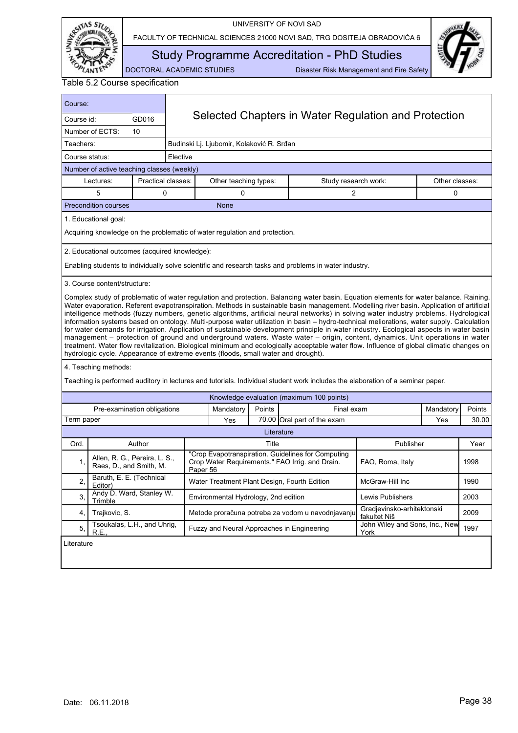Table 5.2 Course specification

| Course: | | Selected Chapters in Water Regulation and Protection |
|---|---|---|
| Course id: | GD016 | |
| Number of ECTS: | 10 | |
| Teachers: | | Budinski Lj. Ljubomir, Kolaković R. Srđan |
| Course status: | | Elective |

**Number of active teaching classes (weekly)**

| Lectures: | Practical classes: | Other teaching types: | Study research work: | Other classes: |
|---|---|---|---|---|
| 5 | 0 | 0 | 2 | 0 |

| Precondition courses | None |
|---|---|

1. Educational goal:

Acquiring knowledge on the problematic of water regulation and protection.

2. Educational outcomes (acquired knowledge):

Enabling students to individually solve scientific and research tasks and problems in water industry.

3. Course content/structure:

Complex study of problematic of water regulation and protection. Balancing water basin. Equation elements for water balance. Raining. Water evaporation. Referent evapotranspiration. Methods in sustainable basin management. Modelling river basin. Application of artificial intelligence methods (fuzzy numbers, genetic algorithms, artificial neural networks) in solving water industry problems. Hydrological information systems based on ontology. Multi-purpose water utilization in basin – hydro-technical meliorations, water supply. Calculation for water demands for irrigation. Application of sustainable development principle in water industry. Ecological aspects in water basin management – protection of ground and underground waters. Waste water – origin, content, dynamics. Unit operations in water treatment. Water flow revitalization. Biological minimum and ecologically acceptable water flow. Influence of global climatic changes on hydrologic cycle. Appearance of extreme events (floods, small water and drought).

4. Teaching methods:

Teaching is performed auditory in lectures and tutorials. Individual student work includes the elaboration of a seminar paper.

**Knowledge evaluation (maximum 100 points)**

| Pre-examination obligations | Mandatory | Points | Final exam | Mandatory | Points |
|---|---|---|---|---|---|
| Term paper | Yes | 70.00 | Oral part of the exam | Yes | 30.00 |

**Literature**

| Ord. | Author | Title | Publisher | Year |
|---|---|---|---|---|
| 1, | Allen, R. G., Pereira, L. S., Raes, D., and Smith, M. | "Crop Evapotranspiration. Guidelines for Computing Crop Water Requirements." FAO Irrig. and Drain. Paper 56 | FAO, Roma, Italy | 1998 |
| 2, | Baruth, E. E. (Technical Editor) | Water Treatment Plant Design, Fourth Edition | McGraw-Hill Inc | 1990 |
| 3, | Andy D. Ward, Stanley W. Trimble | Environmental Hydrology, 2nd edition | Lewis Publishers | 2003 |
| 4, | Trajkovic, S. | Metode proračuna potreba za vodom u navodnjavanju | Gradjevinsko-arhitektonski fakultet Niš | 2009 |
| 5, | Tsoukalas, L.H., and Uhrig, R.E., | Fuzzy and Neural Approaches in Engineering | John Wiley and Sons, Inc., New York | 1997 |

Literature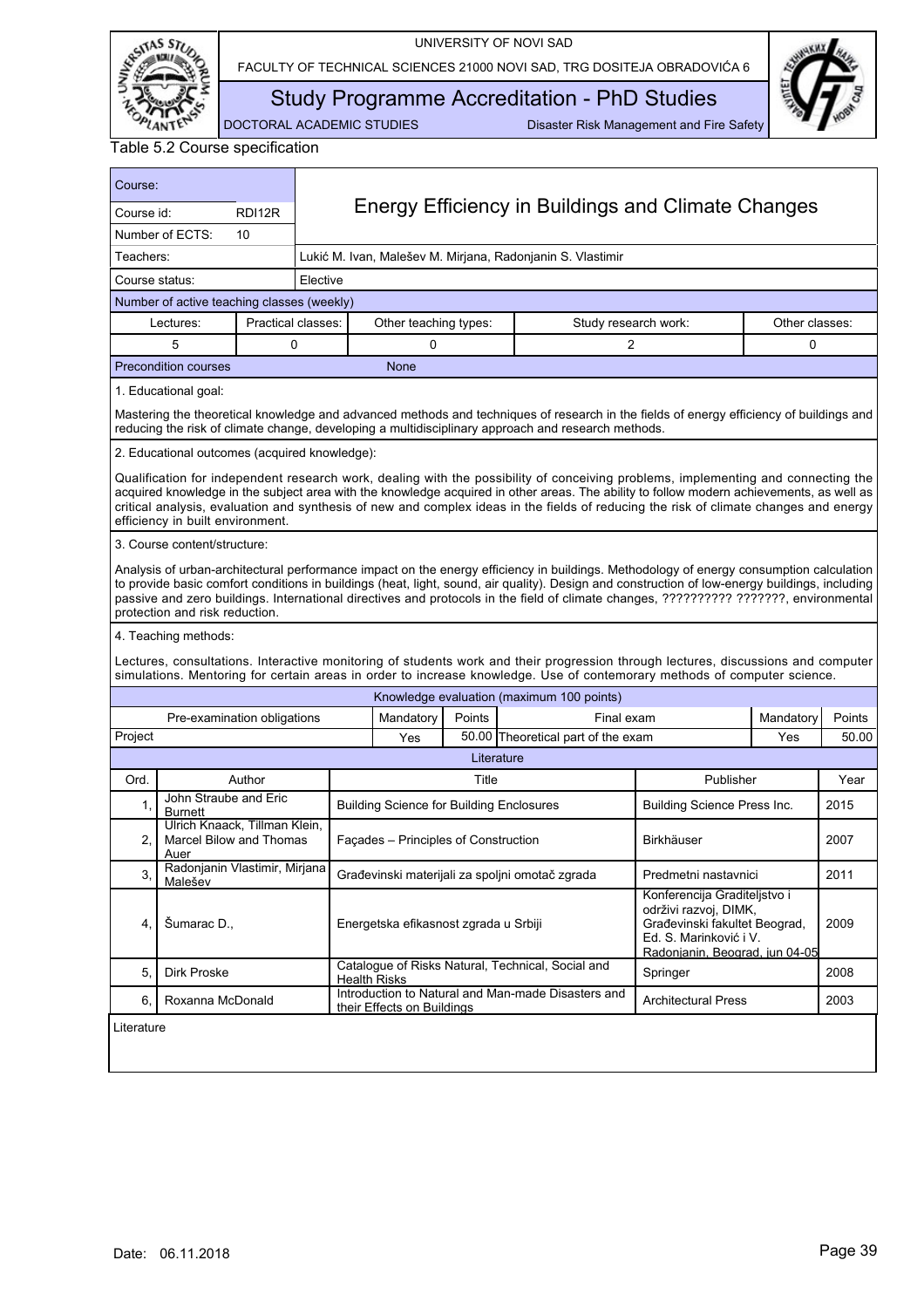Table 5.2 Course specification

| Course: | | Energy Efficiency in Buildings and Climate Changes |
|---|---|---|
| Course id: | RDI12R | |
| Number of ECTS: | 10 | |
| Teachers: | | Lukić M. Ivan, Malešev M. Mirjana, Radonjanin S. Vlastimir |
| Course status: | | Elective |

Number of active teaching classes (weekly)

| Lectures: | Practical classes: | Other teaching types: | Study research work: | Other classes: |
|---|---|---|---|---|
| 5 | 0 | 0 | 2 | 0 |

Precondition courses: None

1. Educational goal:

Mastering the theoretical knowledge and advanced methods and techniques of research in the fields of energy efficiency of buildings and reducing the risk of climate change, developing a multidisciplinary approach and research methods.

2. Educational outcomes (acquired knowledge):

Qualification for independent research work, dealing with the possibility of conceiving problems, implementing and connecting the acquired knowledge in the subject area with the knowledge acquired in other areas. The ability to follow modern achievements, as well as critical analysis, evaluation and synthesis of new and complex ideas in the fields of reducing the risk of climate changes and energy efficiency in built environment.

3. Course content/structure:

Analysis of urban-architectural performance impact on the energy efficiency in buildings. Methodology of energy consumption calculation to provide basic comfort conditions in buildings (heat, light, sound, air quality). Design and construction of low-energy buildings, including passive and zero buildings. International directives and protocols in the field of climate changes, ?????????? ???????, environmental protection and risk reduction.

4. Teaching methods:

Lectures, consultations. Interactive monitoring of students work and their progression through lectures, discussions and computer simulations. Mentoring for certain areas in order to increase knowledge. Use of contemorary methods of computer science.

Knowledge evaluation (maximum 100 points)

| Pre-examination obligations | Mandatory | Points | Final exam | Mandatory | Points |
|---|---|---|---|---|---|
| Project | Yes | 50.00 | Theoretical part of the exam | Yes | 50.00 |

Literature

| Ord. | Author | Title | Publisher | Year |
|---|---|---|---|---|
| 1, | John Straube and Eric Burnett | Building Science for Building Enclosures | Building Science Press Inc. | 2015 |
| 2, | Ulrich Knaack, Tillman Klein, Marcel Bilow and Thomas Auer | Façades – Principles of Construction | Birkhäuser | 2007 |
| 3, | Radonjanin Vlastimir, Mirjana Malešev | Građevinski materijali za spoljni omotač zgrada | Predmetni nastavnici | 2011 |
| 4, | Šumarac D., | Energetska efikasnost zgrada u Srbiji | Konferencija Graditeljstvo i održivi razvoj, DIMK, Građevinski fakultet Beograd, Ed. S. Marinković i V. Radonjanin, Beograd, jun 04-05 | 2009 |
| 5, | Dirk Proske | Catalogue of Risks Natural, Technical, Social and Health Risks | Springer | 2008 |
| 6, | Roxanna McDonald | Introduction to Natural and Man-made Disasters and their Effects on Buildings | Architectural Press | 2003 |

Literature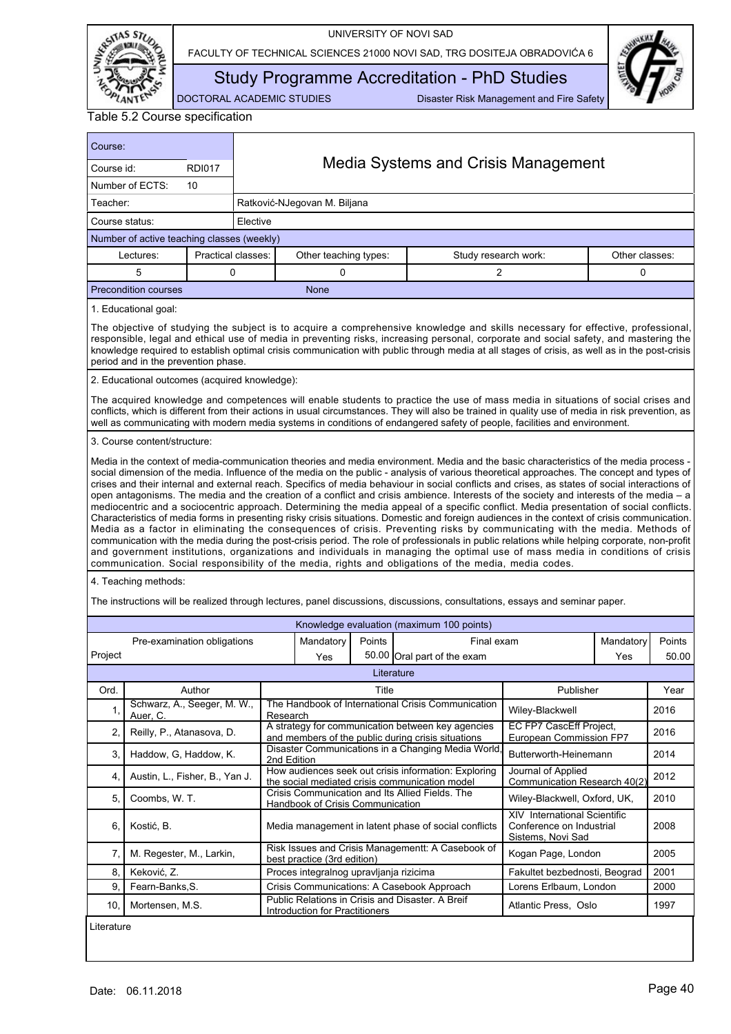Table 5.2 Course specification

| Course: | | Media Systems and Crisis Management |
|---|---|---|
| Course id: | RDI017 | |
| Number of ECTS: | 10 | |
| Teacher: | | Ratković-NJegovan M. Biljana |
| Course status: | | Elective |

Number of active teaching classes (weekly)

| Lectures: | Practical classes: | Other teaching types: | Study research work: | Other classes: |
|---|---|---|---|---|
| 5 | 0 | 0 | 2 | 0 |

Precondition courses: None

1. Educational goal:

The objective of studying the subject is to acquire a comprehensive knowledge and skills necessary for effective, professional, responsible, legal and ethical use of media in preventing risks, increasing personal, corporate and social safety, and mastering the knowledge required to establish optimal crisis communication with public through media at all stages of crisis, as well as in the post-crisis period and in the prevention phase.

2. Educational outcomes (acquired knowledge):

The acquired knowledge and competences will enable students to practice the use of mass media in situations of social crises and conflicts, which is different from their actions in usual circumstances. They will also be trained in quality use of media in risk prevention, as well as communicating with modern media systems in conditions of endangered safety of people, facilities and environment.

3. Course content/structure:

Media in the context of media-communication theories and media environment. Media and the basic characteristics of the media process - social dimension of the media. Influence of the media on the public - analysis of various theoretical approaches. The concept and types of crises and their internal and external reach. Specifics of media behaviour in social conflicts and crises, as states of social interactions of open antagonisms. The media and the creation of a conflict and crisis ambience. Interests of the society and interests of the media – a mediocentric and a sociocentric approach. Determining the media appeal of a specific conflict. Media presentation of social conflicts. Characteristics of media forms in presenting risky crisis situations. Domestic and foreign audiences in the context of crisis communication. Media as a factor in eliminating the consequences of crisis. Preventing risks by communicating with the media. Methods of communication with the media during the post-crisis period. The role of professionals in public relations while helping corporate, non-profit and government institutions, organizations and individuals in managing the optimal use of mass media in conditions of crisis communication. Social responsibility of the media, rights and obligations of the media, media codes.

4. Teaching methods:

The instructions will be realized through lectures, panel discussions, discussions, consultations, essays and seminar paper.

Knowledge evaluation (maximum 100 points)

| Pre-examination obligations | Mandatory | Points | Final exam | Mandatory | Points |
|---|---|---|---|---|---|
| Project | Yes | 50.00 | Oral part of the exam | Yes | 50.00 |

Literature

| Ord. | Author | Title | Publisher | Year |
|---|---|---|---|---|
| 1, | Schwarz, A., Seeger, M. W., Auer, C. | The Handbook of International Crisis Communication Research | Wiley-Blackwell | 2016 |
| 2, | Reilly, P., Atanasova, D. | A strategy for communication between key agencies and members of the public during crisis situations | EC FP7 CascEff Project, European Commission FP7 | 2016 |
| 3, | Haddow, G, Haddow, K. | Disaster Communications in a Changing Media World, 2nd Edition | Butterworth-Heinemann | 2014 |
| 4, | Austin, L., Fisher, B., Yan J. | How audiences seek out crisis information: Exploring the social mediated crisis communication model | Journal of Applied Communication Research 40(2) | 2012 |
| 5, | Coombs, W. T. | Crisis Communication and Its Allied Fields. The Handbook of Crisis Communication | Wiley-Blackwell, Oxford, UK, | 2010 |
| 6, | Kostić, B. | Media management in latent phase of social conflicts | XIV International Scientific Conference on Industrial Sistems, Novi Sad | 2008 |
| 7, | M. Regester, M., Larkin, | Risk Issues and Crisis Managementt: A Casebook of best practice (3rd edition) | Kogan Page, London | 2005 |
| 8, | Keković, Z. | Proces integralnog upravljanja rizicima | Fakultet bezbednosti, Beograd | 2001 |
| 9, | Fearn-Banks,S. | Crisis Communications: A Casebook Approach | Lorens Erlbaum, London | 2000 |
| 10, | Mortensen, M.S. | Public Relations in Crisis and Disaster. A Breif Introduction for Practitioners | Atlantic Press, Oslo | 1997 |

Literature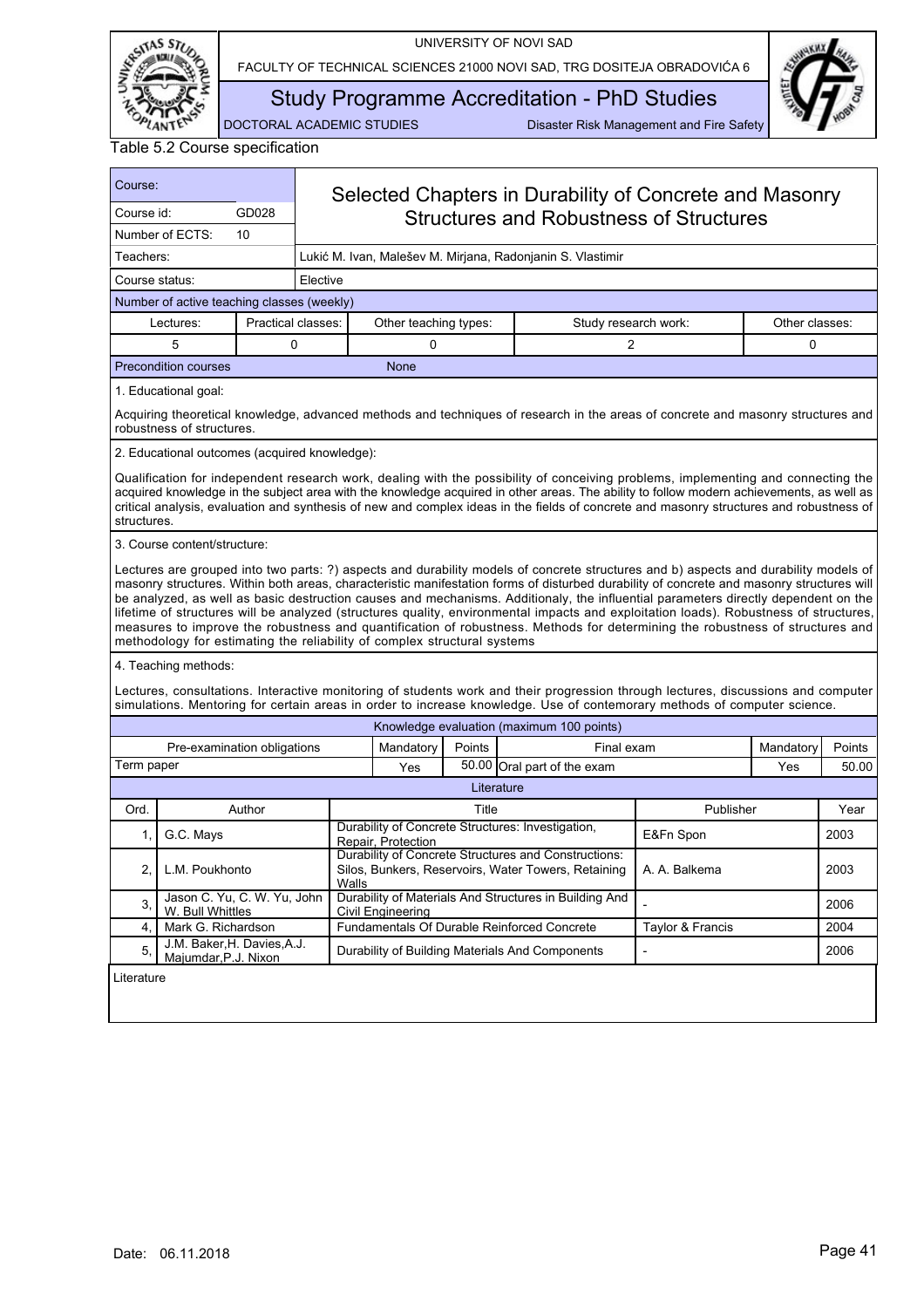Table 5.2 Course specification

| Course: | | Selected Chapters in Durability of Concrete and Masonry Structures and Robustness of Structures | | | |
|---|---|---|---|---|---|
| Course id: | GD028 | | | | |
| Number of ECTS: | 10 | | | | |
| Teachers: | | Lukić M. Ivan, Malešev M. Mirjana, Radonjanin S. Vlastimir | | | |
| Course status: | | Elective | | | |

**Number of active teaching classes (weekly)**

| Lectures: | Practical classes: | Other teaching types: | Study research work: | Other classes: |
|---|---|---|---|---|
| 5 | 0 | 0 | 2 | 0 |

| Precondition courses | None |
|---|---|

1. Educational goal:

Acquiring theoretical knowledge, advanced methods and techniques of research in the areas of concrete and masonry structures and robustness of structures.

2. Educational outcomes (acquired knowledge):

Qualification for independent research work, dealing with the possibility of conceiving problems, implementing and connecting the acquired knowledge in the subject area with the knowledge acquired in other areas. The ability to follow modern achievements, as well as critical analysis, evaluation and synthesis of new and complex ideas in the fields of concrete and masonry structures and robustness of structures.

3. Course content/structure:

Lectures are grouped into two parts: ?) aspects and durability models of concrete structures and b) aspects and durability models of masonry structures. Within both areas, characteristic manifestation forms of disturbed durability of concrete and masonry structures will be analyzed, as well as basic destruction causes and mechanisms. Additionaly, the influential parameters directly dependent on the lifetime of structures will be analyzed (structures quality, environmental impacts and exploitation loads). Robustness of structures, measures to improve the robustness and quantification of robustness. Methods for determining the robustness of structures and methodology for estimating the reliability of complex structural systems

4. Teaching methods:

Lectures, consultations. Interactive monitoring of students work and their progression through lectures, discussions and computer simulations. Mentoring for certain areas in order to increase knowledge. Use of contemorary methods of computer science.

**Knowledge evaluation (maximum 100 points)**

| Pre-examination obligations | Mandatory | Points | Final exam | Mandatory | Points |
|---|---|---|---|---|---|
| Term paper | Yes | 50.00 | Oral part of the exam | Yes | 50.00 |

**Literature**

| Ord. | Author | Title | Publisher | Year |
|---|---|---|---|---|
| 1, | G.C. Mays | Durability of Concrete Structures: Investigation, Repair, Protection | E&Fn Spon | 2003 |
| 2, | L.M. Poukhonto | Durability of Concrete Structures and Constructions: Silos, Bunkers, Reservoirs, Water Towers, Retaining Walls | A. A. Balkema | 2003 |
| 3, | Jason C. Yu, C. W. Yu, John W. Bull Whittles | Durability of Materials And Structures in Building And Civil Engineering | - | 2006 |
| 4, | Mark G. Richardson | Fundamentals Of Durable Reinforced Concrete | Taylor & Francis | 2004 |
| 5, | J.M. Baker,H. Davies,A.J. Majumdar,P.J. Nixon | Durability of Building Materials And Components | - | 2006 |

Literature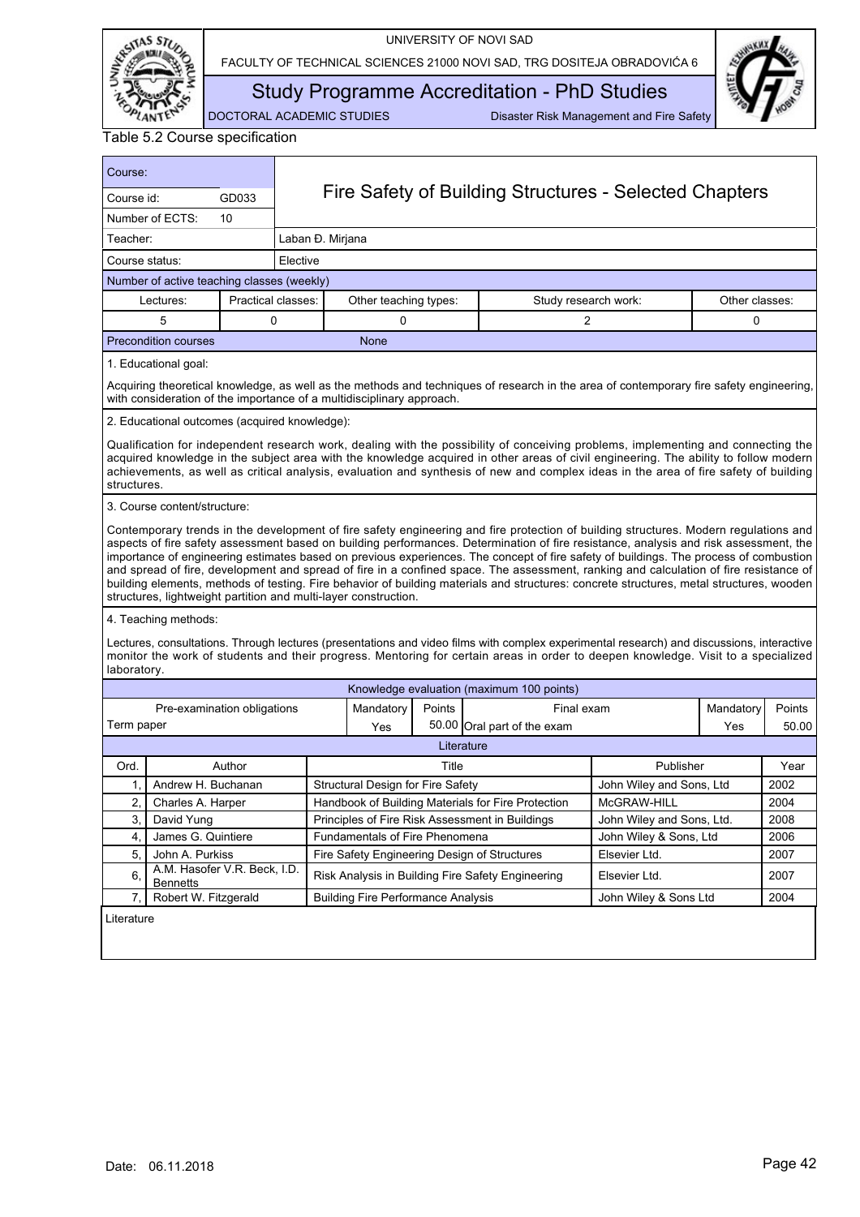Table 5.2 Course specification

| Course: | | Fire Safety of Building Structures - Selected Chapters |
|---|---|---|
| Course id: | GD033 | |
| Number of ECTS: | 10 | |
| Teacher: | | Laban Đ. Mirjana |
| Course status: | | Elective |

**Number of active teaching classes (weekly)**

| Lectures: | Practical classes: | Other teaching types: | Study research work: | Other classes: |
|---|---|---|---|---|
| 5 | 0 | 0 | 2 | 0 |

**Precondition courses:** None

1. Educational goal:

Acquiring theoretical knowledge, as well as the methods and techniques of research in the area of contemporary fire safety engineering, with consideration of the importance of a multidisciplinary approach.

2. Educational outcomes (acquired knowledge):

Qualification for independent research work, dealing with the possibility of conceiving problems, implementing and connecting the acquired knowledge in the subject area with the knowledge acquired in other areas of civil engineering. The ability to follow modern achievements, as well as critical analysis, evaluation and synthesis of new and complex ideas in the area of fire safety of building structures.

3. Course content/structure:

Contemporary trends in the development of fire safety engineering and fire protection of building structures. Modern regulations and aspects of fire safety assessment based on building performances. Determination of fire resistance, analysis and risk assessment, the importance of engineering estimates based on previous experiences. The concept of fire safety of buildings. The process of combustion and spread of fire, development and spread of fire in a confined space. The assessment, ranking and calculation of fire resistance of building elements, methods of testing. Fire behavior of building materials and structures: concrete structures, metal structures, wooden structures, lightweight partition and multi-layer construction.

4. Teaching methods:

Lectures, consultations. Through lectures (presentations and video films with complex experimental research) and discussions, interactive monitor the work of students and their progress. Mentoring for certain areas in order to deepen knowledge. Visit to a specialized laboratory.

**Knowledge evaluation (maximum 100 points)**

| Pre-examination obligations | Mandatory | Points | Final exam | Mandatory | Points |
|---|---|---|---|---|---|
| Term paper | Yes | 50.00 | Oral part of the exam | Yes | 50.00 |

**Literature**

| Ord. | Author | Title | Publisher | Year |
|---|---|---|---|---|
| 1, | Andrew H. Buchanan | Structural Design for Fire Safety | John Wiley and Sons, Ltd | 2002 |
| 2, | Charles A. Harper | Handbook of Building Materials for Fire Protection | McGRAW-HILL | 2004 |
| 3, | David Yung | Principles of Fire Risk Assessment in Buildings | John Wiley and Sons, Ltd. | 2008 |
| 4, | James G. Quintiere | Fundamentals of Fire Phenomena | John Wiley & Sons, Ltd | 2006 |
| 5, | John A. Purkiss | Fire Safety Engineering Design of Structures | Elsevier Ltd. | 2007 |
| 6, | A.M. Hasofer V.R. Beck, I.D. Bennetts | Risk Analysis in Building Fire Safety Engineering | Elsevier Ltd. | 2007 |
| 7, | Robert W. Fitzgerald | Building Fire Performance Analysis | John Wiley & Sons Ltd | 2004 |

Literature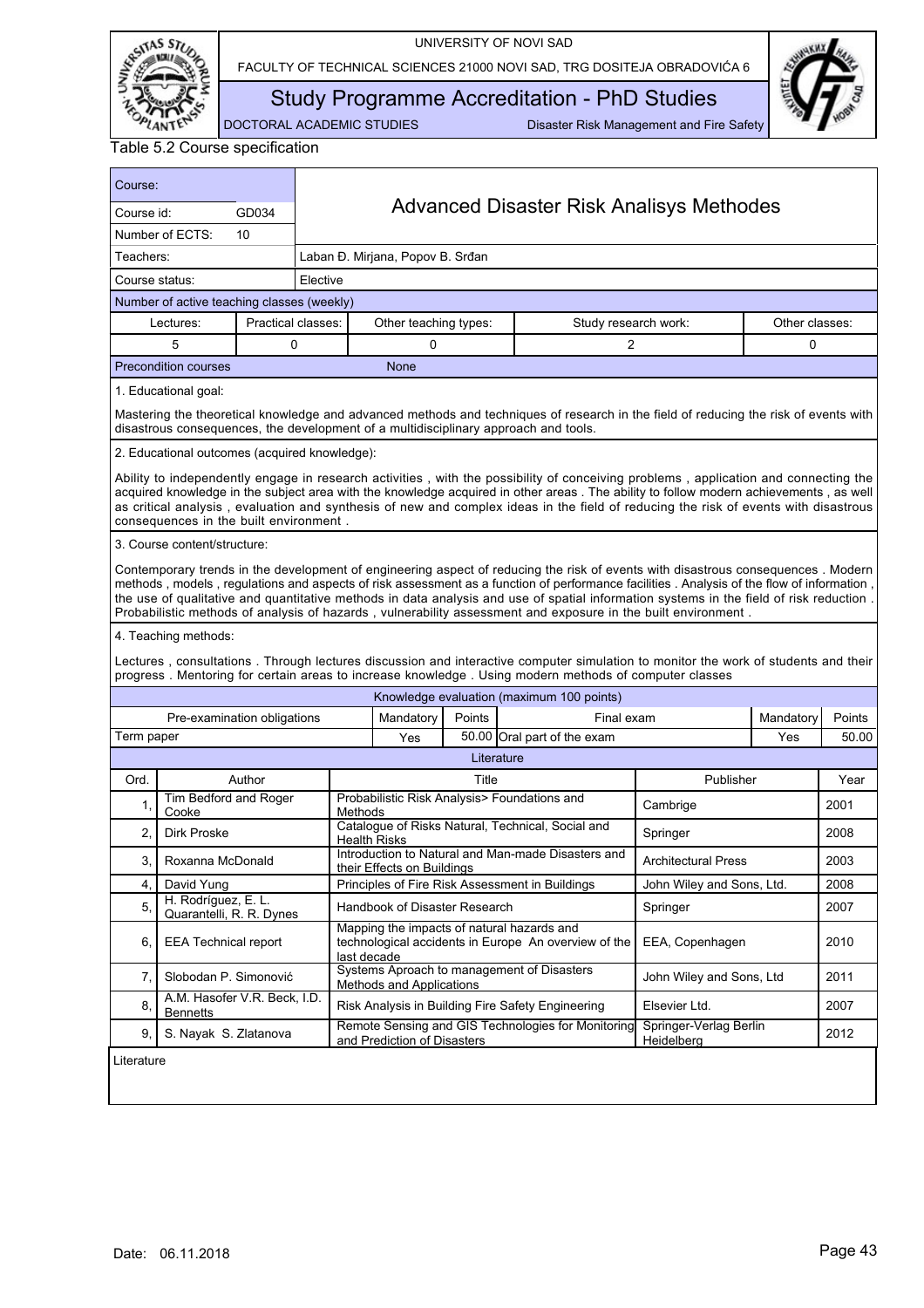UNIVERSITY OF NOVI SAD

FACULTY OF TECHNICAL SCIENCES 21000 NOVI SAD, TRG DOSITEJA OBRADOVIĆA 6

# Study Programme Accreditation - PhD Studies

DOCTORAL ACADEMIC STUDIES — Disaster Risk Management and Fire Safety

Table 5.2 Course specification

| Course: | | |
|---|---|---|
| Course id: | GD034 | **Advanced Disaster Risk Analisys Methodes** |
| Number of ECTS: | 10 | |
| Teachers: | | Laban Đ. Mirjana, Popov B. Srđan |
| Course status: | | Elective |

**Number of active teaching classes (weekly)**

| Lectures: | Practical classes: | Other teaching types: | Study research work: | Other classes: |
|---|---|---|---|---|
| 5 | 0 | 0 | 2 | 0 |

**Precondition courses:** None

**1. Educational goal:**

Mastering the theoretical knowledge and advanced methods and techniques of research in the field of reducing the risk of events with disastrous consequences, the development of a multidisciplinary approach and tools.

**2. Educational outcomes (acquired knowledge):**

Ability to independently engage in research activities , with the possibility of conceiving problems , application and connecting the acquired knowledge in the subject area with the knowledge acquired in other areas . The ability to follow modern achievements , as well as critical analysis , evaluation and synthesis of new and complex ideas in the field of reducing the risk of events with disastrous consequences in the built environment .

**3. Course content/structure:**

Contemporary trends in the development of engineering aspect of reducing the risk of events with disastrous consequences . Modern methods , models , regulations and aspects of risk assessment as a function of performance facilities . Analysis of the flow of information , the use of qualitative and quantitative methods in data analysis and use of spatial information systems in the field of risk reduction . Probabilistic methods of analysis of hazards , vulnerability assessment and exposure in the built environment .

**4. Teaching methods:**

Lectures , consultations . Through lectures discussion and interactive computer simulation to monitor the work of students and their progress . Mentoring for certain areas to increase knowledge . Using modern methods of computer classes

**Knowledge evaluation (maximum 100 points)**

| Pre-examination obligations | Mandatory | Points | Final exam | Mandatory | Points |
|---|---|---|---|---|---|
| Term paper | Yes | 50.00 | Oral part of the exam | Yes | 50.00 |

**Literature**

| Ord. | Author | Title | Publisher | Year |
|---|---|---|---|---|
| 1, | Tim Bedford and Roger Cooke | Probabilistic Risk Analysis> Foundations and Methods | Cambrige | 2001 |
| 2, | Dirk Proske | Catalogue of Risks Natural, Technical, Social and Health Risks | Springer | 2008 |
| 3, | Roxanna McDonald | Introduction to Natural and Man-made Disasters and their Effects on Buildings | Architectural Press | 2003 |
| 4, | David Yung | Principles of Fire Risk Assessment in Buildings | John Wiley and Sons, Ltd. | 2008 |
| 5, | H. Rodríguez, E. L. Quarantelli, R. R. Dynes | Handbook of Disaster Research | Springer | 2007 |
| 6, | EEA Technical report | Mapping the impacts of natural hazards and technological accidents in Europe An overview of the last decade | EEA, Copenhagen | 2010 |
| 7, | Slobodan P. Simonović | Systems Aproach to management of Disasters Methods and Applications | John Wiley and Sons, Ltd | 2011 |
| 8, | A.M. Hasofer V.R. Beck, I.D. Bennetts | Risk Analysis in Building Fire Safety Engineering | Elsevier Ltd. | 2007 |
| 9, | S. Nayak S. Zlatanova | Remote Sensing and GIS Technologies for Monitoring and Prediction of Disasters | Springer-Verlag Berlin Heidelberg | 2012 |

Literature

Date: 06.11.2018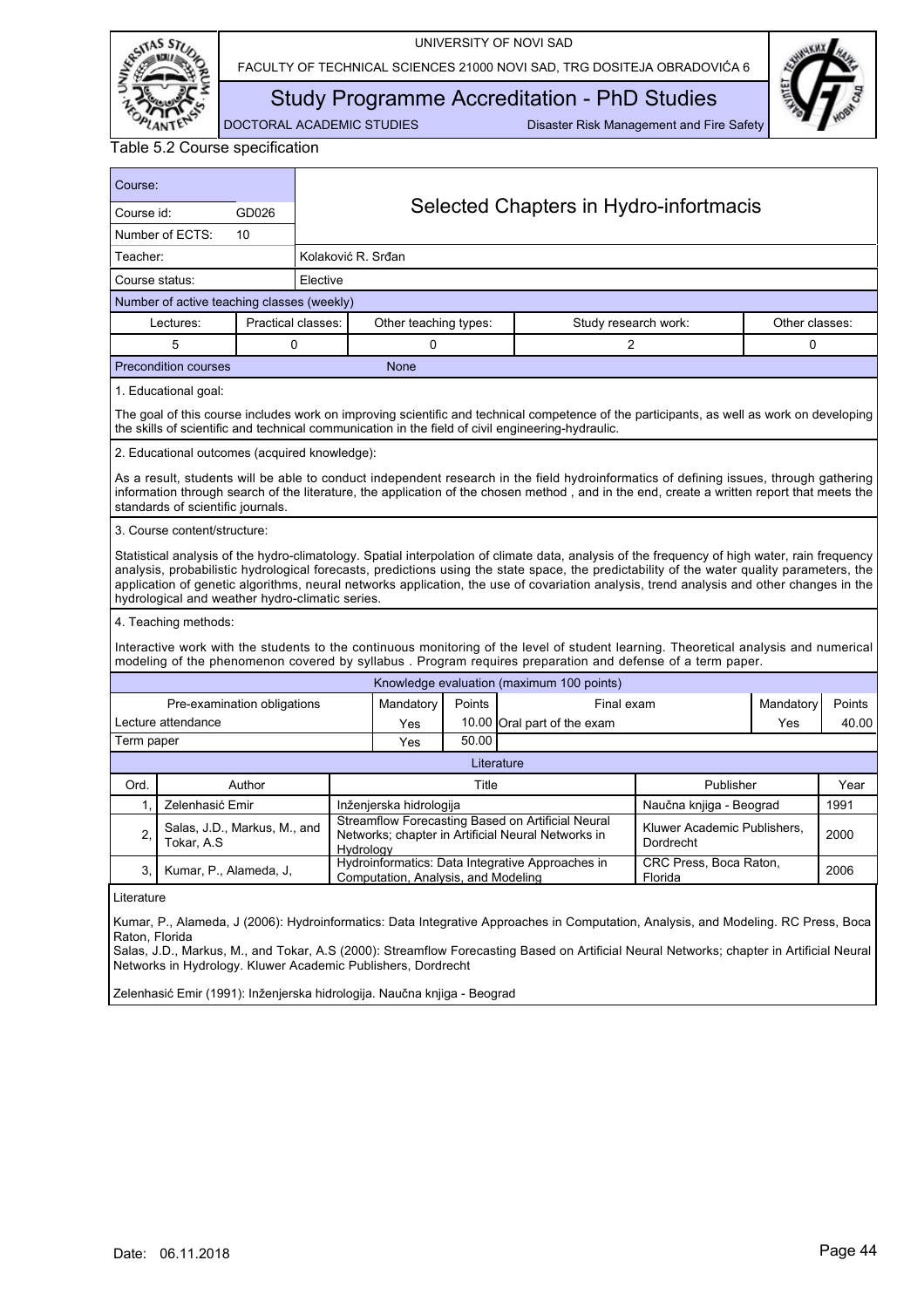Table 5.2 Course specification

| Course: | | |
|---|---|---|
| Course id: | GD026 | Selected Chapters in Hydro-infortmacis |
| Number of ECTS: | 10 | |
| Teacher: | | Kolaković R. Srđan |
| Course status: | | Elective |

Number of active teaching classes (weekly)

| Lectures: | Practical classes: | Other teaching types: | Study research work: | Other classes: |
|---|---|---|---|---|
| 5 | 0 | 0 | 2 | 0 |

| Precondition courses | None |
|---|---|

1. Educational goal:

The goal of this course includes work on improving scientific and technical competence of the participants, as well as work on developing the skills of scientific and technical communication in the field of civil engineering-hydraulic.

2. Educational outcomes (acquired knowledge):

As a result, students will be able to conduct independent research in the field hydroinformatics of defining issues, through gathering information through search of the literature, the application of the chosen method , and in the end, create a written report that meets the standards of scientific journals.

3. Course content/structure:

Statistical analysis of the hydro-climatology. Spatial interpolation of climate data, analysis of the frequency of high water, rain frequency analysis, probabilistic hydrological forecasts, predictions using the state space, the predictability of the water quality parameters, the application of genetic algorithms, neural networks application, the use of covariation analysis, trend analysis and other changes in the hydrological and weather hydro-climatic series.

4. Teaching methods:

Interactive work with the students to the continuous monitoring of the level of student learning. Theoretical analysis and numerical modeling of the phenomenon covered by syllabus . Program requires preparation and defense of a term paper.

Knowledge evaluation (maximum 100 points)

| Pre-examination obligations | Mandatory | Points | Final exam | Mandatory | Points |
|---|---|---|---|---|---|
| Lecture attendance | Yes | 10.00 | Oral part of the exam | Yes | 40.00 |
| Term paper | Yes | 50.00 | | | |

Literature

| Ord. | Author | Title | Publisher | Year |
|---|---|---|---|---|
| 1, | Zelenhasić Emir | Inženjerska hidrologija | Naučna knjiga - Beograd | 1991 |
| 2, | Salas, J.D., Markus, M., and Tokar, A.S | Streamflow Forecasting Based on Artificial Neural Networks; chapter in Artificial Neural Networks in Hydrology | Kluwer Academic Publishers, Dordrecht | 2000 |
| 3, | Kumar, P., Alameda, J, | Hydroinformatics: Data Integrative Approaches in Computation, Analysis, and Modeling | CRC Press, Boca Raton, Florida | 2006 |

Literature

Kumar, P., Alameda, J (2006): Hydroinformatics: Data Integrative Approaches in Computation, Analysis, and Modeling. RC Press, Boca Raton, Florida
Salas, J.D., Markus, M., and Tokar, A.S (2000): Streamflow Forecasting Based on Artificial Neural Networks; chapter in Artificial Neural Networks in Hydrology. Kluwer Academic Publishers, Dordrecht

Zelenhasić Emir (1991): Inženjerska hidrologija. Naučna knjiga - Beograd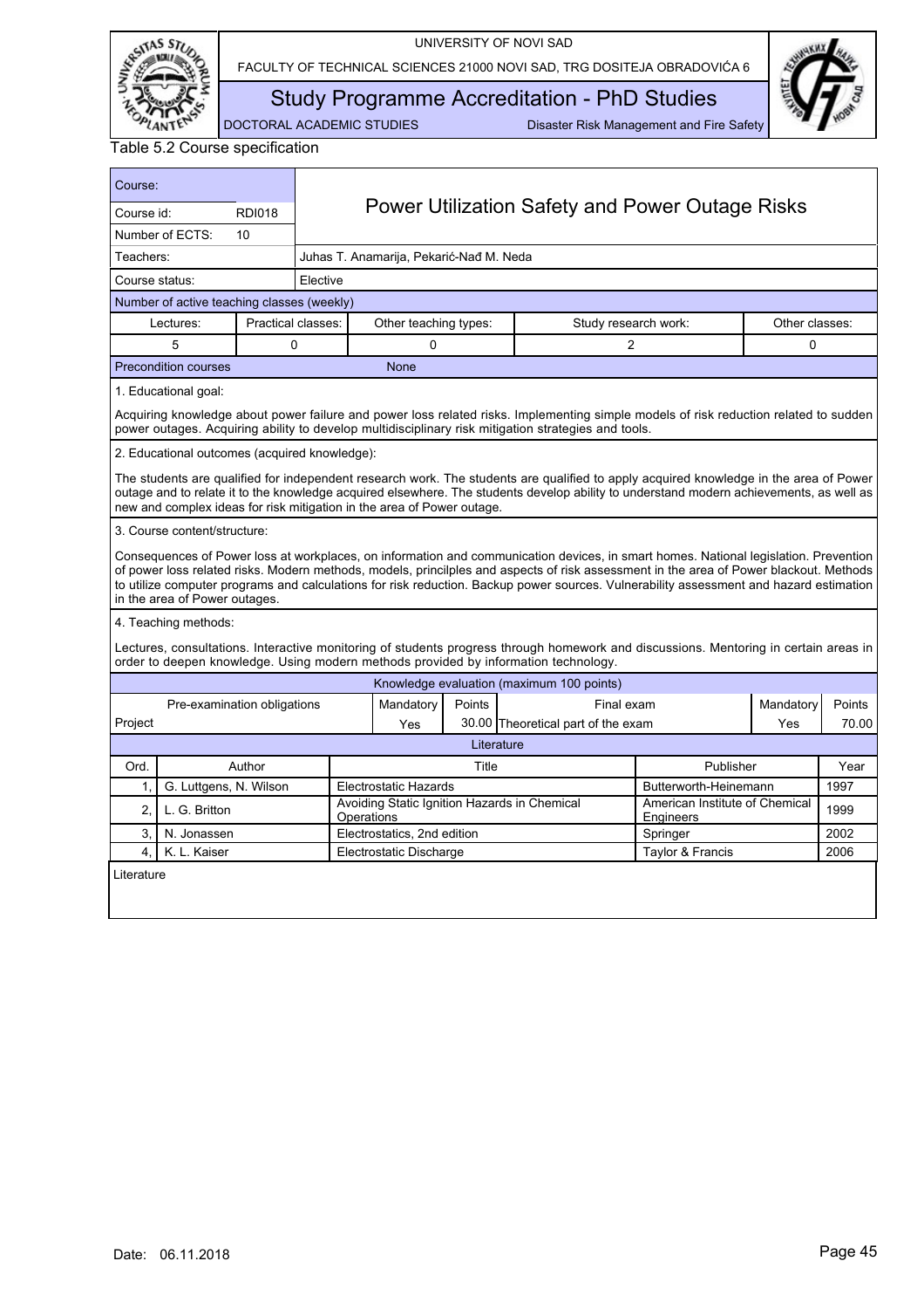UNIVERSITY OF NOVI SAD

FACULTY OF TECHNICAL SCIENCES 21000 NOVI SAD, TRG DOSITEJA OBRADOVIĆA 6

# Study Programme Accreditation - PhD Studies

DOCTORAL ACADEMIC STUDIES — Disaster Risk Management and Fire Safety

Table 5.2 Course specification

| Course: | | |
|---|---|---|
| Course id: | RDI018 | **Power Utilization Safety and Power Outage Risks** |
| Number of ECTS: | 10 | |
| Teachers: | | Juhas T. Anamarija, Pekarić-Nađ M. Neda |
| Course status: | | Elective |

**Number of active teaching classes (weekly)**

| Lectures: | Practical classes: | Other teaching types: | Study research work: | Other classes: |
|---|---|---|---|---|
| 5 | 0 | 0 | 2 | 0 |

| Precondition courses | None |
|---|---|

1. Educational goal:

Acquiring knowledge about power failure and power loss related risks. Implementing simple models of risk reduction related to sudden power outages. Acquiring ability to develop multidisciplinary risk mitigation strategies and tools.

2. Educational outcomes (acquired knowledge):

The students are qualified for independent research work. The students are qualified to apply acquired knowledge in the area of Power outage and to relate it to the knowledge acquired elsewhere. The students develop ability to understand modern achievements, as well as new and complex ideas for risk mitigation in the area of Power outage.

3. Course content/structure:

Consequences of Power loss at workplaces, on information and communication devices, in smart homes. National legislation. Prevention of power loss related risks. Modern methods, models, princilples and aspects of risk assessment in the area of Power blackout. Methods to utilize computer programs and calculations for risk reduction. Backup power sources. Vulnerability assessment and hazard estimation in the area of Power outages.

4. Teaching methods:

Lectures, consultations. Interactive monitoring of students progress through homework and discussions. Mentoring in certain areas in order to deepen knowledge. Using modern methods provided by information technology.

**Knowledge evaluation (maximum 100 points)**

| Pre-examination obligations | Mandatory | Points | Final exam | Mandatory | Points |
|---|---|---|---|---|---|
| Project | Yes | 30.00 | Theoretical part of the exam | Yes | 70.00 |

**Literature**

| Ord. | Author | Title | Publisher | Year |
|---|---|---|---|---|
| 1, | G. Luttgens, N. Wilson | Electrostatic Hazards | Butterworth-Heinemann | 1997 |
| 2, | L. G. Britton | Avoiding Static Ignition Hazards in Chemical Operations | American Institute of Chemical Engineers | 1999 |
| 3, | N. Jonassen | Electrostatics, 2nd edition | Springer | 2002 |
| 4, | K. L. Kaiser | Electrostatic Discharge | Taylor & Francis | 2006 |

Literature

Date: 06.11.2018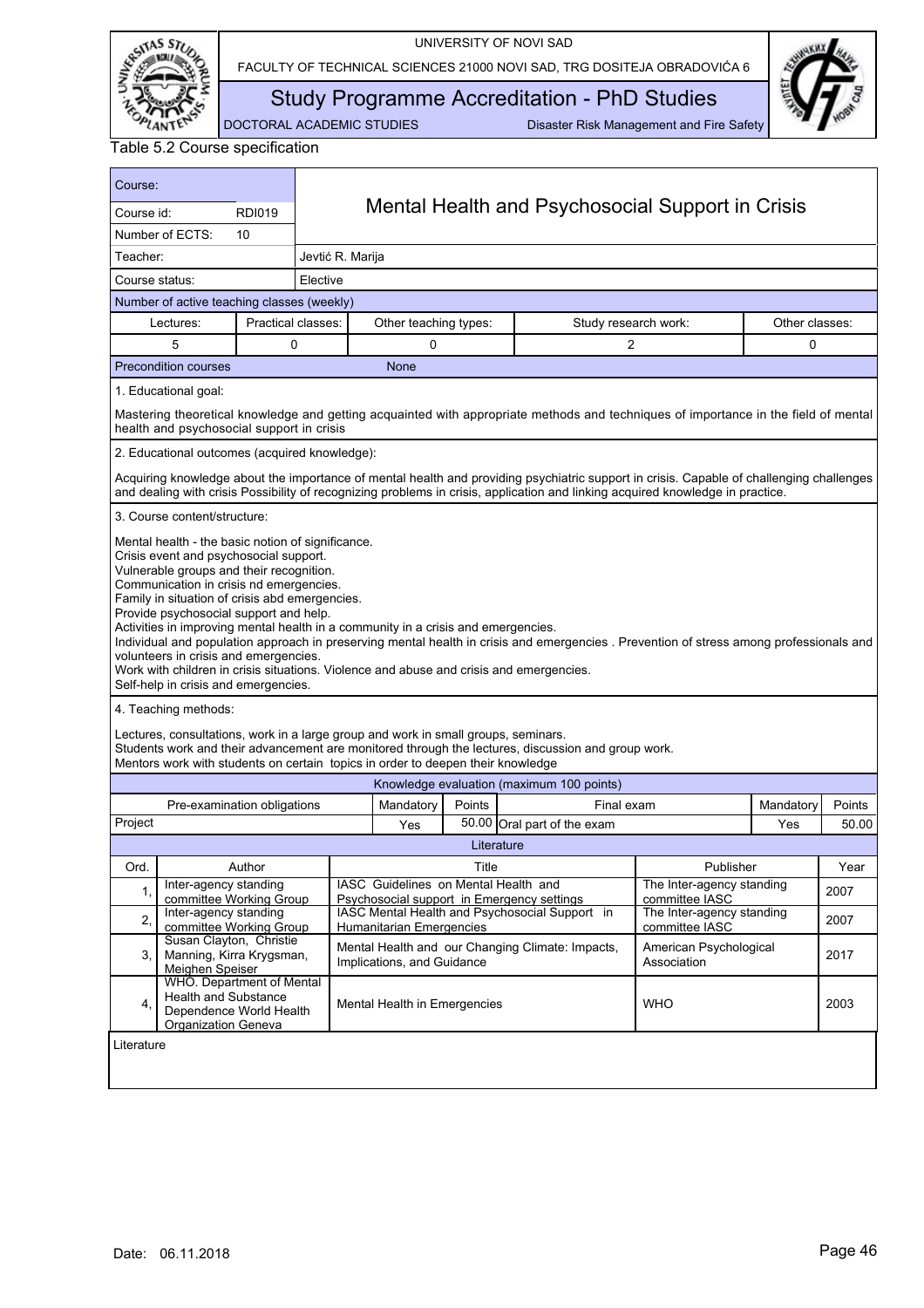Table 5.2 Course specification

| Course: | Mental Health and Psychosocial Support in Crisis |
|---|---|
| Course id: RDI019 | |
| Number of ECTS: 10 | |
| Teacher: | Jevtić R. Marija |
| Course status: | Elective |

Number of active teaching classes (weekly)

| Lectures: | Practical classes: | Other teaching types: | Study research work: | Other classes: |
|---|---|---|---|---|
| 5 | 0 | 0 | 2 | 0 |

| Precondition courses | None |
|---|---|

1. Educational goal:

Mastering theoretical knowledge and getting acquainted with appropriate methods and techniques of importance in the field of mental health and psychosocial support in crisis

2. Educational outcomes (acquired knowledge):

Acquiring knowledge about the importance of mental health and providing psychiatric support in crisis. Capable of challenging challenges and dealing with crisis Possibility of recognizing problems in crisis, application and linking acquired knowledge in practice.

3. Course content/structure:

Mental health - the basic notion of significance.
Crisis event and psychosocial support.
Vulnerable groups and their recognition.
Communication in crisis nd emergencies.
Family in situation of crisis abd emergencies.
Provide psychosocial support and help.
Activities in improving mental health in a community in a crisis and emergencies.
Individual and population approach in preserving mental health in crisis and emergencies . Prevention of stress among professionals and volunteers in crisis and emergencies.
Work with children in crisis situations. Violence and abuse and crisis and emergencies.
Self-help in crisis and emergencies.

4. Teaching methods:

Lectures, consultations, work in a large group and work in small groups, seminars.
Students work and their advancement are monitored through the lectures, discussion and group work.
Mentors work with students on certain topics in order to deepen their knowledge

Knowledge evaluation (maximum 100 points)

| Pre-examination obligations | Mandatory | Points | Final exam | Mandatory | Points |
|---|---|---|---|---|---|
| Project | Yes | 50.00 | Oral part of the exam | Yes | 50.00 |

Literature

| Ord. | Author | Title | Publisher | Year |
|---|---|---|---|---|
| 1, | Inter-agency standing committee Working Group | IASC Guidelines on Mental Health and Psychosocial support in Emergency settings | The Inter-agency standing committee IASC | 2007 |
| 2, | Inter-agency standing committee Working Group | IASC Mental Health and Psychosocial Support in Humanitarian Emergencies | The Inter-agency standing committee IASC | 2007 |
| 3, | Susan Clayton, Christie Manning, Kirra Krygsman, Meighen Speiser | Mental Health and our Changing Climate: Impacts, Implications, and Guidance | American Psychological Association | 2017 |
| 4, | WHO. Department of Mental Health and Substance Dependence World Health Organization Geneva | Mental Health in Emergencies | WHO | 2003 |

Literature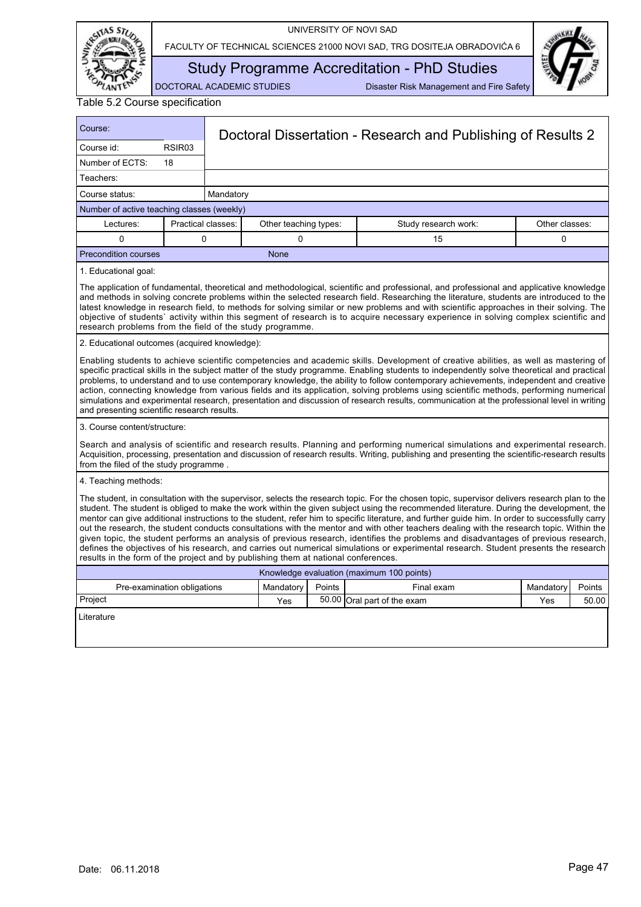Table 5.2 Course specification

| Course: | | Doctoral Dissertation - Research and Publishing of Results 2 | | |
|---|---|---|---|---|
| Course id: | RSIR03 | | | |
| Number of ECTS: | 18 | | | |
| Teachers: | | | | |
| Course status: | Mandatory | | | |

Number of active teaching classes (weekly)

| Lectures: | Practical classes: | Other teaching types: | Study research work: | Other classes: |
|---|---|---|---|---|
| 0 | 0 | 0 | 15 | 0 |

**Precondition courses:** None

1. Educational goal:

The application of fundamental, theoretical and methodological, scientific and professional, and professional and applicative knowledge and methods in solving concrete problems within the selected research field. Researching the literature, students are introduced to the latest knowledge in research field, to methods for solving similar or new problems and with scientific approaches in their solving. The objective of students` activity within this segment of research is to acquire necessary experience in solving complex scientific and research problems from the field of the study programme.

2. Educational outcomes (acquired knowledge):

Enabling students to achieve scientific competencies and academic skills. Development of creative abilities, as well as mastering of specific practical skills in the subject matter of the study programme. Enabling students to independently solve theoretical and practical problems, to understand and to use contemporary knowledge, the ability to follow contemporary achievements, independent and creative action, connecting knowledge from various fields and its application, solving problems using scientific methods, performing numerical simulations and experimental research, presentation and discussion of research results, communication at the professional level in writing and presenting scientific research results.

3. Course content/structure:

Search and analysis of scientific and research results. Planning and performing numerical simulations and experimental research. Acquisition, processing, presentation and discussion of research results. Writing, publishing and presenting the scientific-research results from the filed of the study programme .

4. Teaching methods:

The student, in consultation with the supervisor, selects the research topic. For the chosen topic, supervisor delivers research plan to the student. The student is obliged to make the work within the given subject using the recommended literature. During the development, the mentor can give additional instructions to the student, refer him to specific literature, and further guide him. In order to successfully carry out the research, the student conducts consultations with the mentor and with other teachers dealing with the research topic. Within the given topic, the student performs an analysis of previous research, identifies the problems and disadvantages of previous research, defines the objectives of his research, and carries out numerical simulations or experimental research. Student presents the research results in the form of the project and by publishing them at national conferences.

Knowledge evaluation (maximum 100 points)

| Pre-examination obligations | Mandatory | Points | Final exam | Mandatory | Points |
|---|---|---|---|---|---|
| Project | Yes | 50.00 | Oral part of the exam | Yes | 50.00 |

Literature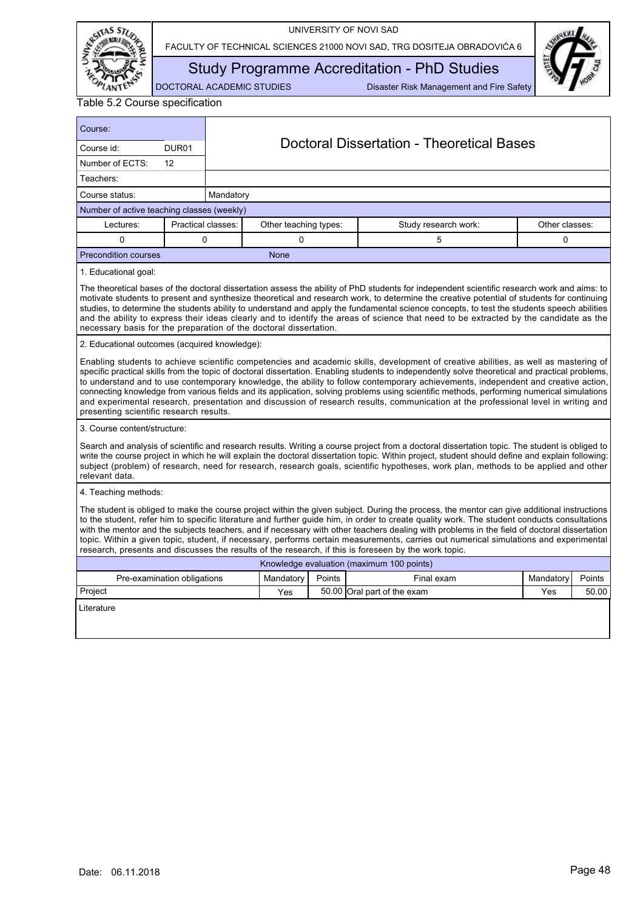Table 5.2 Course specification

| Course: | | Doctoral Dissertation - Theoretical Bases |
|---|---|---|
| Course id: | DUR01 | |
| Number of ECTS: | 12 | |
| Teachers: | | |
| Course status: | | Mandatory |

**Number of active teaching classes (weekly)**

| Lectures: | Practical classes: | Other teaching types: | Study research work: | Other classes: |
|---|---|---|---|---|
| 0 | 0 | 0 | 5 | 0 |

**Precondition courses:** None

**1. Educational goal:**

The theoretical bases of the doctoral dissertation assess the ability of PhD students for independent scientific research work and aims: to motivate students to present and synthesize theoretical and research work, to determine the creative potential of students for continuing studies, to determine the students ability to understand and apply the fundamental science concepts, to test the students speech abilities and the ability to express their ideas clearly and to identify the areas of science that need to be extracted by the candidate as the necessary basis for the preparation of the doctoral dissertation.

**2. Educational outcomes (acquired knowledge):**

Enabling students to achieve scientific competencies and academic skills, development of creative abilities, as well as mastering of specific practical skills from the topic of doctoral dissertation. Enabling students to independently solve theoretical and practical problems, to understand and to use contemporary knowledge, the ability to follow contemporary achievements, independent and creative action, connecting knowledge from various fields and its application, solving problems using scientific methods, performing numerical simulations and experimental research, presentation and discussion of research results, communication at the professional level in writing and presenting scientific research results.

**3. Course content/structure:**

Search and analysis of scientific and research results. Writing a course project from a doctoral dissertation topic. The student is obliged to write the course project in which he will explain the doctoral dissertation topic. Within project, student should define and explain following: subject (problem) of research, need for research, research goals, scientific hypotheses, work plan, methods to be applied and other relevant data.

**4. Teaching methods:**

The student is obliged to make the course project within the given subject. During the process, the mentor can give additional instructions to the student, refer him to specific literature and further guide him, in order to create quality work. The student conducts consultations with the mentor and the subjects teachers, and if necessary with other teachers dealing with problems in the field of doctoral dissertation topic. Within a given topic, student, if necessary, performs certain measurements, carries out numerical simulations and experimental research, presents and discusses the results of the research, if this is foreseen by the work topic.

**Knowledge evaluation (maximum 100 points)**

| Pre-examination obligations | Mandatory | Points | Final exam | Mandatory | Points |
|---|---|---|---|---|---|
| Project | Yes | 50.00 | Oral part of the exam | Yes | 50.00 |

**Literature**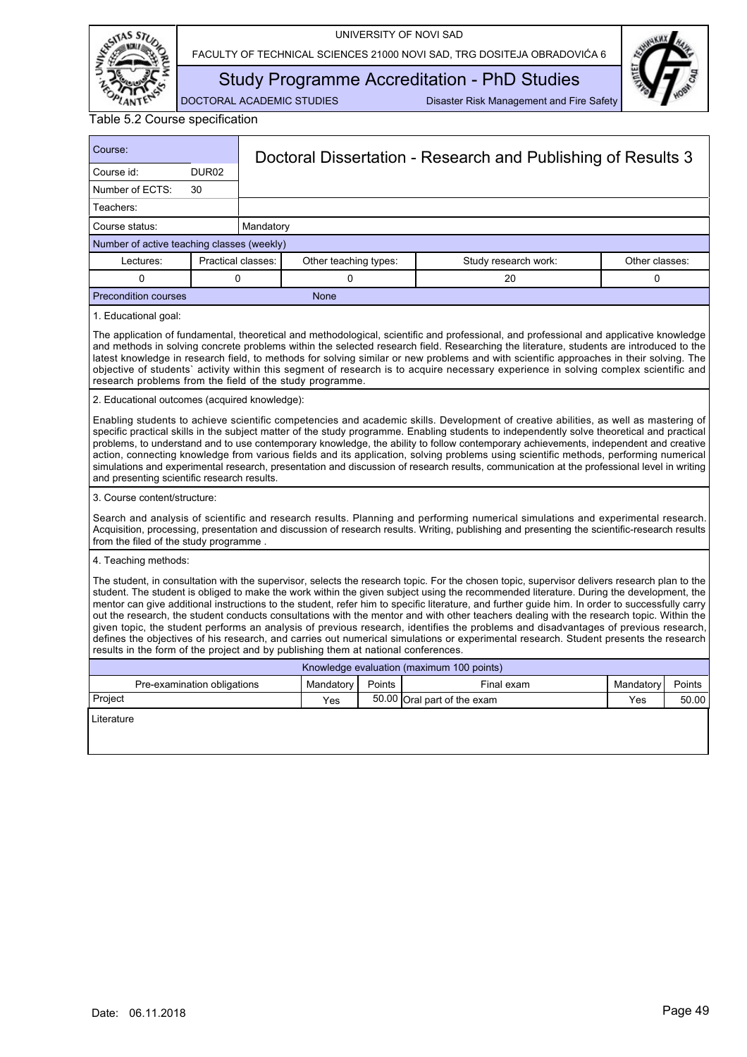Table 5.2 Course specification

| Course: | | Doctoral Dissertation - Research and Publishing of Results 3 | | | |
|---|---|---|---|---|---|
| Course id: | DUR02 | | | | |
| Number of ECTS: | 30 | | | | |
| Teachers: | | | | | |
| Course status: | | Mandatory | | | |

| Number of active teaching classes (weekly) | | | | |
|---|---|---|---|---|
| Lectures: | Practical classes: | Other teaching types: | Study research work: | Other classes: |
| 0 | 0 | 0 | 20 | 0 |

**Precondition courses:** None

1. Educational goal:

The application of fundamental, theoretical and methodological, scientific and professional, and professional and applicative knowledge and methods in solving concrete problems within the selected research field. Researching the literature, students are introduced to the latest knowledge in research field, to methods for solving similar or new problems and with scientific approaches in their solving. The objective of students` activity within this segment of research is to acquire necessary experience in solving complex scientific and research problems from the field of the study programme.

2. Educational outcomes (acquired knowledge):

Enabling students to achieve scientific competencies and academic skills. Development of creative abilities, as well as mastering of specific practical skills in the subject matter of the study programme. Enabling students to independently solve theoretical and practical problems, to understand and to use contemporary knowledge, the ability to follow contemporary achievements, independent and creative action, connecting knowledge from various fields and its application, solving problems using scientific methods, performing numerical simulations and experimental research, presentation and discussion of research results, communication at the professional level in writing and presenting scientific research results.

3. Course content/structure:

Search and analysis of scientific and research results. Planning and performing numerical simulations and experimental research. Acquisition, processing, presentation and discussion of research results. Writing, publishing and presenting the scientific-research results from the filed of the study programme .

4. Teaching methods:

The student, in consultation with the supervisor, selects the research topic. For the chosen topic, supervisor delivers research plan to the student. The student is obliged to make the work within the given subject using the recommended literature. During the development, the mentor can give additional instructions to the student, refer him to specific literature, and further guide him. In order to successfully carry out the research, the student conducts consultations with the mentor and with other teachers dealing with the research topic. Within the given topic, the student performs an analysis of previous research, identifies the problems and disadvantages of previous research, defines the objectives of his research, and carries out numerical simulations or experimental research. Student presents the research results in the form of the project and by publishing them at national conferences.

| Knowledge evaluation (maximum 100 points) | | | | | |
|---|---|---|---|---|---|
| Pre-examination obligations | Mandatory | Points | Final exam | Mandatory | Points |
| Project | Yes | 50.00 | Oral part of the exam | Yes | 50.00 |

Literature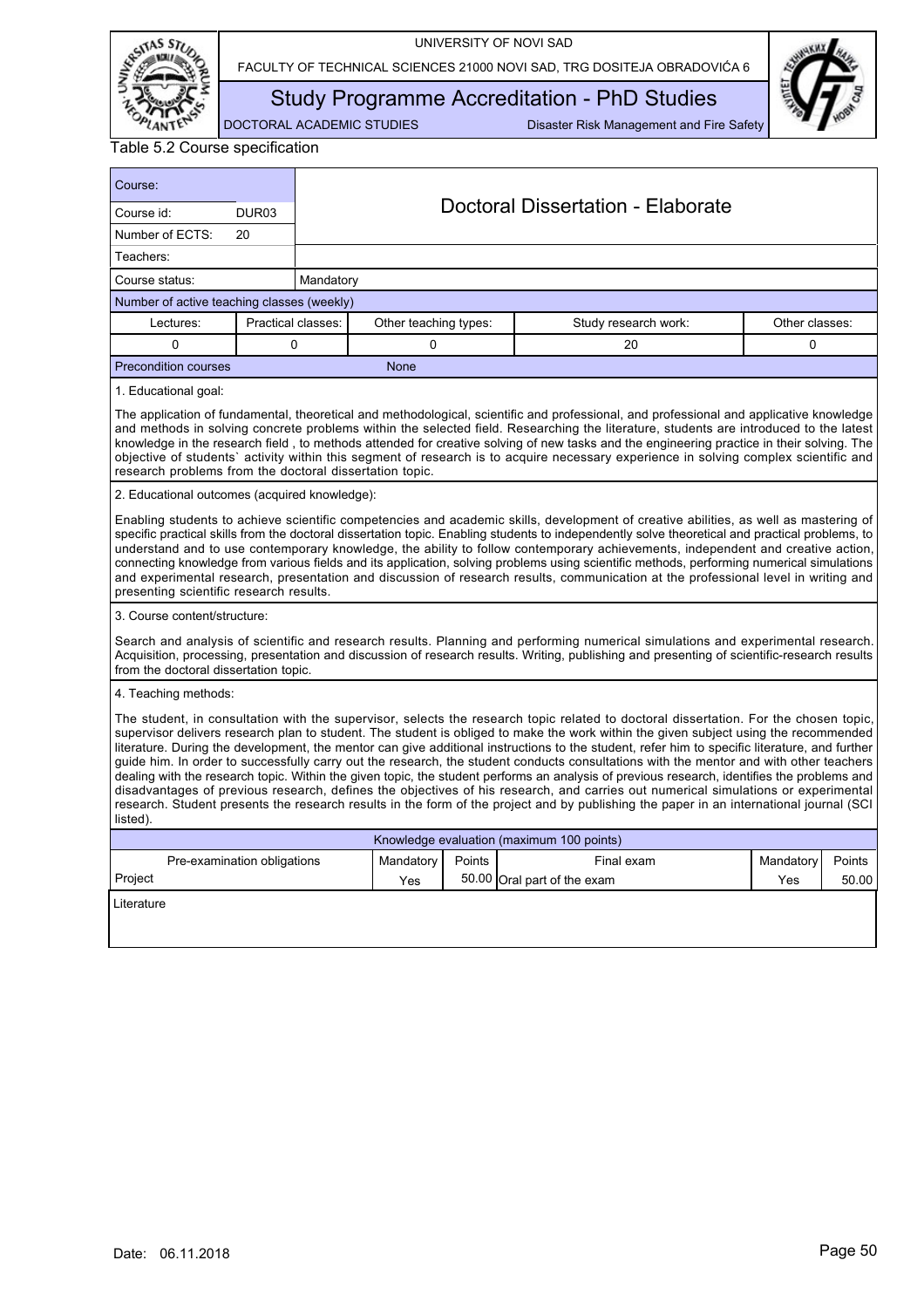Table 5.2 Course specification

| Course: | | Doctoral Dissertation - Elaborate |
|---|---|---|
| Course id: | DUR03 | |
| Number of ECTS: | 20 | |
| Teachers: | | |
| Course status: | | Mandatory |

**Number of active teaching classes (weekly)**

| Lectures: | Practical classes: | Other teaching types: | Study research work: | Other classes: |
|---|---|---|---|---|
| 0 | 0 | 0 | 20 | 0 |

**Precondition courses:** None

**1. Educational goal:**

The application of fundamental, theoretical and methodological, scientific and professional, and professional and applicative knowledge and methods in solving concrete problems within the selected field. Researching the literature, students are introduced to the latest knowledge in the research field , to methods attended for creative solving of new tasks and the engineering practice in their solving. The objective of students` activity within this segment of research is to acquire necessary experience in solving complex scientific and research problems from the doctoral dissertation topic.

**2. Educational outcomes (acquired knowledge):**

Enabling students to achieve scientific competencies and academic skills, development of creative abilities, as well as mastering of specific practical skills from the doctoral dissertation topic. Enabling students to independently solve theoretical and practical problems, to understand and to use contemporary knowledge, the ability to follow contemporary achievements, independent and creative action, connecting knowledge from various fields and its application, solving problems using scientific methods, performing numerical simulations and experimental research, presentation and discussion of research results, communication at the professional level in writing and presenting scientific research results.

**3. Course content/structure:**

Search and analysis of scientific and research results. Planning and performing numerical simulations and experimental research. Acquisition, processing, presentation and discussion of research results. Writing, publishing and presenting of scientific-research results from the doctoral dissertation topic.

**4. Teaching methods:**

The student, in consultation with the supervisor, selects the research topic related to doctoral dissertation. For the chosen topic, supervisor delivers research plan to student. The student is obliged to make the work within the given subject using the recommended literature. During the development, the mentor can give additional instructions to the student, refer him to specific literature, and further guide him. In order to successfully carry out the research, the student conducts consultations with the mentor and with other teachers dealing with the research topic. Within the given topic, the student performs an analysis of previous research, identifies the problems and disadvantages of previous research, defines the objectives of his research, and carries out numerical simulations or experimental research. Student presents the research results in the form of the project and by publishing the paper in an international journal (SCI listed).

**Knowledge evaluation (maximum 100 points)**

| Pre-examination obligations | Mandatory | Points | Final exam | Mandatory | Points |
|---|---|---|---|---|---|
| Project | Yes | 50.00 | Oral part of the exam | Yes | 50.00 |

**Literature**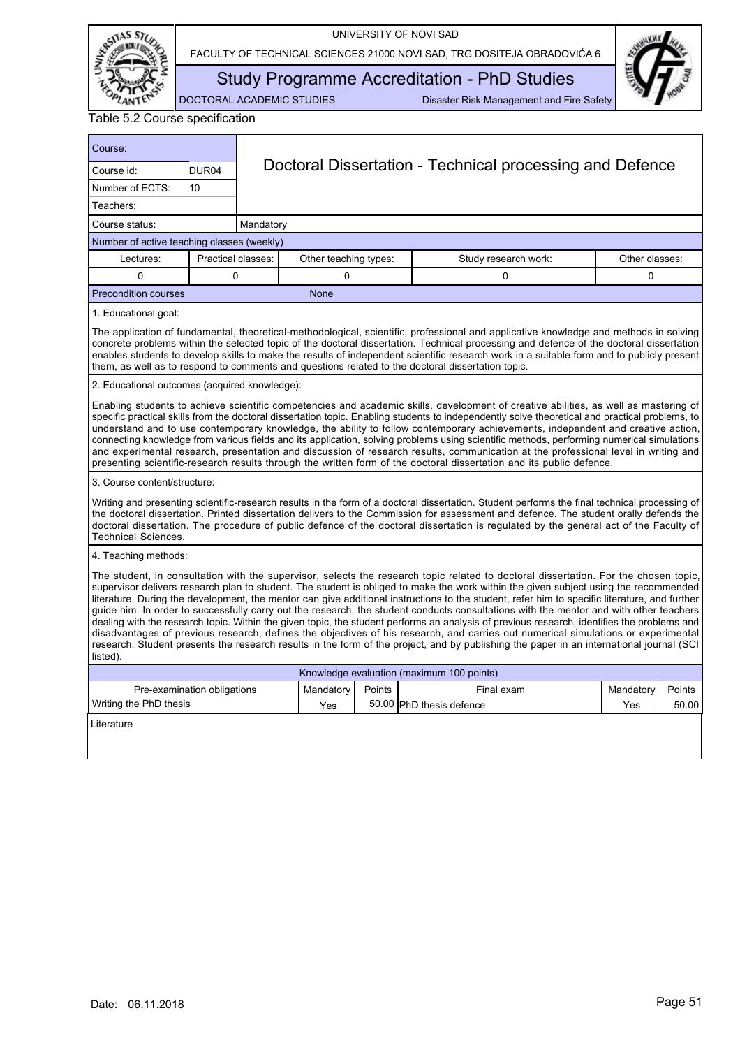Table 5.2 Course specification

| Course: | | Doctoral Dissertation - Technical processing and Defence |
|---|---|---|
| Course id: | DUR04 | |
| Number of ECTS: | 10 | |
| Teachers: | | |
| Course status: | Mandatory | |

**Number of active teaching classes (weekly)**

| Lectures: | Practical classes: | Other teaching types: | Study research work: | Other classes: |
|---|---|---|---|---|
| 0 | 0 | 0 | 0 | 0 |

**Precondition courses:** None

1. Educational goal:

The application of fundamental, theoretical-methodological, scientific, professional and applicative knowledge and methods in solving concrete problems within the selected topic of the doctoral dissertation. Technical processing and defence of the doctoral dissertation enables students to develop skills to make the results of independent scientific research work in a suitable form and to publicly present them, as well as to respond to comments and questions related to the doctoral dissertation topic.

2. Educational outcomes (acquired knowledge):

Enabling students to achieve scientific competencies and academic skills, development of creative abilities, as well as mastering of specific practical skills from the doctoral dissertation topic. Enabling students to independently solve theoretical and practical problems, to understand and to use contemporary knowledge, the ability to follow contemporary achievements, independent and creative action, connecting knowledge from various fields and its application, solving problems using scientific methods, performing numerical simulations and experimental research, presentation and discussion of research results, communication at the professional level in writing and presenting scientific-research results through the written form of the doctoral dissertation and its public defence.

3. Course content/structure:

Writing and presenting scientific-research results in the form of a doctoral dissertation. Student performs the final technical processing of the doctoral dissertation. Printed dissertation delivers to the Commission for assessment and defence. The student orally defends the doctoral dissertation. The procedure of public defence of the doctoral dissertation is regulated by the general act of the Faculty of Technical Sciences.

4. Teaching methods:

The student, in consultation with the supervisor, selects the research topic related to doctoral dissertation. For the chosen topic, supervisor delivers research plan to student. The student is obliged to make the work within the given subject using the recommended literature. During the development, the mentor can give additional instructions to the student, refer him to specific literature, and further guide him. In order to successfully carry out the research, the student conducts consultations with the mentor and with other teachers dealing with the research topic. Within the given topic, the student performs an analysis of previous research, identifies the problems and disadvantages of previous research, defines the objectives of his research, and carries out numerical simulations or experimental research. Student presents the research results in the form of the project, and by publishing the paper in an international journal (SCI listed).

**Knowledge evaluation (maximum 100 points)**

| Pre-examination obligations | Mandatory | Points | Final exam | Mandatory | Points |
|---|---|---|---|---|---|
| Writing the PhD thesis | Yes | 50.00 | PhD thesis defence | Yes | 50.00 |

Literature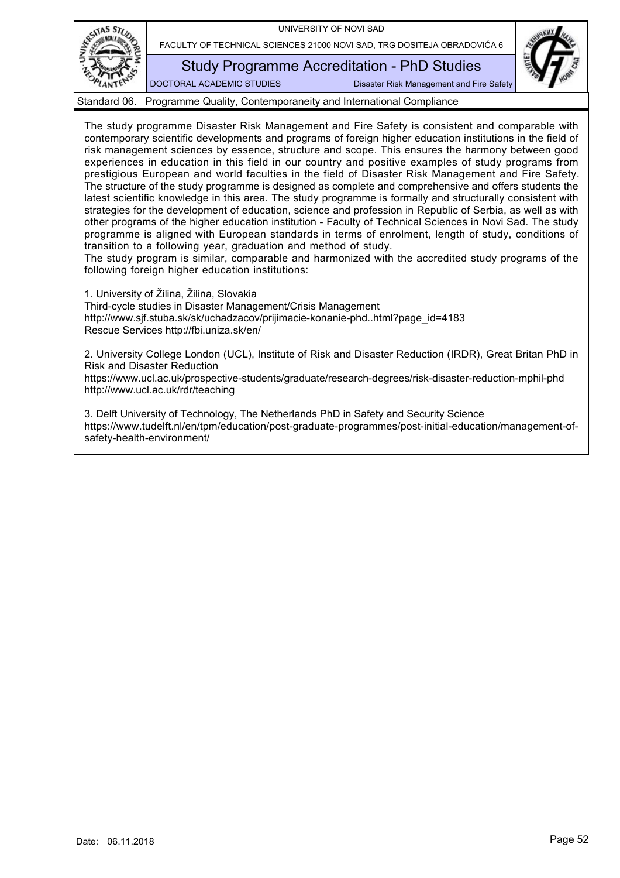## Standard 06. Programme Quality, Contemporaneity and International Compliance

The study programme Disaster Risk Management and Fire Safety is consistent and comparable with contemporary scientific developments and programs of foreign higher education institutions in the field of risk management sciences by essence, structure and scope. This ensures the harmony between good experiences in education in this field in our country and positive examples of study programs from prestigious European and world faculties in the field of Disaster Risk Management and Fire Safety. The structure of the study programme is designed as complete and comprehensive and offers students the latest scientific knowledge in this area. The study programme is formally and structurally consistent with strategies for the development of education, science and profession in Republic of Serbia, as well as with other programs of the higher education institution - Faculty of Technical Sciences in Novi Sad. The study programme is aligned with European standards in terms of enrolment, length of study, conditions of transition to a following year, graduation and method of study.

The study program is similar, comparable and harmonized with the accredited study programs of the following foreign higher education institutions:

1. University of Žilina, Žilina, Slovakia
Third-cycle studies in Disaster Management/Crisis Management
http://www.sjf.stuba.sk/sk/uchadzacov/prijimacie-konanie-phd..html?page_id=4183
Rescue Services http://fbi.uniza.sk/en/

2. University College London (UCL), Institute of Risk and Disaster Reduction (IRDR), Great Britan PhD in Risk and Disaster Reduction
https://www.ucl.ac.uk/prospective-students/graduate/research-degrees/risk-disaster-reduction-mphil-phd
http://www.ucl.ac.uk/rdr/teaching

3. Delft University of Technology, The Netherlands PhD in Safety and Security Science
https://www.tudelft.nl/en/tpm/education/post-graduate-programmes/post-initial-education/management-of-safety-health-environment/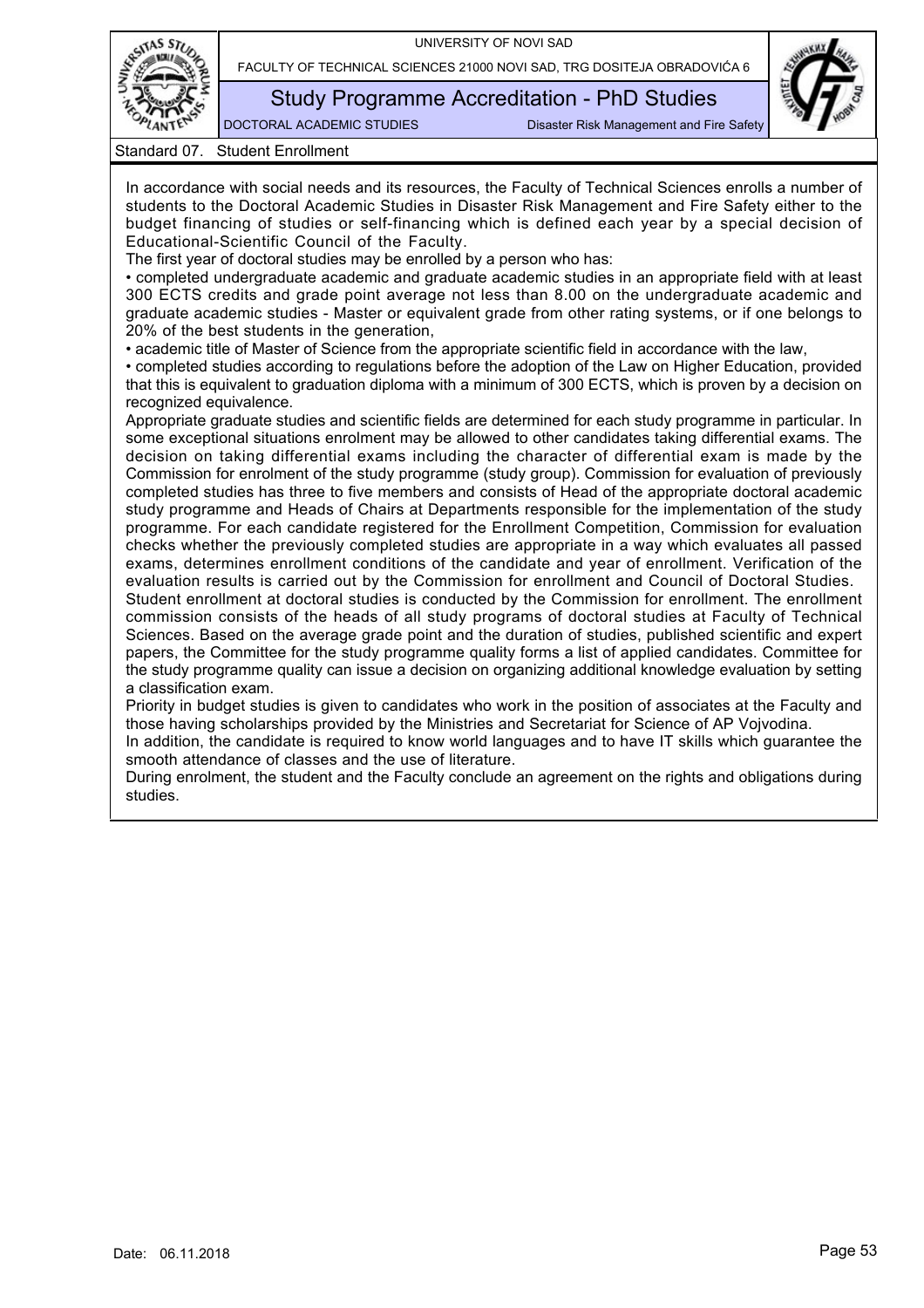## Standard 07. Student Enrollment

In accordance with social needs and its resources, the Faculty of Technical Sciences enrolls a number of students to the Doctoral Academic Studies in Disaster Risk Management and Fire Safety either to the budget financing of studies or self-financing which is defined each year by a special decision of Educational-Scientific Council of the Faculty.

The first year of doctoral studies may be enrolled by a person who has:

- completed undergraduate academic and graduate academic studies in an appropriate field with at least 300 ECTS credits and grade point average not less than 8.00 on the undergraduate academic and graduate academic studies - Master or equivalent grade from other rating systems, or if one belongs to 20% of the best students in the generation,
- academic title of Master of Science from the appropriate scientific field in accordance with the law,
- completed studies according to regulations before the adoption of the Law on Higher Education, provided that this is equivalent to graduation diploma with a minimum of 300 ECTS, which is proven by a decision on recognized equivalence.

Appropriate graduate studies and scientific fields are determined for each study programme in particular. In some exceptional situations enrolment may be allowed to other candidates taking differential exams. The decision on taking differential exams including the character of differential exam is made by the Commission for enrolment of the study programme (study group). Commission for evaluation of previously completed studies has three to five members and consists of Head of the appropriate doctoral academic study programme and Heads of Chairs at Departments responsible for the implementation of the study programme. For each candidate registered for the Enrollment Competition, Commission for evaluation checks whether the previously completed studies are appropriate in a way which evaluates all passed exams, determines enrollment conditions of the candidate and year of enrollment. Verification of the evaluation results is carried out by the Commission for enrollment and Council of Doctoral Studies.

Student enrollment at doctoral studies is conducted by the Commission for enrollment. The enrollment commission consists of the heads of all study programs of doctoral studies at Faculty of Technical Sciences. Based on the average grade point and the duration of studies, published scientific and expert papers, the Committee for the study programme quality forms a list of applied candidates. Committee for the study programme quality can issue a decision on organizing additional knowledge evaluation by setting a classification exam.

Priority in budget studies is given to candidates who work in the position of associates at the Faculty and those having scholarships provided by the Ministries and Secretariat for Science of AP Vojvodina.

In addition, the candidate is required to know world languages and to have IT skills which guarantee the smooth attendance of classes and the use of literature.

During enrolment, the student and the Faculty conclude an agreement on the rights and obligations during studies.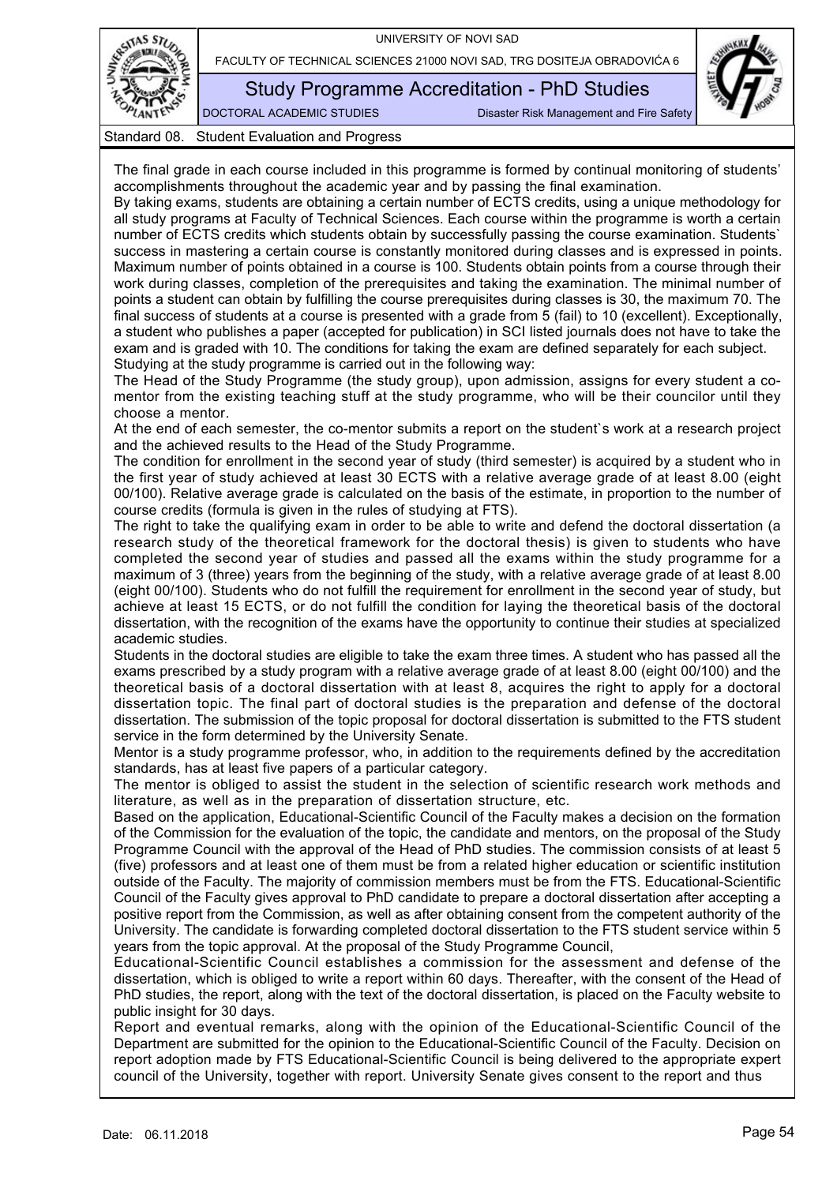## Standard 08. Student Evaluation and Progress

The final grade in each course included in this programme is formed by continual monitoring of students' accomplishments throughout the academic year and by passing the final examination.

By taking exams, students are obtaining a certain number of ECTS credits, using a unique methodology for all study programs at Faculty of Technical Sciences. Each course within the programme is worth a certain number of ECTS credits which students obtain by successfully passing the course examination. Students` success in mastering a certain course is constantly monitored during classes and is expressed in points. Maximum number of points obtained in a course is 100. Students obtain points from a course through their work during classes, completion of the prerequisites and taking the examination. The minimal number of points a student can obtain by fulfilling the course prerequisites during classes is 30, the maximum 70. The final success of students at a course is presented with a grade from 5 (fail) to 10 (excellent). Exceptionally, a student who publishes a paper (accepted for publication) in SCI listed journals does not have to take the exam and is graded with 10. The conditions for taking the exam are defined separately for each subject.

Studying at the study programme is carried out in the following way:

The Head of the Study Programme (the study group), upon admission, assigns for every student a co-mentor from the existing teaching stuff at the study programme, who will be their councilor until they choose a mentor.

At the end of each semester, the co-mentor submits a report on the student`s work at a research project and the achieved results to the Head of the Study Programme.

The condition for enrollment in the second year of study (third semester) is acquired by a student who in the first year of study achieved at least 30 ECTS with a relative average grade of at least 8.00 (eight 00/100). Relative average grade is calculated on the basis of the estimate, in proportion to the number of course credits (formula is given in the rules of studying at FTS).

The right to take the qualifying exam in order to be able to write and defend the doctoral dissertation (a research study of the theoretical framework for the doctoral thesis) is given to students who have completed the second year of studies and passed all the exams within the study programme for a maximum of 3 (three) years from the beginning of the study, with a relative average grade of at least 8.00 (eight 00/100). Students who do not fulfill the requirement for enrollment in the second year of study, but achieve at least 15 ECTS, or do not fulfill the condition for laying the theoretical basis of the doctoral dissertation, with the recognition of the exams have the opportunity to continue their studies at specialized academic studies.

Students in the doctoral studies are eligible to take the exam three times. A student who has passed all the exams prescribed by a study program with a relative average grade of at least 8.00 (eight 00/100) and the theoretical basis of a doctoral dissertation with at least 8, acquires the right to apply for a doctoral dissertation topic. The final part of doctoral studies is the preparation and defense of the doctoral dissertation. The submission of the topic proposal for doctoral dissertation is submitted to the FTS student service in the form determined by the University Senate.

Mentor is a study programme professor, who, in addition to the requirements defined by the accreditation standards, has at least five papers of a particular category.

The mentor is obliged to assist the student in the selection of scientific research work methods and literature, as well as in the preparation of dissertation structure, etc.

Based on the application, Educational-Scientific Council of the Faculty makes a decision on the formation of the Commission for the evaluation of the topic, the candidate and mentors, on the proposal of the Study Programme Council with the approval of the Head of PhD studies. The commission consists of at least 5 (five) professors and at least one of them must be from a related higher education or scientific institution outside of the Faculty. The majority of commission members must be from the FTS. Educational-Scientific Council of the Faculty gives approval to PhD candidate to prepare a doctoral dissertation after accepting a positive report from the Commission, as well as after obtaining consent from the competent authority of the University. The candidate is forwarding completed doctoral dissertation to the FTS student service within 5 years from the topic approval. At the proposal of the Study Programme Council,

Educational-Scientific Council establishes a commission for the assessment and defense of the dissertation, which is obliged to write a report within 60 days. Thereafter, with the consent of the Head of PhD studies, the report, along with the text of the doctoral dissertation, is placed on the Faculty website to public insight for 30 days.

Report and eventual remarks, along with the opinion of the Educational-Scientific Council of the Department are submitted for the opinion to the Educational-Scientific Council of the Faculty. Decision on report adoption made by FTS Educational-Scientific Council is being delivered to the appropriate expert council of the University, together with report. University Senate gives consent to the report and thus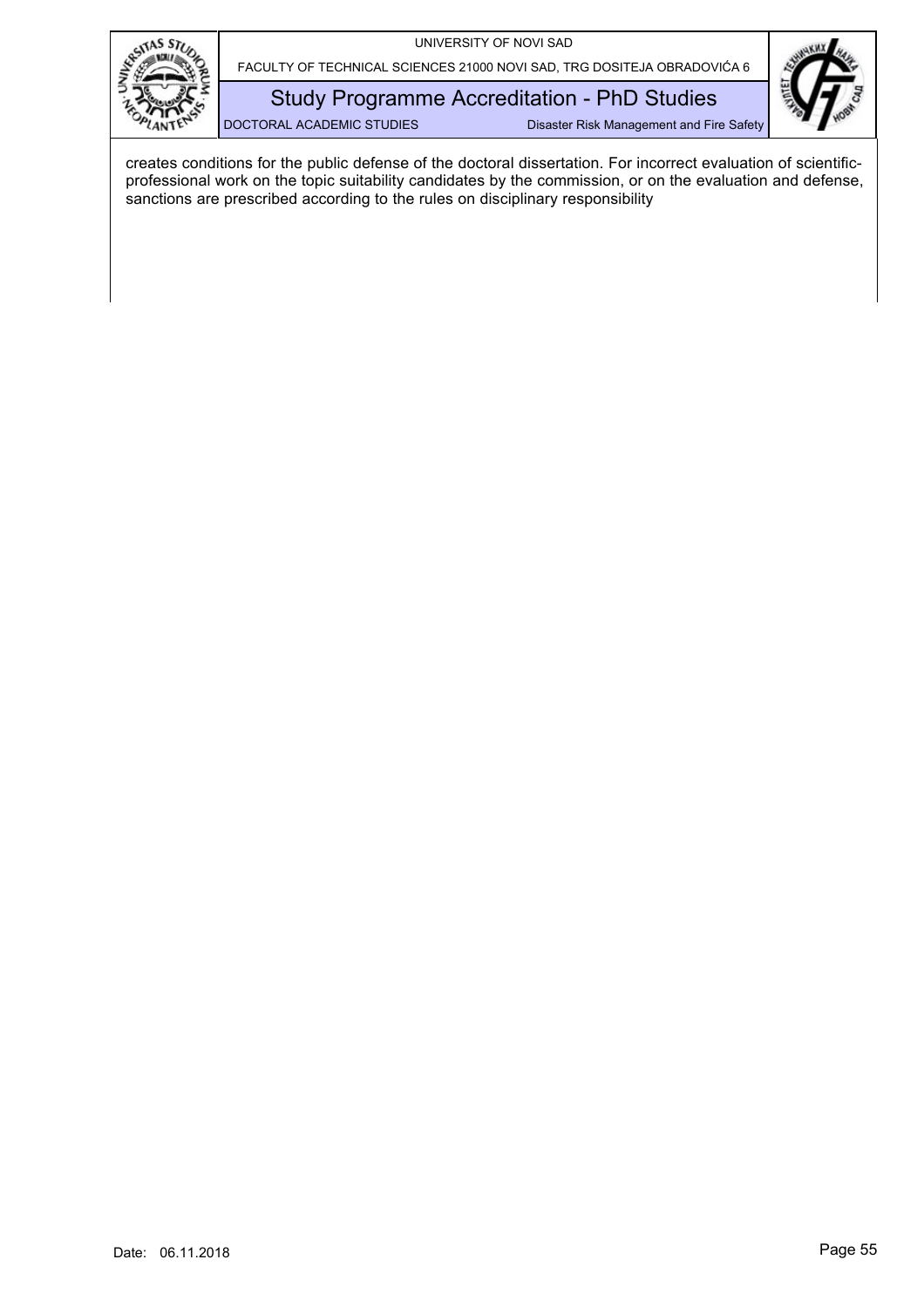creates conditions for the public defense of the doctoral dissertation. For incorrect evaluation of scientific-professional work on the topic suitability candidates by the commission, or on the evaluation and defense, sanctions are prescribed according to the rules on disciplinary responsibility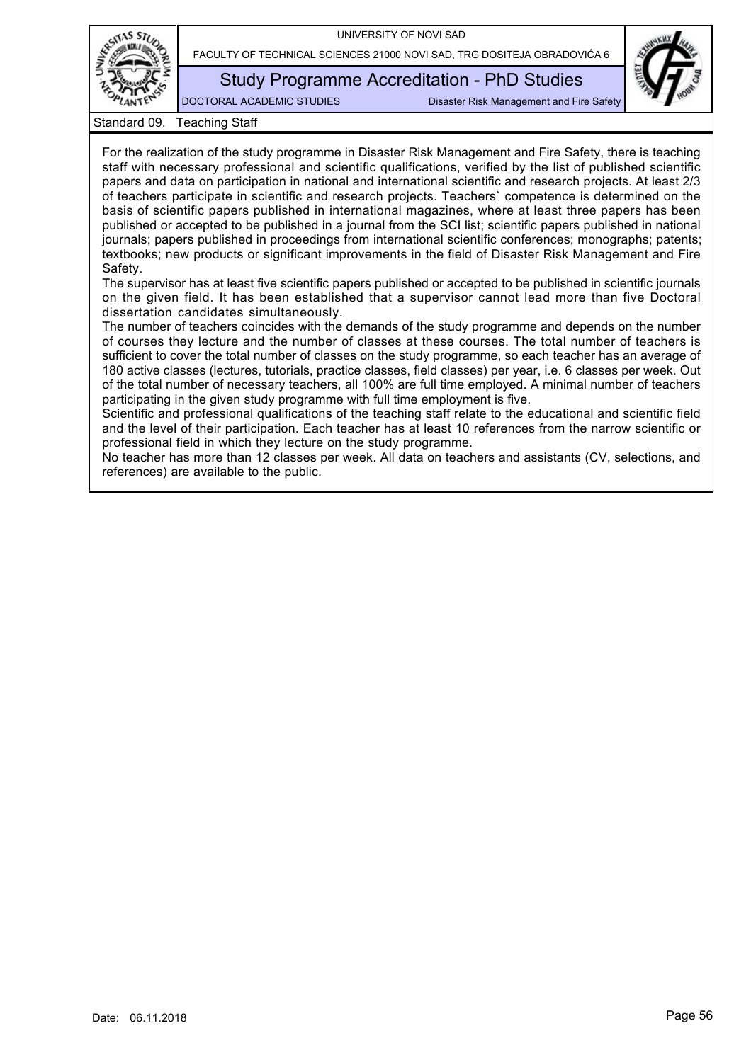## Standard 09. Teaching Staff

For the realization of the study programme in Disaster Risk Management and Fire Safety, there is teaching staff with necessary professional and scientific qualifications, verified by the list of published scientific papers and data on participation in national and international scientific and research projects. At least 2/3 of teachers participate in scientific and research projects. Teachers` competence is determined on the basis of scientific papers published in international magazines, where at least three papers has been published or accepted to be published in a journal from the SCI list; scientific papers published in national journals; papers published in proceedings from international scientific conferences; monographs; patents; textbooks; new products or significant improvements in the field of Disaster Risk Management and Fire Safety.

The supervisor has at least five scientific papers published or accepted to be published in scientific journals on the given field. It has been established that a supervisor cannot lead more than five Doctoral dissertation candidates simultaneously.

The number of teachers coincides with the demands of the study programme and depends on the number of courses they lecture and the number of classes at these courses. The total number of teachers is sufficient to cover the total number of classes on the study programme, so each teacher has an average of 180 active classes (lectures, tutorials, practice classes, field classes) per year, i.e. 6 classes per week. Out of the total number of necessary teachers, all 100% are full time employed. A minimal number of teachers participating in the given study programme with full time employment is five.

Scientific and professional qualifications of the teaching staff relate to the educational and scientific field and the level of their participation. Each teacher has at least 10 references from the narrow scientific or professional field in which they lecture on the study programme.

No teacher has more than 12 classes per week. All data on teachers and assistants (CV, selections, and references) are available to the public.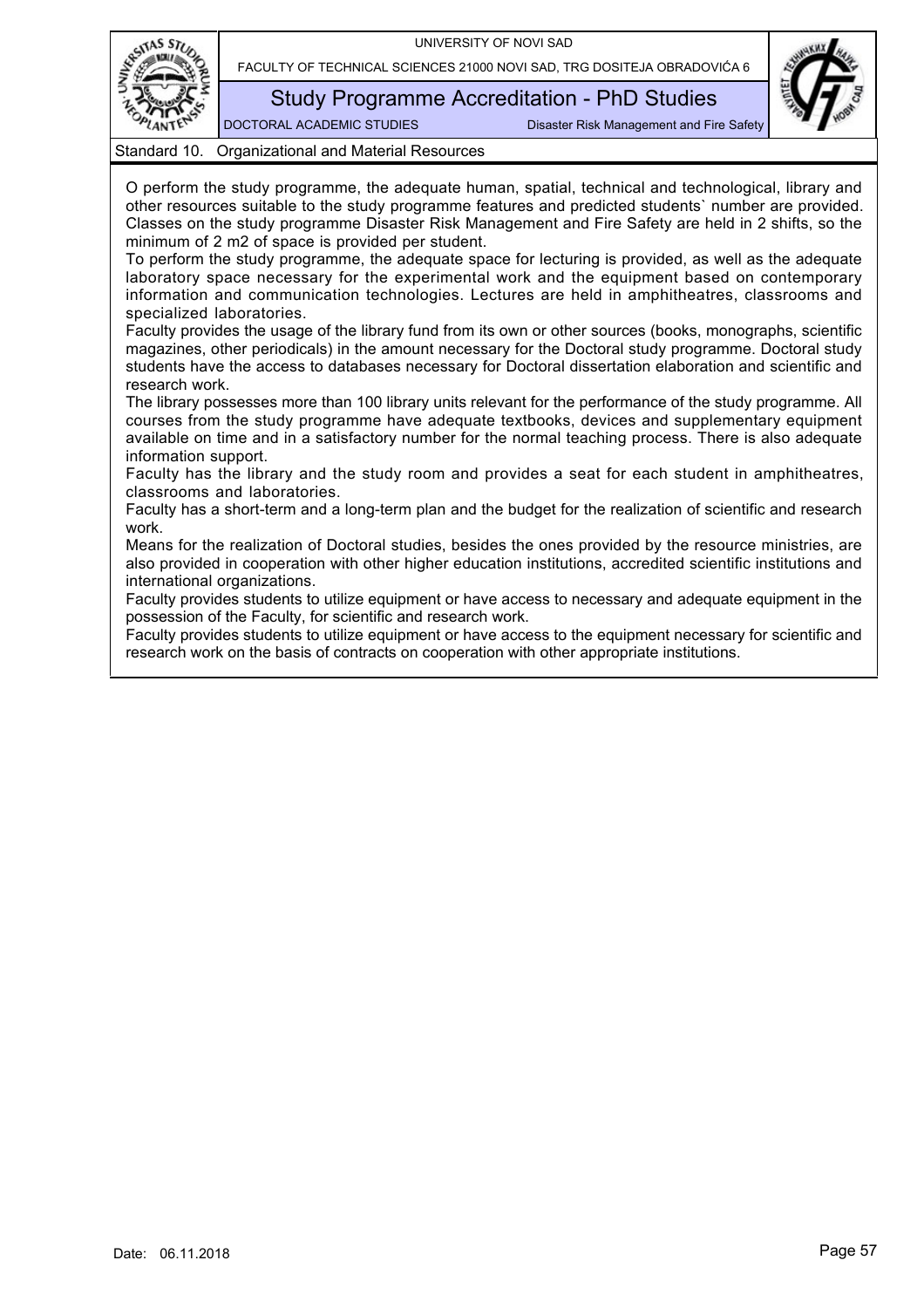## Standard 10. Organizational and Material Resources

O perform the study programme, the adequate human, spatial, technical and technological, library and other resources suitable to the study programme features and predicted students` number are provided. Classes on the study programme Disaster Risk Management and Fire Safety are held in 2 shifts, so the minimum of 2 m2 of space is provided per student.

To perform the study programme, the adequate space for lecturing is provided, as well as the adequate laboratory space necessary for the experimental work and the equipment based on contemporary information and communication technologies. Lectures are held in amphitheatres, classrooms and specialized laboratories.

Faculty provides the usage of the library fund from its own or other sources (books, monographs, scientific magazines, other periodicals) in the amount necessary for the Doctoral study programme. Doctoral study students have the access to databases necessary for Doctoral dissertation elaboration and scientific and research work.

The library possesses more than 100 library units relevant for the performance of the study programme. All courses from the study programme have adequate textbooks, devices and supplementary equipment available on time and in a satisfactory number for the normal teaching process. There is also adequate information support.

Faculty has the library and the study room and provides a seat for each student in amphitheatres, classrooms and laboratories.

Faculty has a short-term and a long-term plan and the budget for the realization of scientific and research work.

Means for the realization of Doctoral studies, besides the ones provided by the resource ministries, are also provided in cooperation with other higher education institutions, accredited scientific institutions and international organizations.

Faculty provides students to utilize equipment or have access to necessary and adequate equipment in the possession of the Faculty, for scientific and research work.

Faculty provides students to utilize equipment or have access to the equipment necessary for scientific and research work on the basis of contracts on cooperation with other appropriate institutions.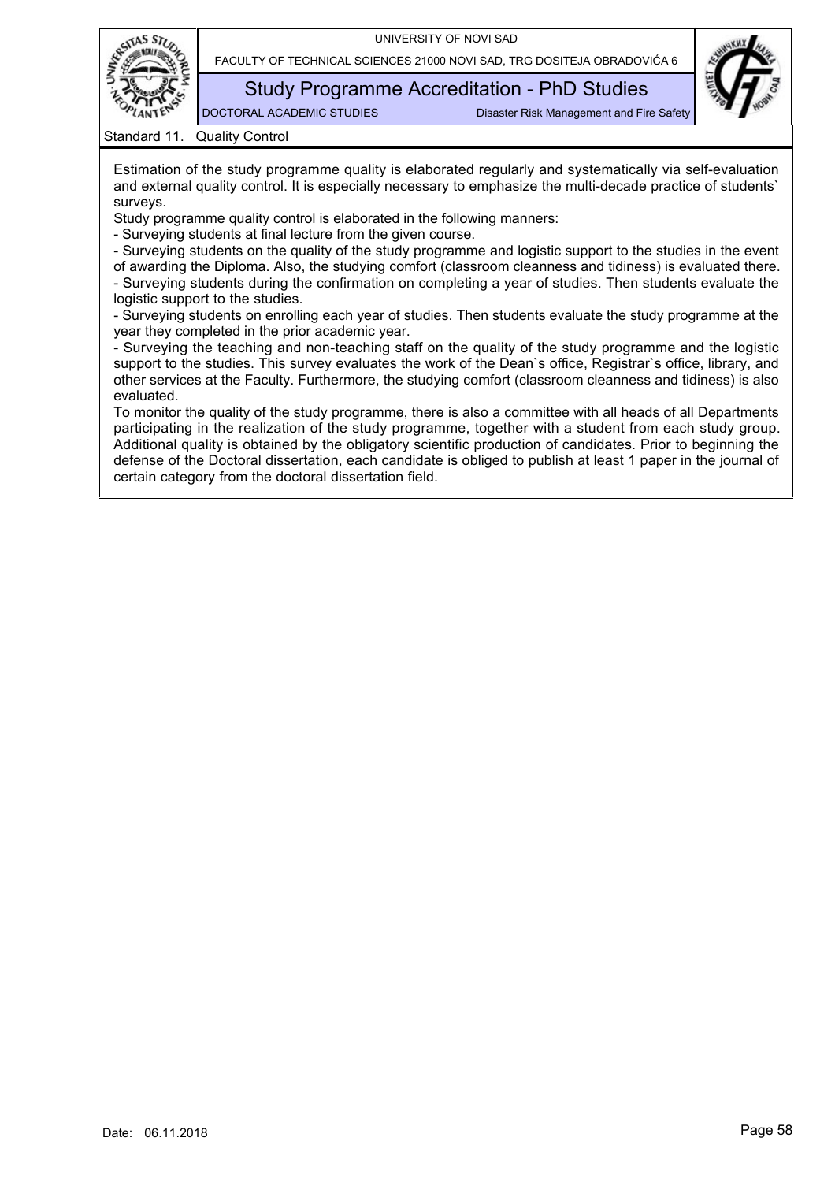## Standard 11. Quality Control

Estimation of the study programme quality is elaborated regularly and systematically via self-evaluation and external quality control. It is especially necessary to emphasize the multi-decade practice of students` surveys.

Study programme quality control is elaborated in the following manners:

- Surveying students at final lecture from the given course.
- Surveying students on the quality of the study programme and logistic support to the studies in the event of awarding the Diploma. Also, the studying comfort (classroom cleanness and tidiness) is evaluated there.
- Surveying students during the confirmation on completing a year of studies. Then students evaluate the logistic support to the studies.
- Surveying students on enrolling each year of studies. Then students evaluate the study programme at the year they completed in the prior academic year.
- Surveying the teaching and non-teaching staff on the quality of the study programme and the logistic support to the studies. This survey evaluates the work of the Dean`s office, Registrar`s office, library, and other services at the Faculty. Furthermore, the studying comfort (classroom cleanness and tidiness) is also evaluated.

To monitor the quality of the study programme, there is also a committee with all heads of all Departments participating in the realization of the study programme, together with a student from each study group. Additional quality is obtained by the obligatory scientific production of candidates. Prior to beginning the defense of the Doctoral dissertation, each candidate is obliged to publish at least 1 paper in the journal of certain category from the doctoral dissertation field.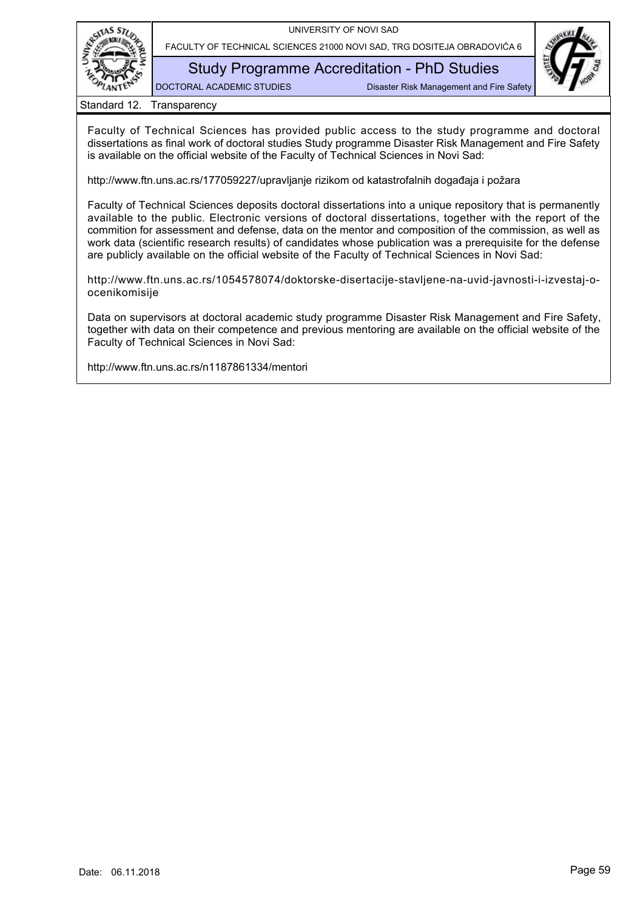## Standard 12. Transparency

Faculty of Technical Sciences has provided public access to the study programme and doctoral dissertations as final work of doctoral studies Study programme Disaster Risk Management and Fire Safety is available on the official website of the Faculty of Technical Sciences in Novi Sad:

http://www.ftn.uns.ac.rs/177059227/upravljanje rizikom od katastrofalnih događaja i požara

Faculty of Technical Sciences deposits doctoral dissertations into a unique repository that is permanently available to the public. Electronic versions of doctoral dissertations, together with the report of the commition for assessment and defense, data on the mentor and composition of the commission, as well as work data (scientific research results) of candidates whose publication was a prerequisite for the defense are publicly available on the official website of the Faculty of Technical Sciences in Novi Sad:

http://www.ftn.uns.ac.rs/1054578074/doktorske-disertacije-stavljene-na-uvid-javnosti-i-izvestaj-o-ocenikomisije

Data on supervisors at doctoral academic study programme Disaster Risk Management and Fire Safety, together with data on their competence and previous mentoring are available on the official website of the Faculty of Technical Sciences in Novi Sad:

http://www.ftn.uns.ac.rs/n1187861334/mentori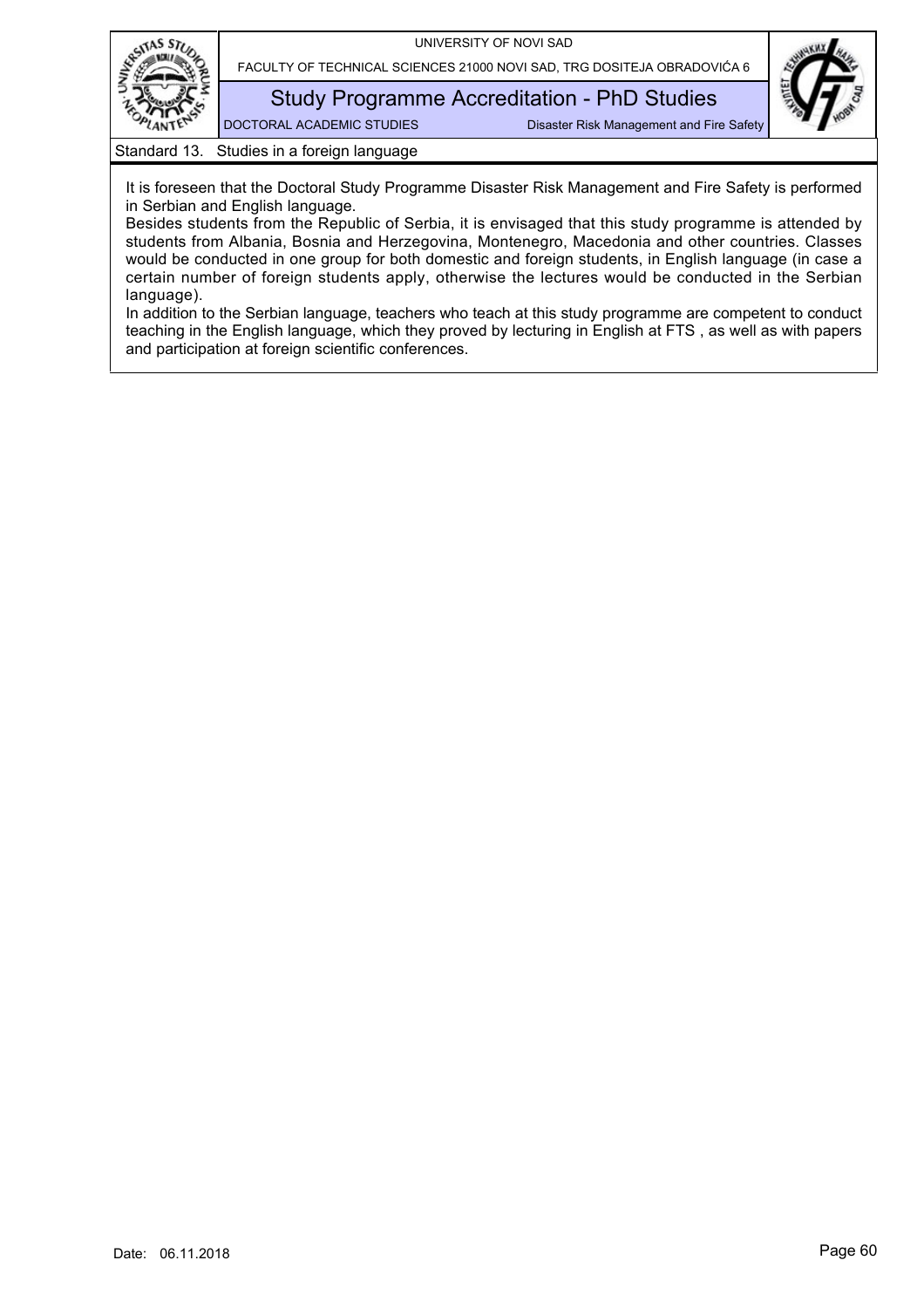## Standard 13. Studies in a foreign language

It is foreseen that the Doctoral Study Programme Disaster Risk Management and Fire Safety is performed in Serbian and English language.

Besides students from the Republic of Serbia, it is envisaged that this study programme is attended by students from Albania, Bosnia and Herzegovina, Montenegro, Macedonia and other countries. Classes would be conducted in one group for both domestic and foreign students, in English language (in case a certain number of foreign students apply, otherwise the lectures would be conducted in the Serbian language).

In addition to the Serbian language, teachers who teach at this study programme are competent to conduct teaching in the English language, which they proved by lecturing in English at FTS , as well as with papers and participation at foreign scientific conferences.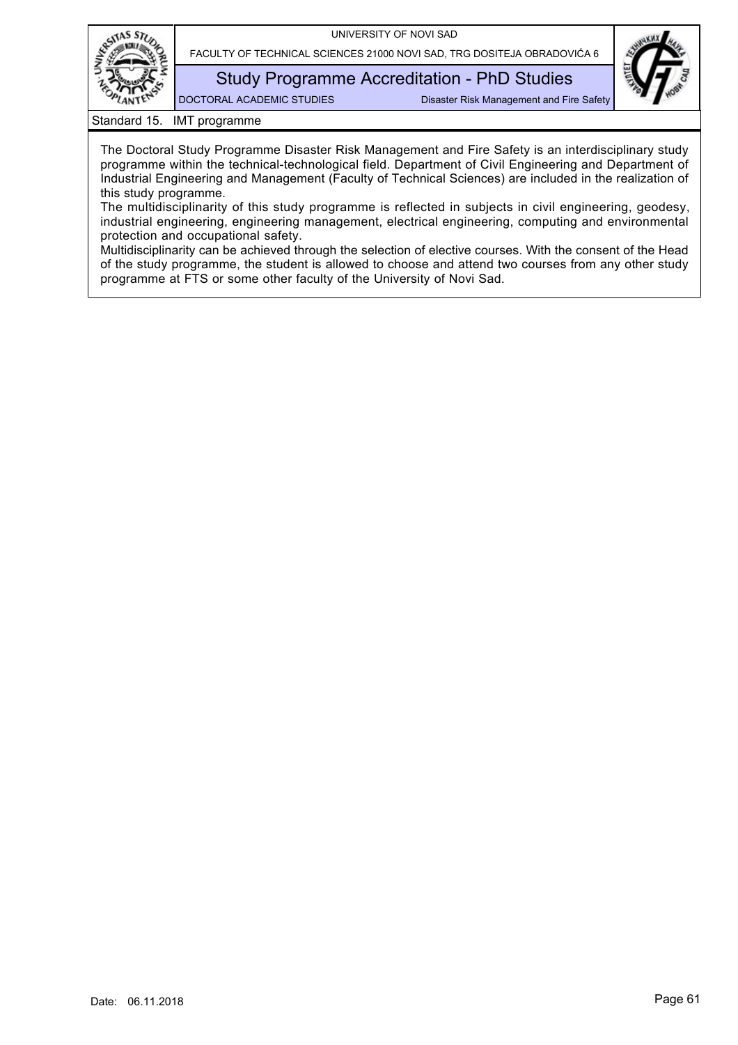## Standard 15. IMT programme

The Doctoral Study Programme Disaster Risk Management and Fire Safety is an interdisciplinary study programme within the technical-technological field. Department of Civil Engineering and Department of Industrial Engineering and Management (Faculty of Technical Sciences) are included in the realization of this study programme.

The multidisciplinarity of this study programme is reflected in subjects in civil engineering, geodesy, industrial engineering, engineering management, electrical engineering, computing and environmental protection and occupational safety.

Multidisciplinarity can be achieved through the selection of elective courses. With the consent of the Head of the study programme, the student is allowed to choose and attend two courses from any other study programme at FTS or some other faculty of the University of Novi Sad.